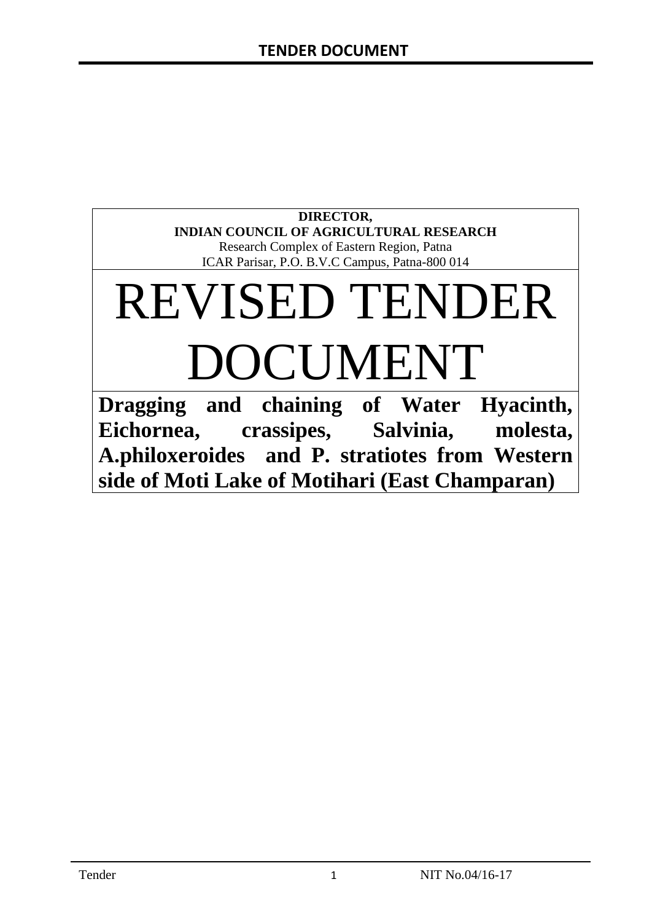**DIRECTOR,**
**INDIAN COUNCIL OF AGRICULTURAL RESEARCH**
Research Complex of Eastern Region, Patna
ICAR Parisar, P.O. B.V.C Campus, Patna-800 014

# REVISED TENDER DOCUMENT

**Dragging and chaining of Water Hyacinth, Eichornea, crassipes, Salvinia, molesta, A.philoxeroides and P. stratiotes from Western side of Moti Lake of Motihari (East Champaran)**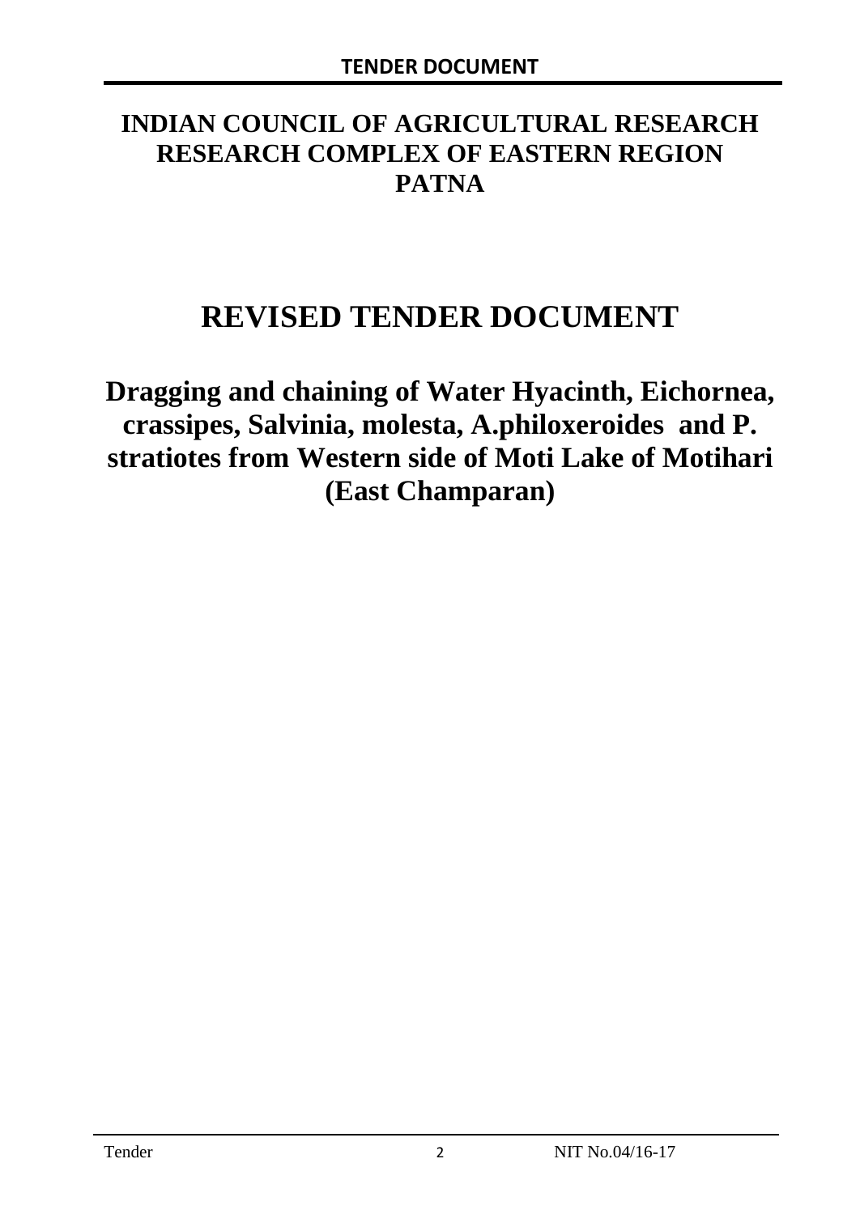# INDIAN COUNCIL OF AGRICULTURAL RESEARCH RESEARCH COMPLEX OF EASTERN REGION PATNA

# REVISED TENDER DOCUMENT

## Dragging and chaining of Water Hyacinth, Eichornea, crassipes, Salvinia, molesta, A.philoxeroides and P. stratiotes from Western side of Moti Lake of Motihari (East Champaran)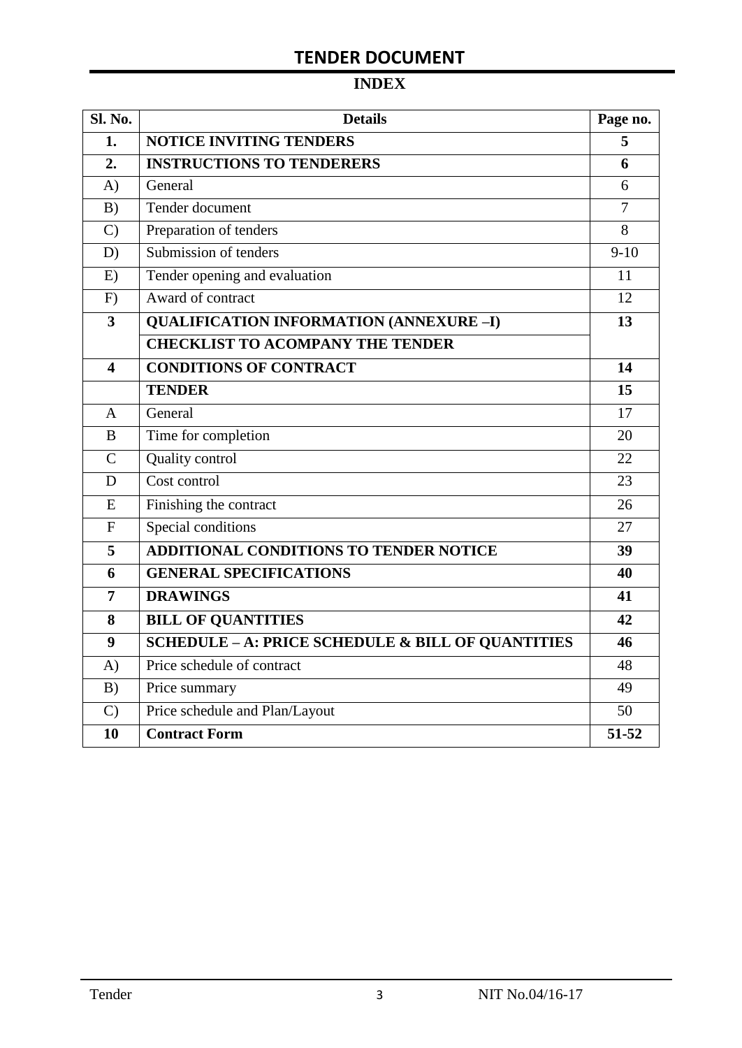# TENDER DOCUMENT

## INDEX

| Sl. No. | Details | Page no. |
|---|---|---|
| **1.** | **NOTICE INVITING TENDERS** | **5** |
| **2.** | **INSTRUCTIONS TO TENDERERS** | **6** |
| A) | General | 6 |
| B) | Tender document | 7 |
| C) | Preparation of tenders | 8 |
| D) | Submission of tenders | 9-10 |
| E) | Tender opening and evaluation | 11 |
| F) | Award of contract | 12 |
| **3** | **QUALIFICATION INFORMATION (ANNEXURE –I)** | **13** |
| | **CHECKLIST TO ACOMPANY THE TENDER** | |
| **4** | **CONDITIONS OF CONTRACT** | **14** |
| | **TENDER** | **15** |
| A | General | 17 |
| B | Time for completion | 20 |
| C | Quality control | 22 |
| D | Cost control | 23 |
| E | Finishing the contract | 26 |
| F | Special conditions | 27 |
| **5** | **ADDITIONAL CONDITIONS TO TENDER NOTICE** | **39** |
| **6** | **GENERAL SPECIFICATIONS** | **40** |
| **7** | **DRAWINGS** | **41** |
| **8** | **BILL OF QUANTITIES** | **42** |
| **9** | **SCHEDULE – A: PRICE SCHEDULE & BILL OF QUANTITIES** | **46** |
| A) | Price schedule of contract | 48 |
| B) | Price summary | 49 |
| C) | Price schedule and Plan/Layout | 50 |
| **10** | **Contract Form** | **51-52** |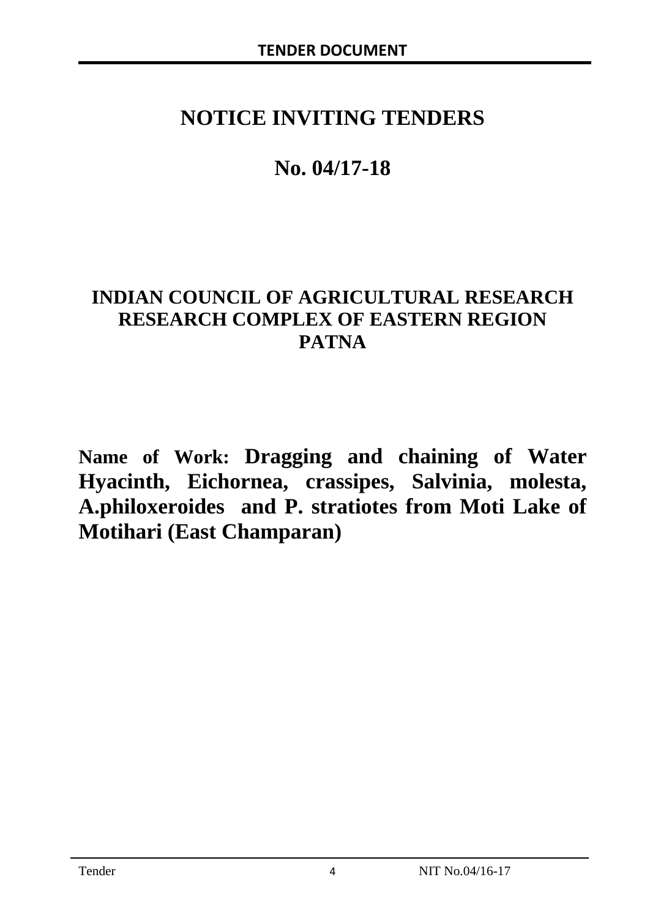# NOTICE INVITING TENDERS

## No. 04/17-18

## INDIAN COUNCIL OF AGRICULTURAL RESEARCH
## RESEARCH COMPLEX OF EASTERN REGION
## PATNA

**Name of Work: Dragging and chaining of Water Hyacinth, Eichornea, crassipes, Salvinia, molesta, A.philoxeroides and P. stratiotes from Moti Lake of Motihari (East Champaran)**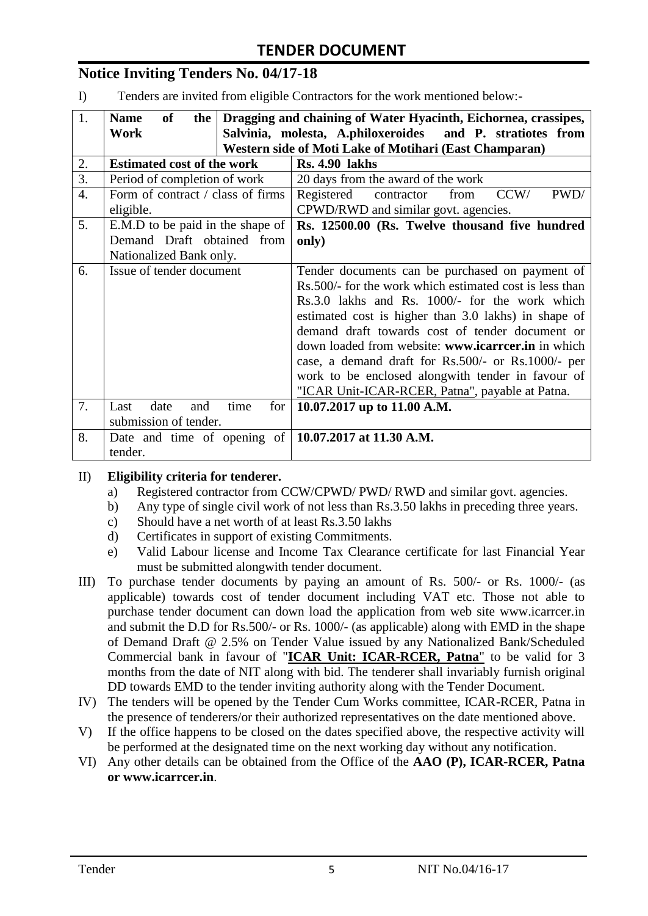# TENDER DOCUMENT

## Notice Inviting Tenders No. 04/17-18

I) Tenders are invited from eligible Contractors for the work mentioned below:-

| 1. | **Name of the Work** | **Dragging and chaining of Water Hyacinth, Eichornea, crassipes, Salvinia, molesta, A.philoxeroides and P. stratiotes from Western side of Moti Lake of Motihari (East Champaran)** |
|---|---|---|
| 2. | **Estimated cost of the work** | **Rs. 4.90 lakhs** |
| 3. | Period of completion of work | 20 days from the award of the work |
| 4. | Form of contract / class of firms eligible. | Registered contractor from CCW/ PWD/ CPWD/RWD and similar govt. agencies. |
| 5. | E.M.D to be paid in the shape of Demand Draft obtained from Nationalized Bank only. | **Rs. 12500.00 (Rs. Twelve thousand five hundred only)** |
| 6. | Issue of tender document | Tender documents can be purchased on payment of Rs.500/- for the work which estimated cost is less than Rs.3.0 lakhs and Rs. 1000/- for the work which estimated cost is higher than 3.0 lakhs) in shape of demand draft towards cost of tender document or down loaded from website: **www.icarrcer.in** in which case, a demand draft for Rs.500/- or Rs.1000/- per work to be enclosed alongwith tender in favour of "ICAR Unit-ICAR-RCER, Patna", payable at Patna. |
| 7. | Last date and time for submission of tender. | **10.07.2017 up to 11.00 A.M.** |
| 8. | Date and time of opening of tender. | **10.07.2017 at 11.30 A.M.** |

II) **Eligibility criteria for tenderer.**

a) Registered contractor from CCW/CPWD/ PWD/ RWD and similar govt. agencies.
b) Any type of single civil work of not less than Rs.3.50 lakhs in preceding three years.
c) Should have a net worth of at least Rs.3.50 lakhs
d) Certificates in support of existing Commitments.
e) Valid Labour license and Income Tax Clearance certificate for last Financial Year must be submitted alongwith tender document.

III) To purchase tender documents by paying an amount of Rs. 500/- or Rs. 1000/- (as applicable) towards cost of tender document including VAT etc. Those not able to purchase tender document can down load the application from web site www.icarrcer.in and submit the D.D for Rs.500/- or Rs. 1000/- (as applicable) along with EMD in the shape of Demand Draft @ 2.5% on Tender Value issued by any Nationalized Bank/Scheduled Commercial bank in favour of "**ICAR Unit: ICAR-RCER, Patna**" to be valid for 3 months from the date of NIT along with bid. The tenderer shall invariably furnish original DD towards EMD to the tender inviting authority along with the Tender Document.

IV) The tenders will be opened by the Tender Cum Works committee, ICAR-RCER, Patna in the presence of tenderers/or their authorized representatives on the date mentioned above.

V) If the office happens to be closed on the dates specified above, the respective activity will be performed at the designated time on the next working day without any notification.

VI) Any other details can be obtained from the Office of the **AAO (P), ICAR-RCER, Patna or www.icarrcer.in**.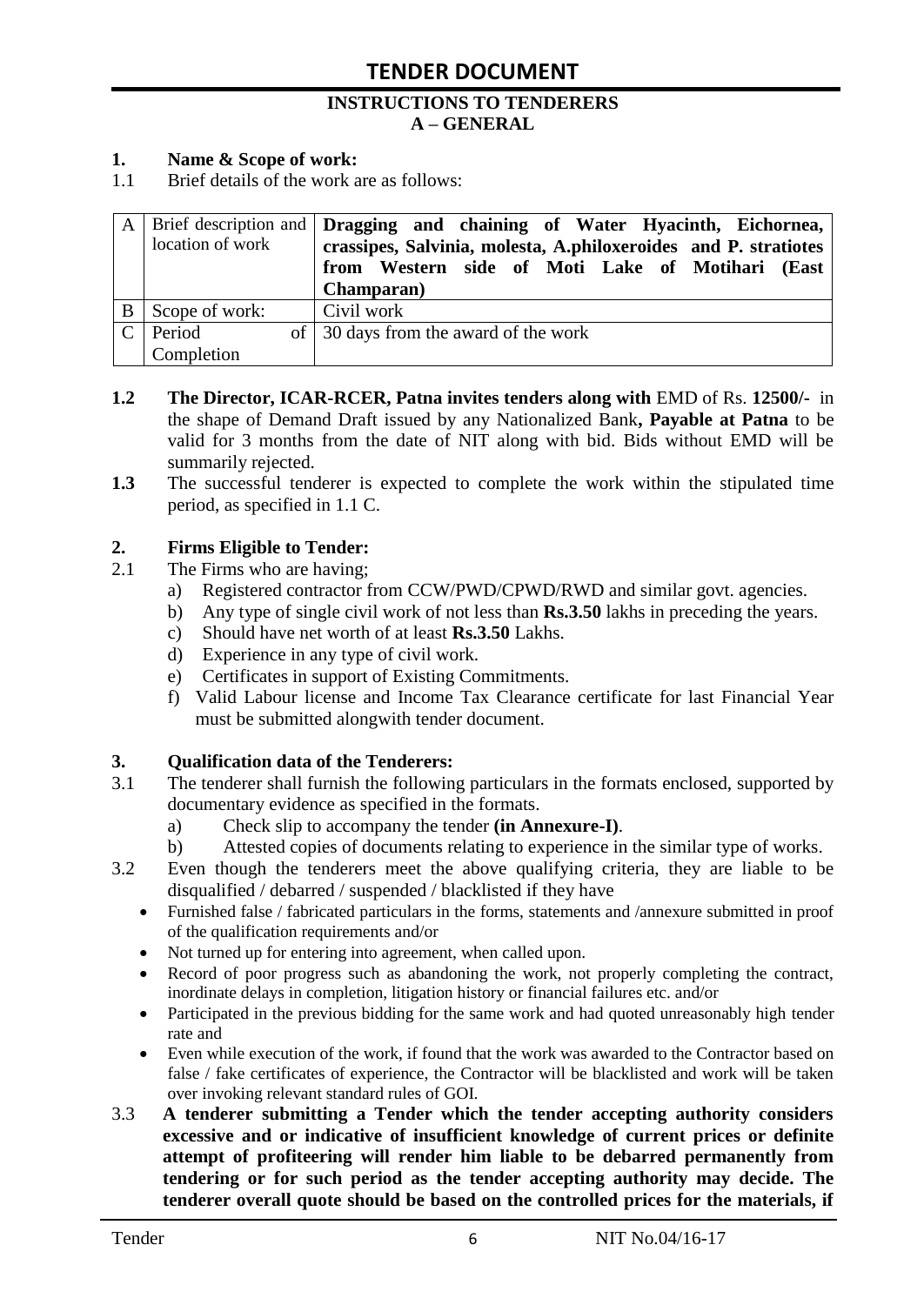# TENDER DOCUMENT

## INSTRUCTIONS TO TENDERERS
## A – GENERAL

**1. Name & Scope of work:**

1.1 Brief details of the work are as follows:

| | | |
|---|---|---|
| A | Brief description and location of work | **Dragging and chaining of Water Hyacinth, Eichornea, crassipes, Salvinia, molesta, A.philoxeroides and P. stratiotes from Western side of Moti Lake of Motihari (East Champaran)** |
| B | Scope of work: | Civil work |
| C | Period of Completion | 30 days from the award of the work |

**1.2** **The Director, ICAR-RCER, Patna invites tenders along with** EMD of Rs. **12500/-** in the shape of Demand Draft issued by any Nationalized Bank**, Payable at Patna** to be valid for 3 months from the date of NIT along with bid. Bids without EMD will be summarily rejected.

**1.3** The successful tenderer is expected to complete the work within the stipulated time period, as specified in 1.1 C.

**2. Firms Eligible to Tender:**

2.1 The Firms who are having;

a) Registered contractor from CCW/PWD/CPWD/RWD and similar govt. agencies.
b) Any type of single civil work of not less than **Rs.3.50** lakhs in preceding the years.
c) Should have net worth of at least **Rs.3.50** Lakhs.
d) Experience in any type of civil work.
e) Certificates in support of Existing Commitments.
f) Valid Labour license and Income Tax Clearance certificate for last Financial Year must be submitted alongwith tender document.

**3. Qualification data of the Tenderers:**

3.1 The tenderer shall furnish the following particulars in the formats enclosed, supported by documentary evidence as specified in the formats.

a) Check slip to accompany the tender **(in Annexure-I)**.
b) Attested copies of documents relating to experience in the similar type of works.

3.2 Even though the tenderers meet the above qualifying criteria, they are liable to be disqualified / debarred / suspended / blacklisted if they have

- Furnished false / fabricated particulars in the forms, statements and /annexure submitted in proof of the qualification requirements and/or
- Not turned up for entering into agreement, when called upon.
- Record of poor progress such as abandoning the work, not properly completing the contract, inordinate delays in completion, litigation history or financial failures etc. and/or
- Participated in the previous bidding for the same work and had quoted unreasonably high tender rate and
- Even while execution of the work, if found that the work was awarded to the Contractor based on false / fake certificates of experience, the Contractor will be blacklisted and work will be taken over invoking relevant standard rules of GOI.

3.3 **A tenderer submitting a Tender which the tender accepting authority considers excessive and or indicative of insufficient knowledge of current prices or definite attempt of profiteering will render him liable to be debarred permanently from tendering or for such period as the tender accepting authority may decide. The tenderer overall quote should be based on the controlled prices for the materials, if**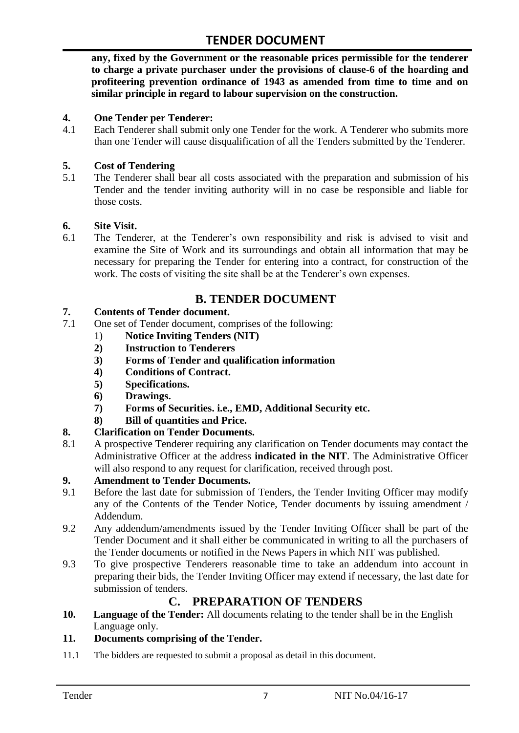**any, fixed by the Government or the reasonable prices permissible for the tenderer to charge a private purchaser under the provisions of clause-6 of the hoarding and profiteering prevention ordinance of 1943 as amended from time to time and on similar principle in regard to labour supervision on the construction.**

**4. One Tender per Tenderer:**

4.1 Each Tenderer shall submit only one Tender for the work. A Tenderer who submits more than one Tender will cause disqualification of all the Tenders submitted by the Tenderer.

**5. Cost of Tendering**

5.1 The Tenderer shall bear all costs associated with the preparation and submission of his Tender and the tender inviting authority will in no case be responsible and liable for those costs.

**6. Site Visit.**

6.1 The Tenderer, at the Tenderer's own responsibility and risk is advised to visit and examine the Site of Work and its surroundings and obtain all information that may be necessary for preparing the Tender for entering into a contract, for construction of the work. The costs of visiting the site shall be at the Tenderer's own expenses.

## B. TENDER DOCUMENT

**7. Contents of Tender document.**

7.1 One set of Tender document, comprises of the following:

1) **Notice Inviting Tenders (NIT)**
2) **Instruction to Tenderers**
3) **Forms of Tender and qualification information**
4) **Conditions of Contract.**
5) **Specifications.**
6) **Drawings.**
7) **Forms of Securities. i.e., EMD, Additional Security etc.**
8) **Bill of quantities and Price.**

**8. Clarification on Tender Documents.**

8.1 A prospective Tenderer requiring any clarification on Tender documents may contact the Administrative Officer at the address **indicated in the NIT**. The Administrative Officer will also respond to any request for clarification, received through post.

**9. Amendment to Tender Documents.**

9.1 Before the last date for submission of Tenders, the Tender Inviting Officer may modify any of the Contents of the Tender Notice, Tender documents by issuing amendment / Addendum.

9.2 Any addendum/amendments issued by the Tender Inviting Officer shall be part of the Tender Document and it shall either be communicated in writing to all the purchasers of the Tender documents or notified in the News Papers in which NIT was published.

9.3 To give prospective Tenderers reasonable time to take an addendum into account in preparing their bids, the Tender Inviting Officer may extend if necessary, the last date for submission of tenders.

## C. PREPARATION OF TENDERS

**10. Language of the Tender:** All documents relating to the tender shall be in the English Language only.

**11. Documents comprising of the Tender.**

11.1 The bidders are requested to submit a proposal as detail in this document.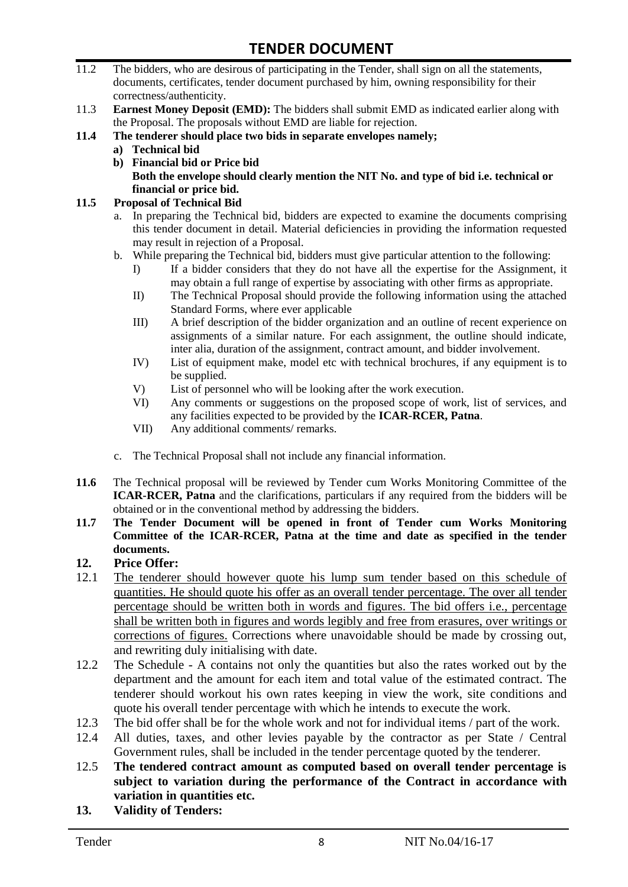11.2 The bidders, who are desirous of participating in the Tender, shall sign on all the statements, documents, certificates, tender document purchased by him, owning responsibility for their correctness/authenticity.

11.3 **Earnest Money Deposit (EMD):** The bidders shall submit EMD as indicated earlier along with the Proposal. The proposals without EMD are liable for rejection.

**11.4 The tenderer should place two bids in separate envelopes namely;**

- **a) Technical bid**
- **b) Financial bid or Price bid**

**Both the envelope should clearly mention the NIT No. and type of bid i.e. technical or financial or price bid.**

**11.5 Proposal of Technical Bid**

a. In preparing the Technical bid, bidders are expected to examine the documents comprising this tender document in detail. Material deficiencies in providing the information requested may result in rejection of a Proposal.

b. While preparing the Technical bid, bidders must give particular attention to the following:

- I) If a bidder considers that they do not have all the expertise for the Assignment, it may obtain a full range of expertise by associating with other firms as appropriate.
- II) The Technical Proposal should provide the following information using the attached Standard Forms, where ever applicable
- III) A brief description of the bidder organization and an outline of recent experience on assignments of a similar nature. For each assignment, the outline should indicate, inter alia, duration of the assignment, contract amount, and bidder involvement.
- IV) List of equipment make, model etc with technical brochures, if any equipment is to be supplied.
- V) List of personnel who will be looking after the work execution.
- VI) Any comments or suggestions on the proposed scope of work, list of services, and any facilities expected to be provided by the **ICAR-RCER, Patna**.
- VII) Any additional comments/ remarks.

c. The Technical Proposal shall not include any financial information.

**11.6** The Technical proposal will be reviewed by Tender cum Works Monitoring Committee of the **ICAR-RCER, Patna** and the clarifications, particulars if any required from the bidders will be obtained or in the conventional method by addressing the bidders.

**11.7 The Tender Document will be opened in front of Tender cum Works Monitoring Committee of the ICAR-RCER, Patna at the time and date as specified in the tender documents.**

## 12. Price Offer:

12.1 <u>The tenderer should however quote his lump sum tender based on this schedule of quantities. He should quote his offer as an overall tender percentage. The over all tender percentage should be written both in words and figures. The bid offers i.e., percentage shall be written both in figures and words legibly and free from erasures, over writings or corrections of figures.</u> Corrections where unavoidable should be made by crossing out, and rewriting duly initialising with date.

12.2 The Schedule - A contains not only the quantities but also the rates worked out by the department and the amount for each item and total value of the estimated contract. The tenderer should workout his own rates keeping in view the work, site conditions and quote his overall tender percentage with which he intends to execute the work.

12.3 The bid offer shall be for the whole work and not for individual items / part of the work.

12.4 All duties, taxes, and other levies payable by the contractor as per State / Central Government rules, shall be included in the tender percentage quoted by the tenderer.

12.5 **The tendered contract amount as computed based on overall tender percentage is subject to variation during the performance of the Contract in accordance with variation in quantities etc.**

## 13. Validity of Tenders: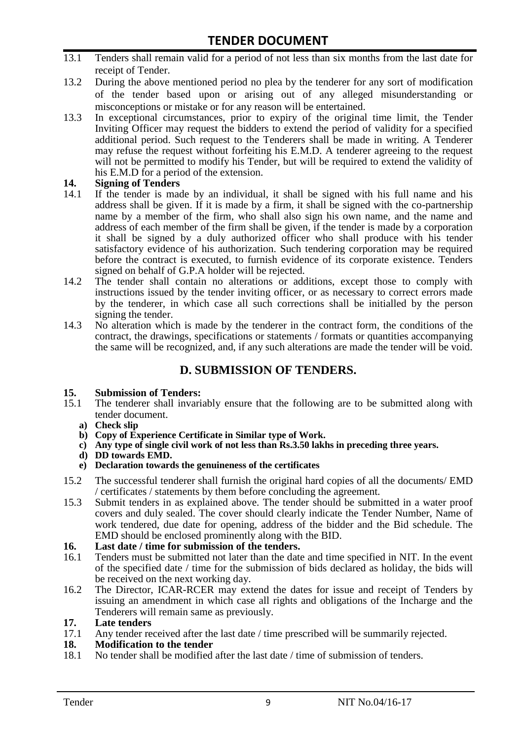13.1 Tenders shall remain valid for a period of not less than six months from the last date for receipt of Tender.

13.2 During the above mentioned period no plea by the tenderer for any sort of modification of the tender based upon or arising out of any alleged misunderstanding or misconceptions or mistake or for any reason will be entertained.

13.3 In exceptional circumstances, prior to expiry of the original time limit, the Tender Inviting Officer may request the bidders to extend the period of validity for a specified additional period. Such request to the Tenderers shall be made in writing. A Tenderer may refuse the request without forfeiting his E.M.D. A tenderer agreeing to the request will not be permitted to modify his Tender, but will be required to extend the validity of his E.M.D for a period of the extension.

**14. Signing of Tenders**

14.1 If the tender is made by an individual, it shall be signed with his full name and his address shall be given. If it is made by a firm, it shall be signed with the co-partnership name by a member of the firm, who shall also sign his own name, and the name and address of each member of the firm shall be given, if the tender is made by a corporation it shall be signed by a duly authorized officer who shall produce with his tender satisfactory evidence of his authorization. Such tendering corporation may be required before the contract is executed, to furnish evidence of its corporate existence. Tenders signed on behalf of G.P.A holder will be rejected.

14.2 The tender shall contain no alterations or additions, except those to comply with instructions issued by the tender inviting officer, or as necessary to correct errors made by the tenderer, in which case all such corrections shall be initialled by the person signing the tender.

14.3 No alteration which is made by the tenderer in the contract form, the conditions of the contract, the drawings, specifications or statements / formats or quantities accompanying the same will be recognized, and, if any such alterations are made the tender will be void.

## D. SUBMISSION OF TENDERS.

**15. Submission of Tenders:**

15.1 The tenderer shall invariably ensure that the following are to be submitted along with tender document.

- **a) Check slip**
- **b) Copy of Experience Certificate in Similar type of Work.**
- **c) Any type of single civil work of not less than Rs.3.50 lakhs in preceding three years.**
- **d) DD towards EMD.**
- **e) Declaration towards the genuineness of the certificates**

15.2 The successful tenderer shall furnish the original hard copies of all the documents/ EMD / certificates / statements by them before concluding the agreement.

15.3 Submit tenders in as explained above. The tender should be submitted in a water proof covers and duly sealed. The cover should clearly indicate the Tender Number, Name of work tendered, due date for opening, address of the bidder and the Bid schedule. The EMD should be enclosed prominently along with the BID.

**16. Last date / time for submission of the tenders.**

16.1 Tenders must be submitted not later than the date and time specified in NIT. In the event of the specified date / time for the submission of bids declared as holiday, the bids will be received on the next working day.

16.2 The Director, ICAR-RCER may extend the dates for issue and receipt of Tenders by issuing an amendment in which case all rights and obligations of the Incharge and the Tenderers will remain same as previously.

**17. Late tenders**

17.1 Any tender received after the last date / time prescribed will be summarily rejected.

**18. Modification to the tender**

18.1 No tender shall be modified after the last date / time of submission of tenders.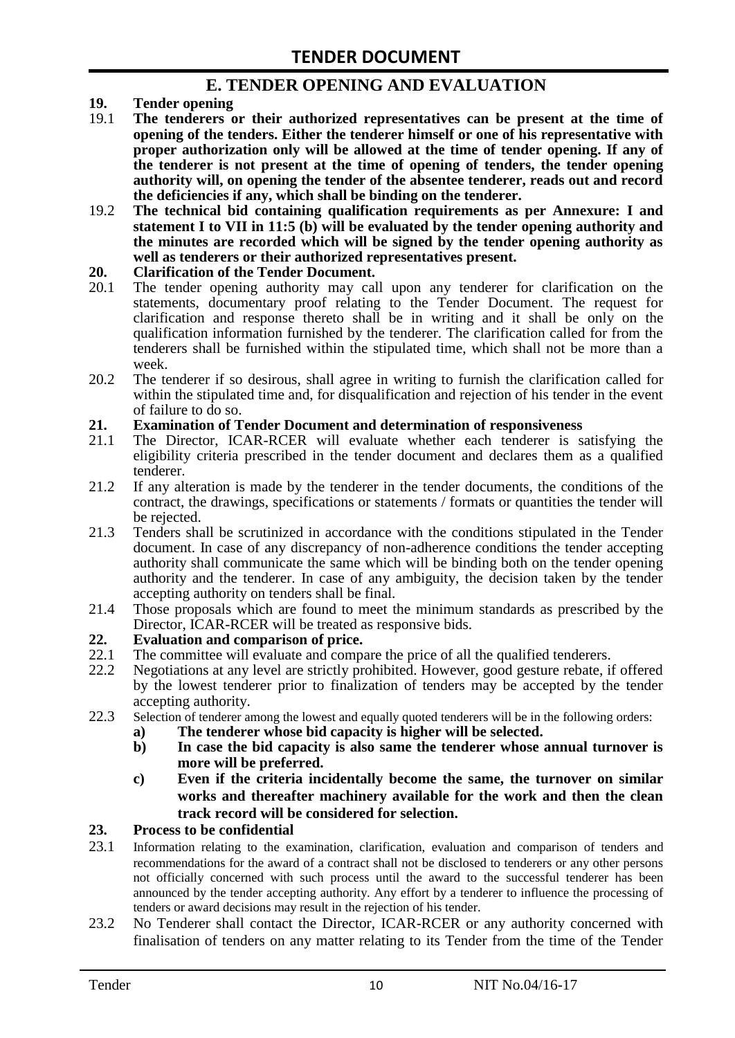## E. TENDER OPENING AND EVALUATION

**19. Tender opening**

19.1 **The tenderers or their authorized representatives can be present at the time of opening of the tenders. Either the tenderer himself or one of his representative with proper authorization only will be allowed at the time of tender opening. If any of the tenderer is not present at the time of opening of tenders, the tender opening authority will, on opening the tender of the absentee tenderer, reads out and record the deficiencies if any, which shall be binding on the tenderer.**

19.2 **The technical bid containing qualification requirements as per Annexure: I and statement I to VII in 11:5 (b) will be evaluated by the tender opening authority and the minutes are recorded which will be signed by the tender opening authority as well as tenderers or their authorized representatives present.**

**20. Clarification of the Tender Document.**

20.1 The tender opening authority may call upon any tenderer for clarification on the statements, documentary proof relating to the Tender Document. The request for clarification and response thereto shall be in writing and it shall be only on the qualification information furnished by the tenderer. The clarification called for from the tenderers shall be furnished within the stipulated time, which shall not be more than a week.

20.2 The tenderer if so desirous, shall agree in writing to furnish the clarification called for within the stipulated time and, for disqualification and rejection of his tender in the event of failure to do so.

**21. Examination of Tender Document and determination of responsiveness**

21.1 The Director, ICAR-RCER will evaluate whether each tenderer is satisfying the eligibility criteria prescribed in the tender document and declares them as a qualified tenderer.

21.2 If any alteration is made by the tenderer in the tender documents, the conditions of the contract, the drawings, specifications or statements / formats or quantities the tender will be rejected.

21.3 Tenders shall be scrutinized in accordance with the conditions stipulated in the Tender document. In case of any discrepancy of non-adherence conditions the tender accepting authority shall communicate the same which will be binding both on the tender opening authority and the tenderer. In case of any ambiguity, the decision taken by the tender accepting authority on tenders shall be final.

21.4 Those proposals which are found to meet the minimum standards as prescribed by the Director, ICAR-RCER will be treated as responsive bids.

**22. Evaluation and comparison of price.**

22.1 The committee will evaluate and compare the price of all the qualified tenderers.

22.2 Negotiations at any level are strictly prohibited. However, good gesture rebate, if offered by the lowest tenderer prior to finalization of tenders may be accepted by the tender accepting authority.

22.3 Selection of tenderer among the lowest and equally quoted tenderers will be in the following orders:

- **a) The tenderer whose bid capacity is higher will be selected.**
- **b) In case the bid capacity is also same the tenderer whose annual turnover is more will be preferred.**
- **c) Even if the criteria incidentally become the same, the turnover on similar works and thereafter machinery available for the work and then the clean track record will be considered for selection.**

**23. Process to be confidential**

23.1 Information relating to the examination, clarification, evaluation and comparison of tenders and recommendations for the award of a contract shall not be disclosed to tenderers or any other persons not officially concerned with such process until the award to the successful tenderer has been announced by the tender accepting authority. Any effort by a tenderer to influence the processing of tenders or award decisions may result in the rejection of his tender.

23.2 No Tenderer shall contact the Director, ICAR-RCER or any authority concerned with finalisation of tenders on any matter relating to its Tender from the time of the Tender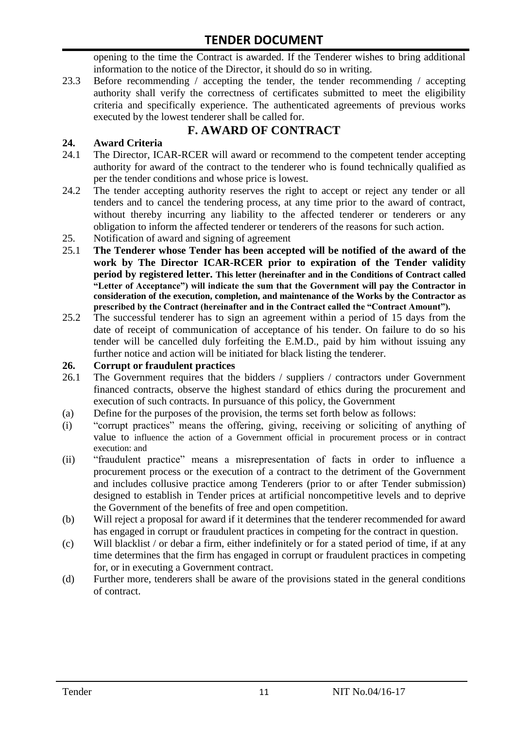opening to the time the Contract is awarded. If the Tenderer wishes to bring additional information to the notice of the Director, it should do so in writing.

23.3 Before recommending / accepting the tender, the tender recommending / accepting authority shall verify the correctness of certificates submitted to meet the eligibility criteria and specifically experience. The authenticated agreements of previous works executed by the lowest tenderer shall be called for.

## F. AWARD OF CONTRACT

**24. Award Criteria**

24.1 The Director, ICAR-RCER will award or recommend to the competent tender accepting authority for award of the contract to the tenderer who is found technically qualified as per the tender conditions and whose price is lowest.

24.2 The tender accepting authority reserves the right to accept or reject any tender or all tenders and to cancel the tendering process, at any time prior to the award of contract, without thereby incurring any liability to the affected tenderer or tenderers or any obligation to inform the affected tenderer or tenderers of the reasons for such action.

25. Notification of award and signing of agreement

25.1 **The Tenderer whose Tender has been accepted will be notified of the award of the work by The Director ICAR-RCER prior to expiration of the Tender validity period by registered letter. This letter (hereinafter and in the Conditions of Contract called "Letter of Acceptance") will indicate the sum that the Government will pay the Contractor in consideration of the execution, completion, and maintenance of the Works by the Contractor as prescribed by the Contract (hereinafter and in the Contract called the "Contract Amount").**

25.2 The successful tenderer has to sign an agreement within a period of 15 days from the date of receipt of communication of acceptance of his tender. On failure to do so his tender will be cancelled duly forfeiting the E.M.D., paid by him without issuing any further notice and action will be initiated for black listing the tenderer.

**26. Corrupt or fraudulent practices**

26.1 The Government requires that the bidders / suppliers / contractors under Government financed contracts, observe the highest standard of ethics during the procurement and execution of such contracts. In pursuance of this policy, the Government

(a) Define for the purposes of the provision, the terms set forth below as follows:

(i) "corrupt practices" means the offering, giving, receiving or soliciting of anything of value to influence the action of a Government official in procurement process or in contract execution: and

(ii) "fraudulent practice" means a misrepresentation of facts in order to influence a procurement process or the execution of a contract to the detriment of the Government and includes collusive practice among Tenderers (prior to or after Tender submission) designed to establish in Tender prices at artificial noncompetitive levels and to deprive the Government of the benefits of free and open competition.

(b) Will reject a proposal for award if it determines that the tenderer recommended for award has engaged in corrupt or fraudulent practices in competing for the contract in question.

(c) Will blacklist / or debar a firm, either indefinitely or for a stated period of time, if at any time determines that the firm has engaged in corrupt or fraudulent practices in competing for, or in executing a Government contract.

(d) Further more, tenderers shall be aware of the provisions stated in the general conditions of contract.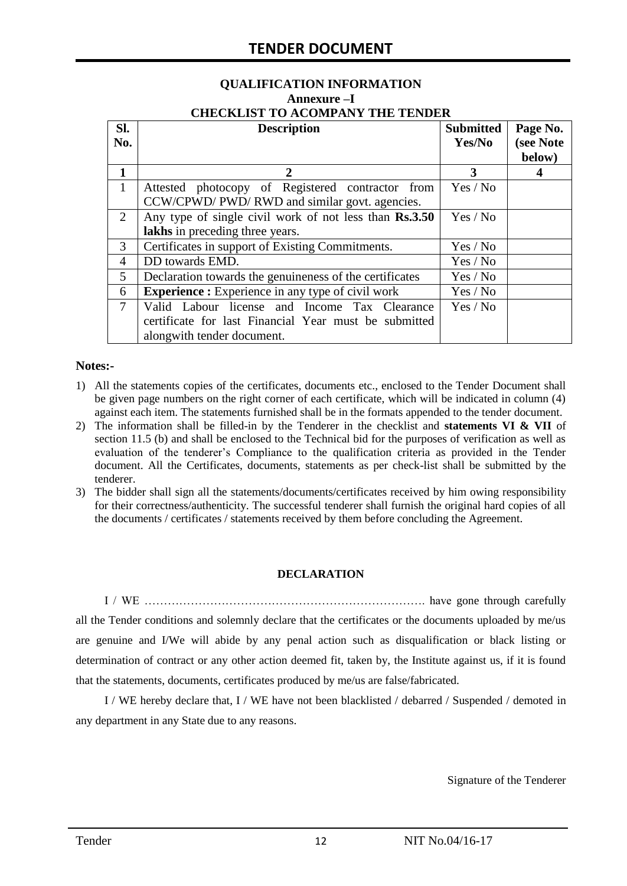**QUALIFICATION INFORMATION**

**Annexure –I**

**CHECKLIST TO ACOMPANY THE TENDER**

| Sl. No. | Description | Submitted Yes/No | Page No. (see Note below) |
|---|---|---|---|
| **1** | **2** | **3** | **4** |
| 1 | Attested photocopy of Registered contractor from CCW/CPWD/ PWD/ RWD and similar govt. agencies. | Yes / No | |
| 2 | Any type of single civil work of not less than **Rs.3.50 lakhs** in preceding three years. | Yes / No | |
| 3 | Certificates in support of Existing Commitments. | Yes / No | |
| 4 | DD towards EMD. | Yes / No | |
| 5 | Declaration towards the genuineness of the certificates | Yes / No | |
| 6 | **Experience :** Experience in any type of civil work | Yes / No | |
| 7 | Valid Labour license and Income Tax Clearance certificate for last Financial Year must be submitted alongwith tender document. | Yes / No | |

**Notes:-**

1) All the statements copies of the certificates, documents etc., enclosed to the Tender Document shall be given page numbers on the right corner of each certificate, which will be indicated in column (4) against each item. The statements furnished shall be in the formats appended to the tender document.
2) The information shall be filled-in by the Tenderer in the checklist and **statements VI & VII** of section 11.5 (b) and shall be enclosed to the Technical bid for the purposes of verification as well as evaluation of the tenderer's Compliance to the qualification criteria as provided in the Tender document. All the Certificates, documents, statements as per check-list shall be submitted by the tenderer.
3) The bidder shall sign all the statements/documents/certificates received by him owing responsibility for their correctness/authenticity. The successful tenderer shall furnish the original hard copies of all the documents / certificates / statements received by them before concluding the Agreement.

**DECLARATION**

I / WE ………………………………………………………………. have gone through carefully all the Tender conditions and solemnly declare that the certificates or the documents uploaded by me/us are genuine and I/We will abide by any penal action such as disqualification or black listing or determination of contract or any other action deemed fit, taken by, the Institute against us, if it is found that the statements, documents, certificates produced by me/us are false/fabricated.

I / WE hereby declare that, I / WE have not been blacklisted / debarred / Suspended / demoted in any department in any State due to any reasons.

Signature of the Tenderer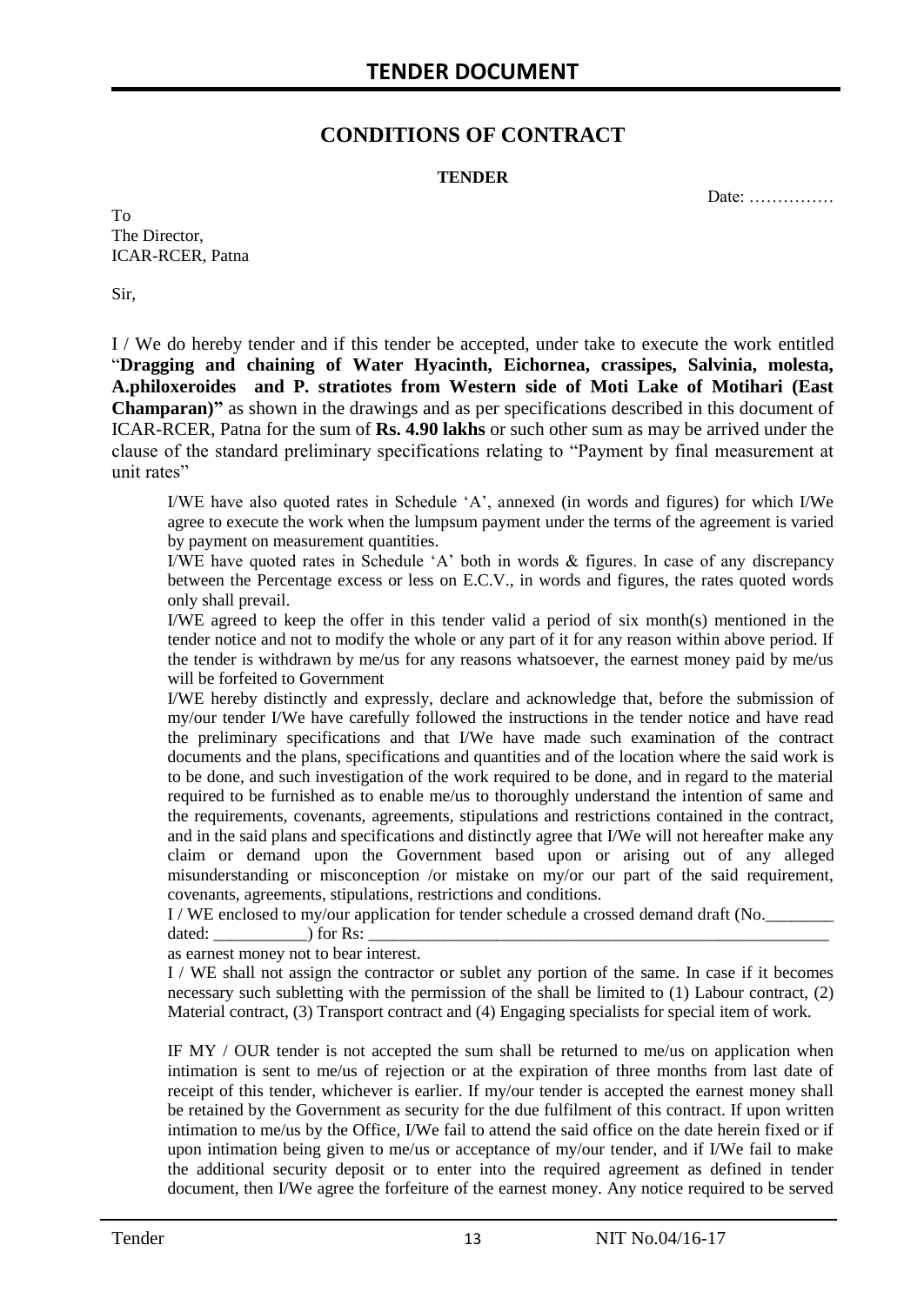## CONDITIONS OF CONTRACT

**TENDER**

Date: ……………

To
The Director,
ICAR-RCER, Patna

Sir,

I / We do hereby tender and if this tender be accepted, under take to execute the work entitled "**Dragging and chaining of Water Hyacinth, Eichornea, crassipes, Salvinia, molesta, A.philoxeroides and P. stratiotes from Western side of Moti Lake of Motihari (East Champaran)"** as shown in the drawings and as per specifications described in this document of ICAR-RCER, Patna for the sum of **Rs. 4.90 lakhs** or such other sum as may be arrived under the clause of the standard preliminary specifications relating to "Payment by final measurement at unit rates"

I/WE have also quoted rates in Schedule 'A', annexed (in words and figures) for which I/We agree to execute the work when the lumpsum payment under the terms of the agreement is varied by payment on measurement quantities.

I/WE have quoted rates in Schedule 'A' both in words & figures. In case of any discrepancy between the Percentage excess or less on E.C.V., in words and figures, the rates quoted words only shall prevail.

I/WE agreed to keep the offer in this tender valid a period of six month(s) mentioned in the tender notice and not to modify the whole or any part of it for any reason within above period. If the tender is withdrawn by me/us for any reasons whatsoever, the earnest money paid by me/us will be forfeited to Government

I/WE hereby distinctly and expressly, declare and acknowledge that, before the submission of my/our tender I/We have carefully followed the instructions in the tender notice and have read the preliminary specifications and that I/We have made such examination of the contract documents and the plans, specifications and quantities and of the location where the said work is to be done, and such investigation of the work required to be done, and in regard to the material required to be furnished as to enable me/us to thoroughly understand the intention of same and the requirements, covenants, agreements, stipulations and restrictions contained in the contract, and in the said plans and specifications and distinctly agree that I/We will not hereafter make any claim or demand upon the Government based upon or arising out of any alleged misunderstanding or misconception /or mistake on my/or our part of the said requirement, covenants, agreements, stipulations, restrictions and conditions.

I / WE enclosed to my/our application for tender schedule a crossed demand draft (No.________ dated: ___________) for Rs: ________________________________________________________
as earnest money not to bear interest.

I / WE shall not assign the contractor or sublet any portion of the same. In case if it becomes necessary such subletting with the permission of the shall be limited to (1) Labour contract, (2) Material contract, (3) Transport contract and (4) Engaging specialists for special item of work.

IF MY / OUR tender is not accepted the sum shall be returned to me/us on application when intimation is sent to me/us of rejection or at the expiration of three months from last date of receipt of this tender, whichever is earlier. If my/our tender is accepted the earnest money shall be retained by the Government as security for the due fulfilment of this contract. If upon written intimation to me/us by the Office, I/We fail to attend the said office on the date herein fixed or if upon intimation being given to me/us or acceptance of my/our tender, and if I/We fail to make the additional security deposit or to enter into the required agreement as defined in tender document, then I/We agree the forfeiture of the earnest money. Any notice required to be served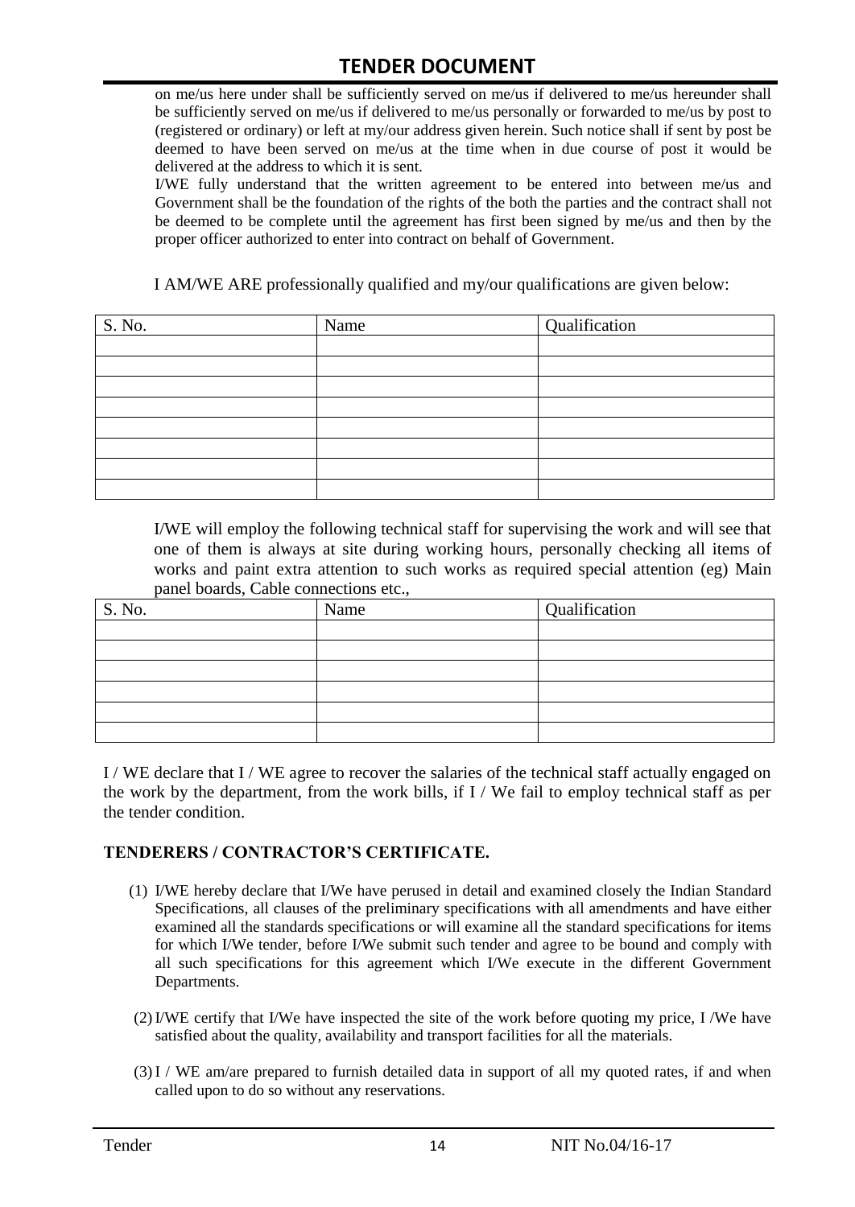on me/us here under shall be sufficiently served on me/us if delivered to me/us hereunder shall be sufficiently served on me/us if delivered to me/us personally or forwarded to me/us by post to (registered or ordinary) or left at my/our address given herein. Such notice shall if sent by post be deemed to have been served on me/us at the time when in due course of post it would be delivered at the address to which it is sent.

I/WE fully understand that the written agreement to be entered into between me/us and Government shall be the foundation of the rights of the both the parties and the contract shall not be deemed to be complete until the agreement has first been signed by me/us and then by the proper officer authorized to enter into contract on behalf of Government.

I AM/WE ARE professionally qualified and my/our qualifications are given below:

| S. No. | Name | Qualification |
|---|---|---|
| | | |
| | | |
| | | |
| | | |
| | | |
| | | |
| | | |
| | | |

I/WE will employ the following technical staff for supervising the work and will see that one of them is always at site during working hours, personally checking all items of works and paint extra attention to such works as required special attention (eg) Main panel boards, Cable connections etc.,

| S. No. | Name | Qualification |
|---|---|---|
| | | |
| | | |
| | | |
| | | |
| | | |
| | | |

I / WE declare that I / WE agree to recover the salaries of the technical staff actually engaged on the work by the department, from the work bills, if I / We fail to employ technical staff as per the tender condition.

## TENDERERS / CONTRACTOR'S CERTIFICATE.

(1) I/WE hereby declare that I/We have perused in detail and examined closely the Indian Standard Specifications, all clauses of the preliminary specifications with all amendments and have either examined all the standards specifications or will examine all the standard specifications for items for which I/We tender, before I/We submit such tender and agree to be bound and comply with all such specifications for this agreement which I/We execute in the different Government Departments.

(2) I/WE certify that I/We have inspected the site of the work before quoting my price, I /We have satisfied about the quality, availability and transport facilities for all the materials.

(3) I / WE am/are prepared to furnish detailed data in support of all my quoted rates, if and when called upon to do so without any reservations.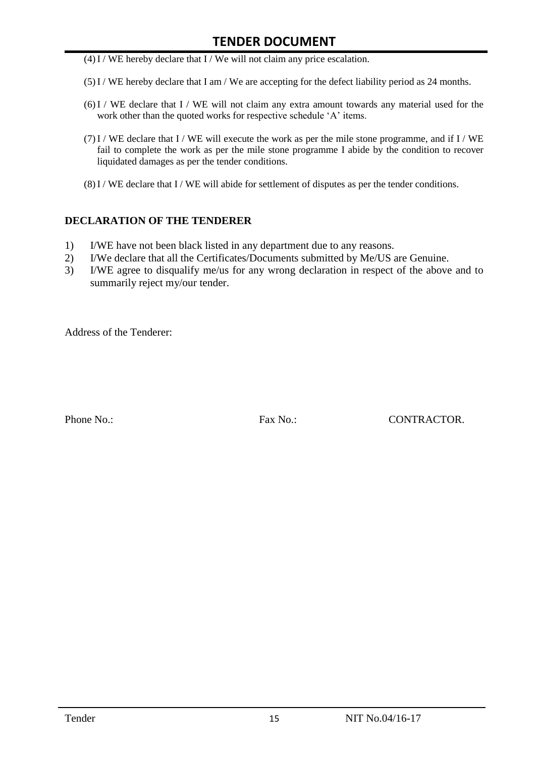(4) I / WE hereby declare that I / We will not claim any price escalation.

(5) I / WE hereby declare that I am / We are accepting for the defect liability period as 24 months.

(6) I / WE declare that I / WE will not claim any extra amount towards any material used for the work other than the quoted works for respective schedule 'A' items.

(7) I / WE declare that I / WE will execute the work as per the mile stone programme, and if I / WE fail to complete the work as per the mile stone programme I abide by the condition to recover liquidated damages as per the tender conditions.

(8) I / WE declare that I / WE will abide for settlement of disputes as per the tender conditions.

**DECLARATION OF THE TENDERER**

1) I/WE have not been black listed in any department due to any reasons.
2) I/We declare that all the Certificates/Documents submitted by Me/US are Genuine.
3) I/WE agree to disqualify me/us for any wrong declaration in respect of the above and to summarily reject my/our tender.

Address of the Tenderer:

Phone No.: Fax No.: CONTRACTOR.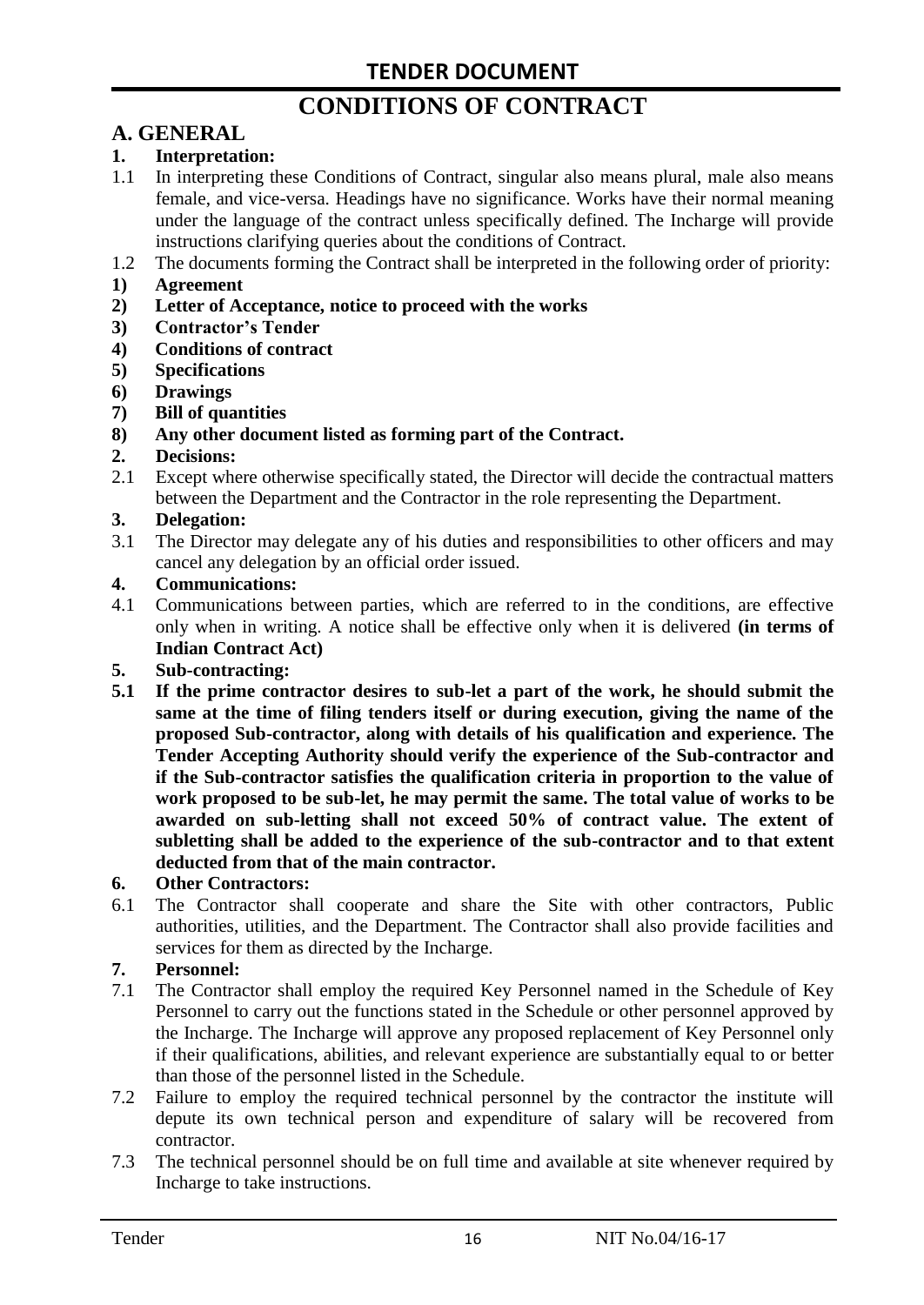# TENDER DOCUMENT

# CONDITIONS OF CONTRACT

## A. GENERAL

**1. Interpretation:**

1.1 In interpreting these Conditions of Contract, singular also means plural, male also means female, and vice-versa. Headings have no significance. Works have their normal meaning under the language of the contract unless specifically defined. The Incharge will provide instructions clarifying queries about the conditions of Contract.

1.2 The documents forming the Contract shall be interpreted in the following order of priority:

**1) Agreement**
**2) Letter of Acceptance, notice to proceed with the works**
**3) Contractor's Tender**
**4) Conditions of contract**
**5) Specifications**
**6) Drawings**
**7) Bill of quantities**
**8) Any other document listed as forming part of the Contract.**

**2. Decisions:**

2.1 Except where otherwise specifically stated, the Director will decide the contractual matters between the Department and the Contractor in the role representing the Department.

**3. Delegation:**

3.1 The Director may delegate any of his duties and responsibilities to other officers and may cancel any delegation by an official order issued.

**4. Communications:**

4.1 Communications between parties, which are referred to in the conditions, are effective only when in writing. A notice shall be effective only when it is delivered **(in terms of Indian Contract Act)**

**5. Sub-contracting:**

**5.1 If the prime contractor desires to sub-let a part of the work, he should submit the same at the time of filing tenders itself or during execution, giving the name of the proposed Sub-contractor, along with details of his qualification and experience. The Tender Accepting Authority should verify the experience of the Sub-contractor and if the Sub-contractor satisfies the qualification criteria in proportion to the value of work proposed to be sub-let, he may permit the same. The total value of works to be awarded on sub-letting shall not exceed 50% of contract value. The extent of subletting shall be added to the experience of the sub-contractor and to that extent deducted from that of the main contractor.**

**6. Other Contractors:**

6.1 The Contractor shall cooperate and share the Site with other contractors, Public authorities, utilities, and the Department. The Contractor shall also provide facilities and services for them as directed by the Incharge.

**7. Personnel:**

7.1 The Contractor shall employ the required Key Personnel named in the Schedule of Key Personnel to carry out the functions stated in the Schedule or other personnel approved by the Incharge. The Incharge will approve any proposed replacement of Key Personnel only if their qualifications, abilities, and relevant experience are substantially equal to or better than those of the personnel listed in the Schedule.

7.2 Failure to employ the required technical personnel by the contractor the institute will depute its own technical person and expenditure of salary will be recovered from contractor.

7.3 The technical personnel should be on full time and available at site whenever required by Incharge to take instructions.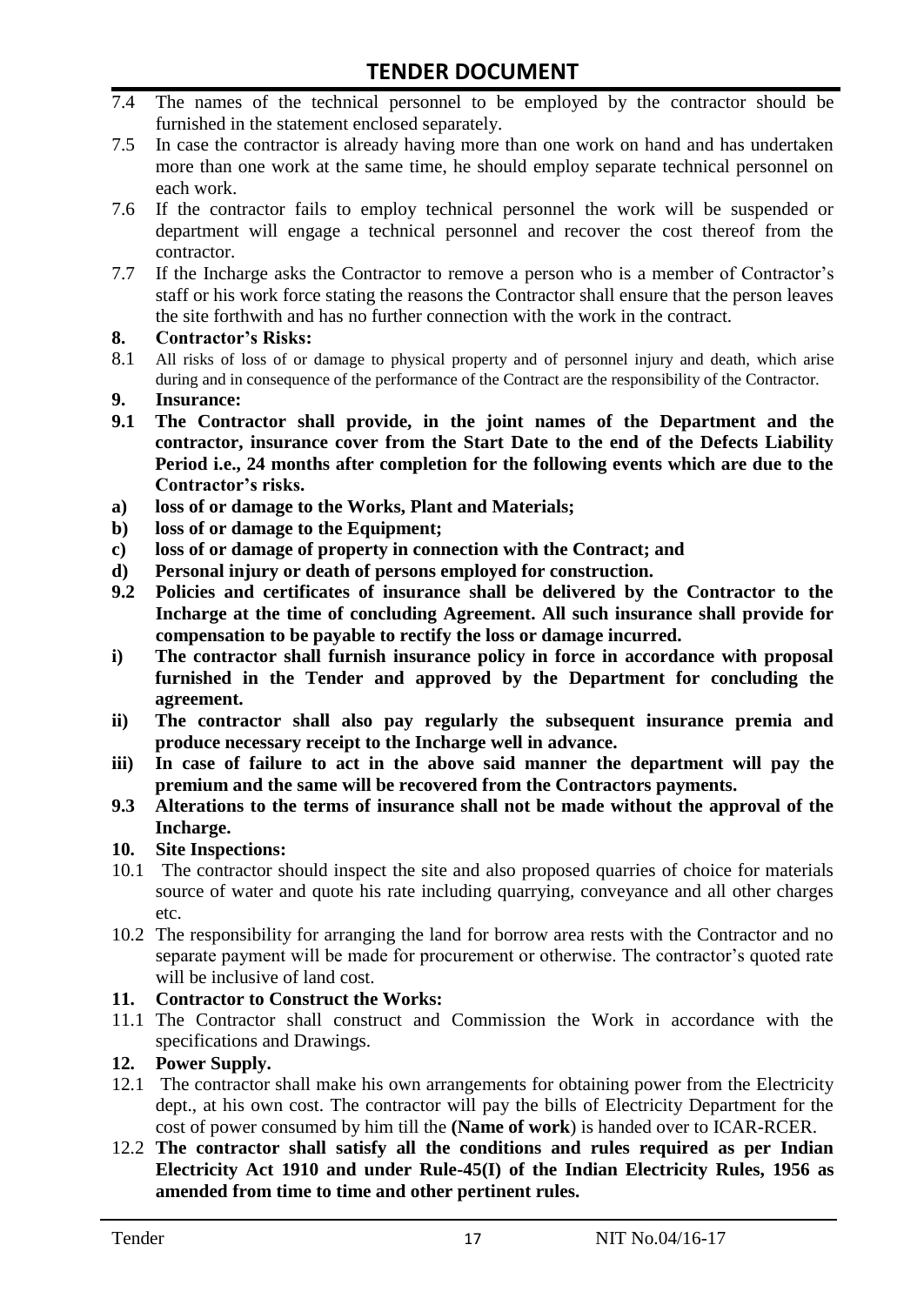7.4 The names of the technical personnel to be employed by the contractor should be furnished in the statement enclosed separately.

7.5 In case the contractor is already having more than one work on hand and has undertaken more than one work at the same time, he should employ separate technical personnel on each work.

7.6 If the contractor fails to employ technical personnel the work will be suspended or department will engage a technical personnel and recover the cost thereof from the contractor.

7.7 If the Incharge asks the Contractor to remove a person who is a member of Contractor's staff or his work force stating the reasons the Contractor shall ensure that the person leaves the site forthwith and has no further connection with the work in the contract.

**8. Contractor's Risks:**

8.1 All risks of loss of or damage to physical property and of personnel injury and death, which arise during and in consequence of the performance of the Contract are the responsibility of the Contractor.

**9. Insurance:**

**9.1 The Contractor shall provide, in the joint names of the Department and the contractor, insurance cover from the Start Date to the end of the Defects Liability Period i.e., 24 months after completion for the following events which are due to the Contractor's risks.**

**a) loss of or damage to the Works, Plant and Materials;**

**b) loss of or damage to the Equipment;**

**c) loss of or damage of property in connection with the Contract; and**

**d) Personal injury or death of persons employed for construction.**

**9.2 Policies and certificates of insurance shall be delivered by the Contractor to the Incharge at the time of concluding Agreement. All such insurance shall provide for compensation to be payable to rectify the loss or damage incurred.**

**i) The contractor shall furnish insurance policy in force in accordance with proposal furnished in the Tender and approved by the Department for concluding the agreement.**

**ii) The contractor shall also pay regularly the subsequent insurance premia and produce necessary receipt to the Incharge well in advance.**

**iii) In case of failure to act in the above said manner the department will pay the premium and the same will be recovered from the Contractors payments.**

**9.3 Alterations to the terms of insurance shall not be made without the approval of the Incharge.**

**10. Site Inspections:**

10.1 The contractor should inspect the site and also proposed quarries of choice for materials source of water and quote his rate including quarrying, conveyance and all other charges etc.

10.2 The responsibility for arranging the land for borrow area rests with the Contractor and no separate payment will be made for procurement or otherwise. The contractor's quoted rate will be inclusive of land cost.

**11. Contractor to Construct the Works:**

11.1 The Contractor shall construct and Commission the Work in accordance with the specifications and Drawings.

**12. Power Supply.**

12.1 The contractor shall make his own arrangements for obtaining power from the Electricity dept., at his own cost. The contractor will pay the bills of Electricity Department for the cost of power consumed by him till the **(Name of work**) is handed over to ICAR-RCER.

12.2 **The contractor shall satisfy all the conditions and rules required as per Indian Electricity Act 1910 and under Rule-45(I) of the Indian Electricity Rules, 1956 as amended from time to time and other pertinent rules.**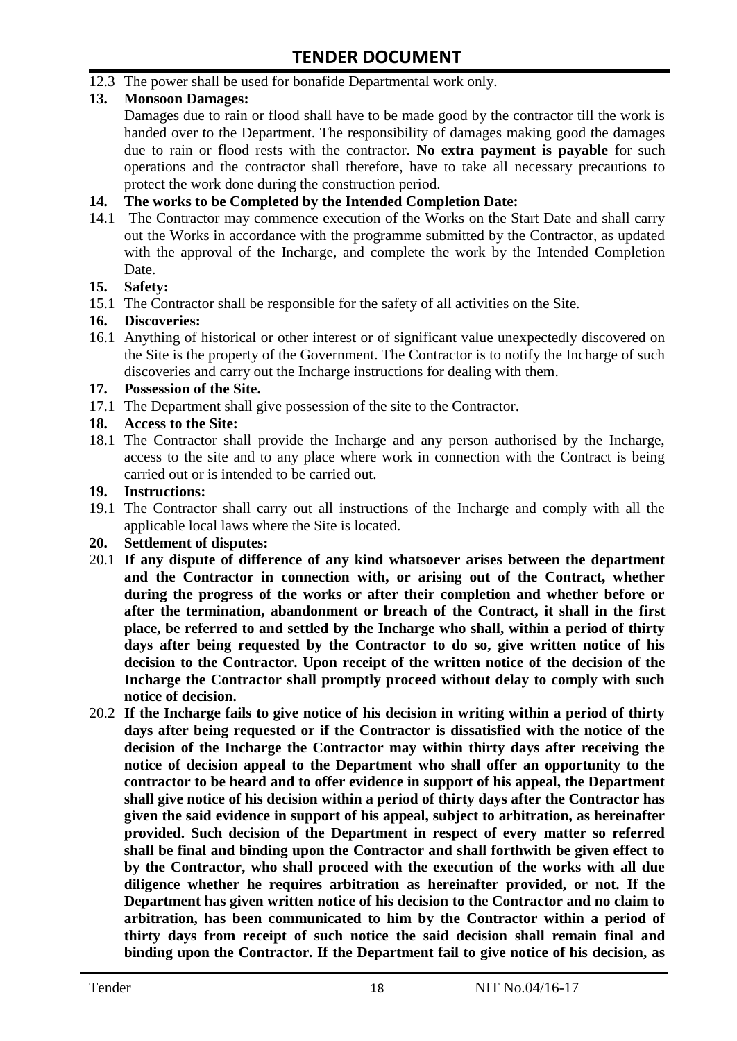12.3 The power shall be used for bonafide Departmental work only.

**13. Monsoon Damages:**

Damages due to rain or flood shall have to be made good by the contractor till the work is handed over to the Department. The responsibility of damages making good the damages due to rain or flood rests with the contractor. **No extra payment is payable** for such operations and the contractor shall therefore, have to take all necessary precautions to protect the work done during the construction period.

**14. The works to be Completed by the Intended Completion Date:**

14.1 The Contractor may commence execution of the Works on the Start Date and shall carry out the Works in accordance with the programme submitted by the Contractor, as updated with the approval of the Incharge, and complete the work by the Intended Completion Date.

**15. Safety:**

15.1 The Contractor shall be responsible for the safety of all activities on the Site.

**16. Discoveries:**

16.1 Anything of historical or other interest or of significant value unexpectedly discovered on the Site is the property of the Government. The Contractor is to notify the Incharge of such discoveries and carry out the Incharge instructions for dealing with them.

**17. Possession of the Site.**

17.1 The Department shall give possession of the site to the Contractor.

**18. Access to the Site:**

18.1 The Contractor shall provide the Incharge and any person authorised by the Incharge, access to the site and to any place where work in connection with the Contract is being carried out or is intended to be carried out.

**19. Instructions:**

19.1 The Contractor shall carry out all instructions of the Incharge and comply with all the applicable local laws where the Site is located.

**20. Settlement of disputes:**

20.1 **If any dispute of difference of any kind whatsoever arises between the department and the Contractor in connection with, or arising out of the Contract, whether during the progress of the works or after their completion and whether before or after the termination, abandonment or breach of the Contract, it shall in the first place, be referred to and settled by the Incharge who shall, within a period of thirty days after being requested by the Contractor to do so, give written notice of his decision to the Contractor. Upon receipt of the written notice of the decision of the Incharge the Contractor shall promptly proceed without delay to comply with such notice of decision.**

20.2 **If the Incharge fails to give notice of his decision in writing within a period of thirty days after being requested or if the Contractor is dissatisfied with the notice of the decision of the Incharge the Contractor may within thirty days after receiving the notice of decision appeal to the Department who shall offer an opportunity to the contractor to be heard and to offer evidence in support of his appeal, the Department shall give notice of his decision within a period of thirty days after the Contractor has given the said evidence in support of his appeal, subject to arbitration, as hereinafter provided. Such decision of the Department in respect of every matter so referred shall be final and binding upon the Contractor and shall forthwith be given effect to by the Contractor, who shall proceed with the execution of the works with all due diligence whether he requires arbitration as hereinafter provided, or not. If the Department has given written notice of his decision to the Contractor and no claim to arbitration, has been communicated to him by the Contractor within a period of thirty days from receipt of such notice the said decision shall remain final and binding upon the Contractor. If the Department fail to give notice of his decision, as**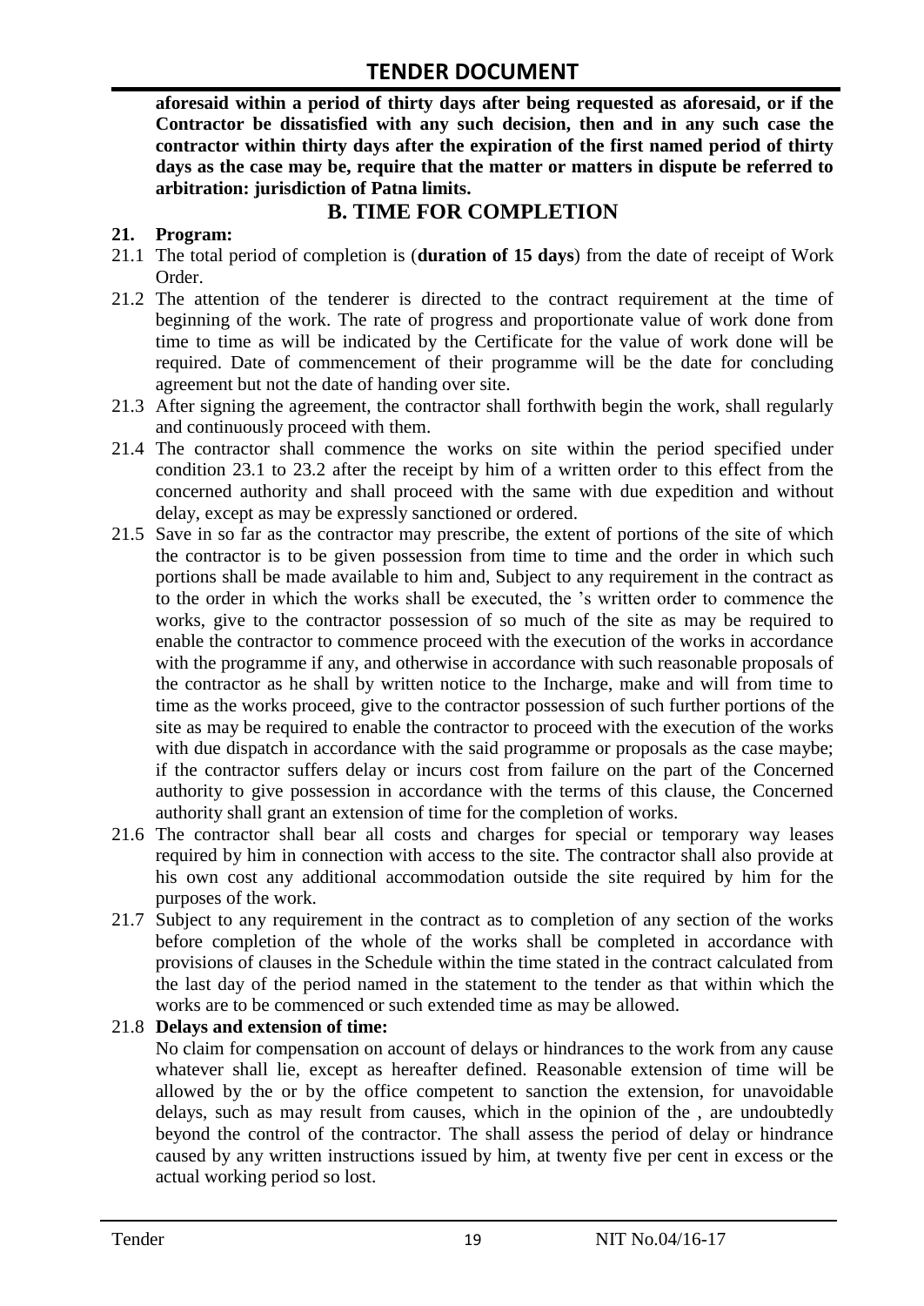**aforesaid within a period of thirty days after being requested as aforesaid, or if the Contractor be dissatisfied with any such decision, then and in any such case the contractor within thirty days after the expiration of the first named period of thirty days as the case may be, require that the matter or matters in dispute be referred to arbitration: jurisdiction of Patna limits.**

## B. TIME FOR COMPLETION

**21. Program:**

21.1 The total period of completion is (**duration of 15 days**) from the date of receipt of Work Order.

21.2 The attention of the tenderer is directed to the contract requirement at the time of beginning of the work. The rate of progress and proportionate value of work done from time to time as will be indicated by the Certificate for the value of work done will be required. Date of commencement of their programme will be the date for concluding agreement but not the date of handing over site.

21.3 After signing the agreement, the contractor shall forthwith begin the work, shall regularly and continuously proceed with them.

21.4 The contractor shall commence the works on site within the period specified under condition 23.1 to 23.2 after the receipt by him of a written order to this effect from the concerned authority and shall proceed with the same with due expedition and without delay, except as may be expressly sanctioned or ordered.

21.5 Save in so far as the contractor may prescribe, the extent of portions of the site of which the contractor is to be given possession from time to time and the order in which such portions shall be made available to him and, Subject to any requirement in the contract as to the order in which the works shall be executed, the 's written order to commence the works, give to the contractor possession of so much of the site as may be required to enable the contractor to commence proceed with the execution of the works in accordance with the programme if any, and otherwise in accordance with such reasonable proposals of the contractor as he shall by written notice to the Incharge, make and will from time to time as the works proceed, give to the contractor possession of such further portions of the site as may be required to enable the contractor to proceed with the execution of the works with due dispatch in accordance with the said programme or proposals as the case maybe; if the contractor suffers delay or incurs cost from failure on the part of the Concerned authority to give possession in accordance with the terms of this clause, the Concerned authority shall grant an extension of time for the completion of works.

21.6 The contractor shall bear all costs and charges for special or temporary way leases required by him in connection with access to the site. The contractor shall also provide at his own cost any additional accommodation outside the site required by him for the purposes of the work.

21.7 Subject to any requirement in the contract as to completion of any section of the works before completion of the whole of the works shall be completed in accordance with provisions of clauses in the Schedule within the time stated in the contract calculated from the last day of the period named in the statement to the tender as that within which the works are to be commenced or such extended time as may be allowed.

21.8 **Delays and extension of time:**

No claim for compensation on account of delays or hindrances to the work from any cause whatever shall lie, except as hereafter defined. Reasonable extension of time will be allowed by the or by the office competent to sanction the extension, for unavoidable delays, such as may result from causes, which in the opinion of the , are undoubtedly beyond the control of the contractor. The shall assess the period of delay or hindrance caused by any written instructions issued by him, at twenty five per cent in excess or the actual working period so lost.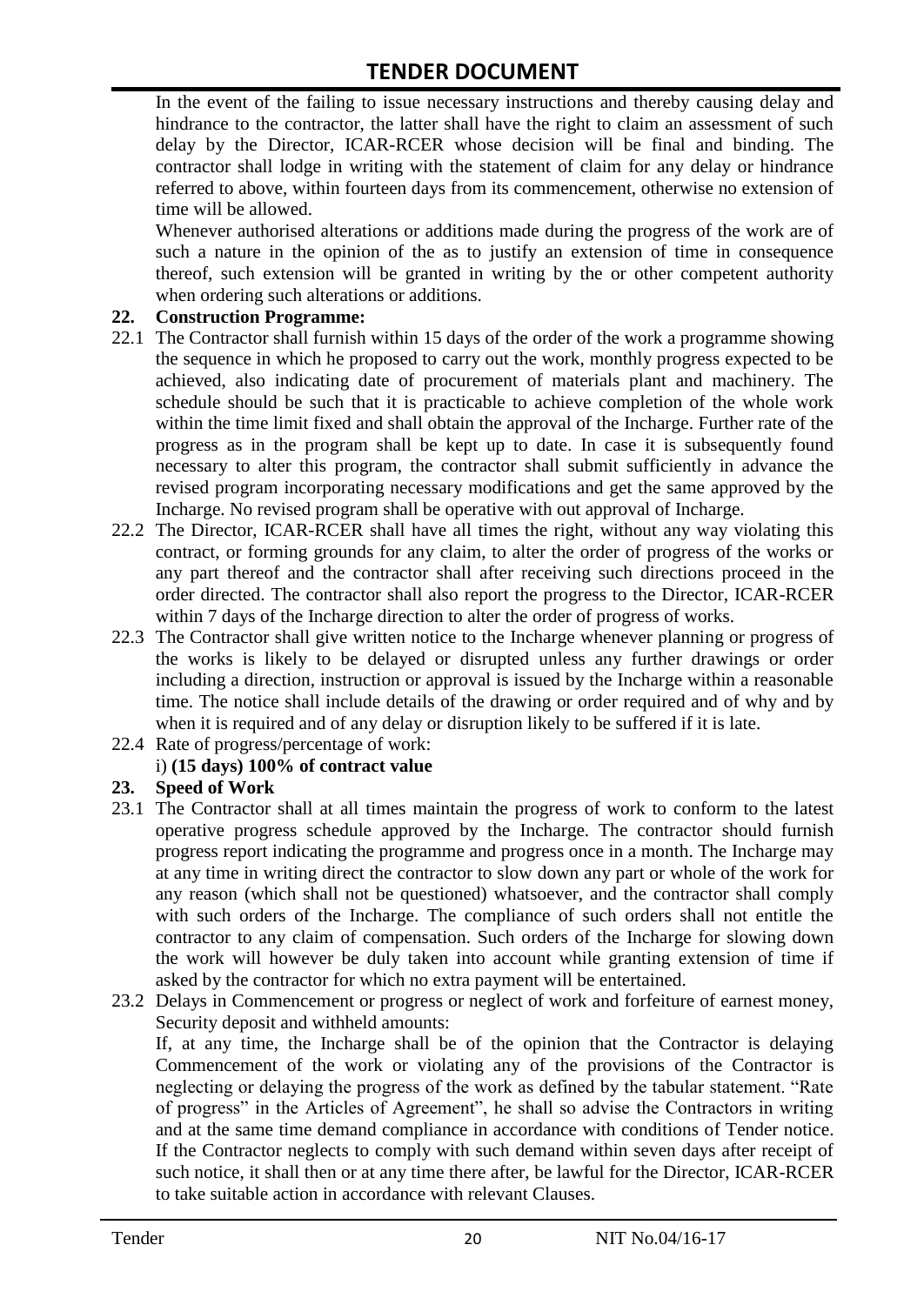In the event of the failing to issue necessary instructions and thereby causing delay and hindrance to the contractor, the latter shall have the right to claim an assessment of such delay by the Director, ICAR-RCER whose decision will be final and binding. The contractor shall lodge in writing with the statement of claim for any delay or hindrance referred to above, within fourteen days from its commencement, otherwise no extension of time will be allowed.

Whenever authorised alterations or additions made during the progress of the work are of such a nature in the opinion of the as to justify an extension of time in consequence thereof, such extension will be granted in writing by the or other competent authority when ordering such alterations or additions.

**22. Construction Programme:**

22.1 The Contractor shall furnish within 15 days of the order of the work a programme showing the sequence in which he proposed to carry out the work, monthly progress expected to be achieved, also indicating date of procurement of materials plant and machinery. The schedule should be such that it is practicable to achieve completion of the whole work within the time limit fixed and shall obtain the approval of the Incharge. Further rate of the progress as in the program shall be kept up to date. In case it is subsequently found necessary to alter this program, the contractor shall submit sufficiently in advance the revised program incorporating necessary modifications and get the same approved by the Incharge. No revised program shall be operative with out approval of Incharge.

22.2 The Director, ICAR-RCER shall have all times the right, without any way violating this contract, or forming grounds for any claim, to alter the order of progress of the works or any part thereof and the contractor shall after receiving such directions proceed in the order directed. The contractor shall also report the progress to the Director, ICAR-RCER within 7 days of the Incharge direction to alter the order of progress of works.

22.3 The Contractor shall give written notice to the Incharge whenever planning or progress of the works is likely to be delayed or disrupted unless any further drawings or order including a direction, instruction or approval is issued by the Incharge within a reasonable time. The notice shall include details of the drawing or order required and of why and by when it is required and of any delay or disruption likely to be suffered if it is late.

22.4 Rate of progress/percentage of work:

i) **(15 days) 100% of contract value**

**23. Speed of Work**

23.1 The Contractor shall at all times maintain the progress of work to conform to the latest operative progress schedule approved by the Incharge. The contractor should furnish progress report indicating the programme and progress once in a month. The Incharge may at any time in writing direct the contractor to slow down any part or whole of the work for any reason (which shall not be questioned) whatsoever, and the contractor shall comply with such orders of the Incharge. The compliance of such orders shall not entitle the contractor to any claim of compensation. Such orders of the Incharge for slowing down the work will however be duly taken into account while granting extension of time if asked by the contractor for which no extra payment will be entertained.

23.2 Delays in Commencement or progress or neglect of work and forfeiture of earnest money, Security deposit and withheld amounts:

If, at any time, the Incharge shall be of the opinion that the Contractor is delaying Commencement of the work or violating any of the provisions of the Contractor is neglecting or delaying the progress of the work as defined by the tabular statement. "Rate of progress" in the Articles of Agreement", he shall so advise the Contractors in writing and at the same time demand compliance in accordance with conditions of Tender notice. If the Contractor neglects to comply with such demand within seven days after receipt of such notice, it shall then or at any time there after, be lawful for the Director, ICAR-RCER to take suitable action in accordance with relevant Clauses.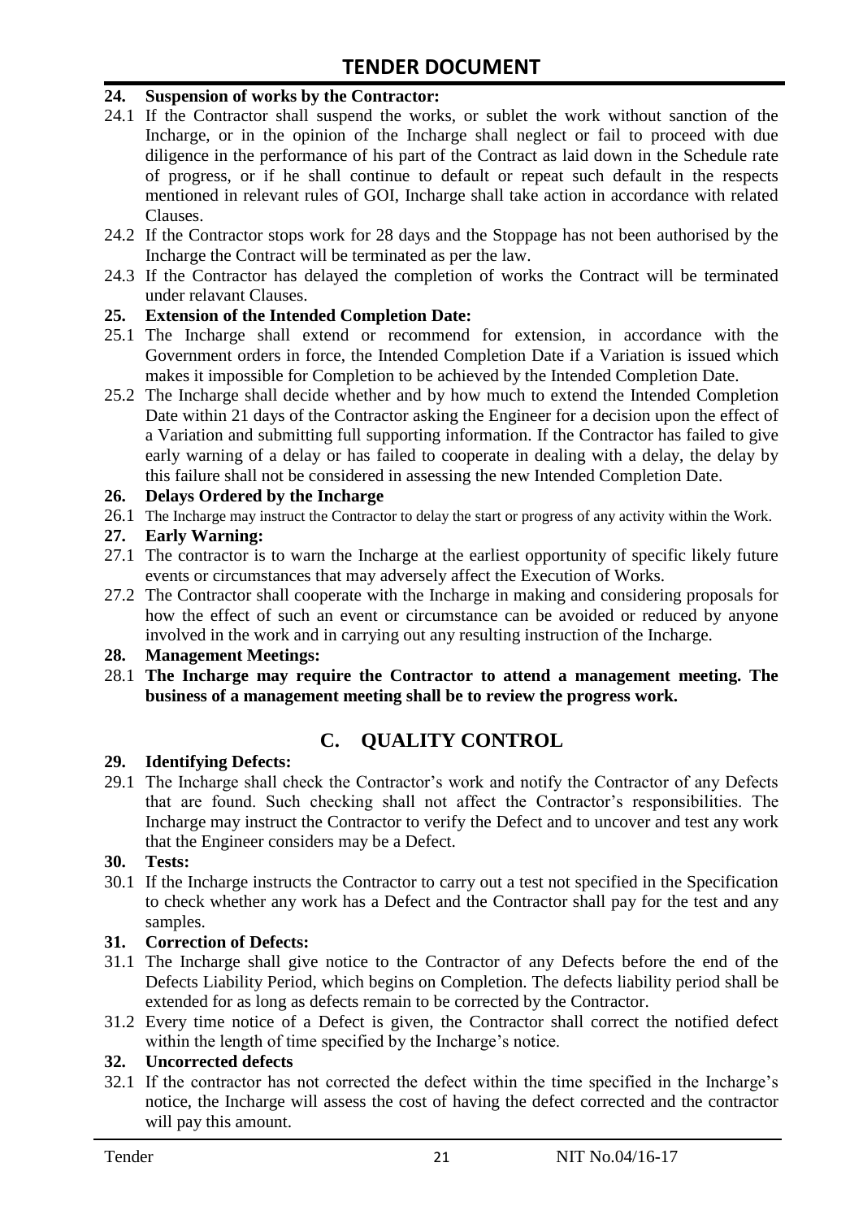**24. Suspension of works by the Contractor:**

24.1 If the Contractor shall suspend the works, or sublet the work without sanction of the Incharge, or in the opinion of the Incharge shall neglect or fail to proceed with due diligence in the performance of his part of the Contract as laid down in the Schedule rate of progress, or if he shall continue to default or repeat such default in the respects mentioned in relevant rules of GOI, Incharge shall take action in accordance with related Clauses.

24.2 If the Contractor stops work for 28 days and the Stoppage has not been authorised by the Incharge the Contract will be terminated as per the law.

24.3 If the Contractor has delayed the completion of works the Contract will be terminated under relavant Clauses.

**25. Extension of the Intended Completion Date:**

25.1 The Incharge shall extend or recommend for extension, in accordance with the Government orders in force, the Intended Completion Date if a Variation is issued which makes it impossible for Completion to be achieved by the Intended Completion Date.

25.2 The Incharge shall decide whether and by how much to extend the Intended Completion Date within 21 days of the Contractor asking the Engineer for a decision upon the effect of a Variation and submitting full supporting information. If the Contractor has failed to give early warning of a delay or has failed to cooperate in dealing with a delay, the delay by this failure shall not be considered in assessing the new Intended Completion Date.

**26. Delays Ordered by the Incharge**

26.1 The Incharge may instruct the Contractor to delay the start or progress of any activity within the Work.

**27. Early Warning:**

27.1 The contractor is to warn the Incharge at the earliest opportunity of specific likely future events or circumstances that may adversely affect the Execution of Works.

27.2 The Contractor shall cooperate with the Incharge in making and considering proposals for how the effect of such an event or circumstance can be avoided or reduced by anyone involved in the work and in carrying out any resulting instruction of the Incharge.

**28. Management Meetings:**

28.1 **The Incharge may require the Contractor to attend a management meeting. The business of a management meeting shall be to review the progress work.**

## C. QUALITY CONTROL

**29. Identifying Defects:**

29.1 The Incharge shall check the Contractor's work and notify the Contractor of any Defects that are found. Such checking shall not affect the Contractor's responsibilities. The Incharge may instruct the Contractor to verify the Defect and to uncover and test any work that the Engineer considers may be a Defect.

**30. Tests:**

30.1 If the Incharge instructs the Contractor to carry out a test not specified in the Specification to check whether any work has a Defect and the Contractor shall pay for the test and any samples.

**31. Correction of Defects:**

31.1 The Incharge shall give notice to the Contractor of any Defects before the end of the Defects Liability Period, which begins on Completion. The defects liability period shall be extended for as long as defects remain to be corrected by the Contractor.

31.2 Every time notice of a Defect is given, the Contractor shall correct the notified defect within the length of time specified by the Incharge's notice.

**32. Uncorrected defects**

32.1 If the contractor has not corrected the defect within the time specified in the Incharge's notice, the Incharge will assess the cost of having the defect corrected and the contractor will pay this amount.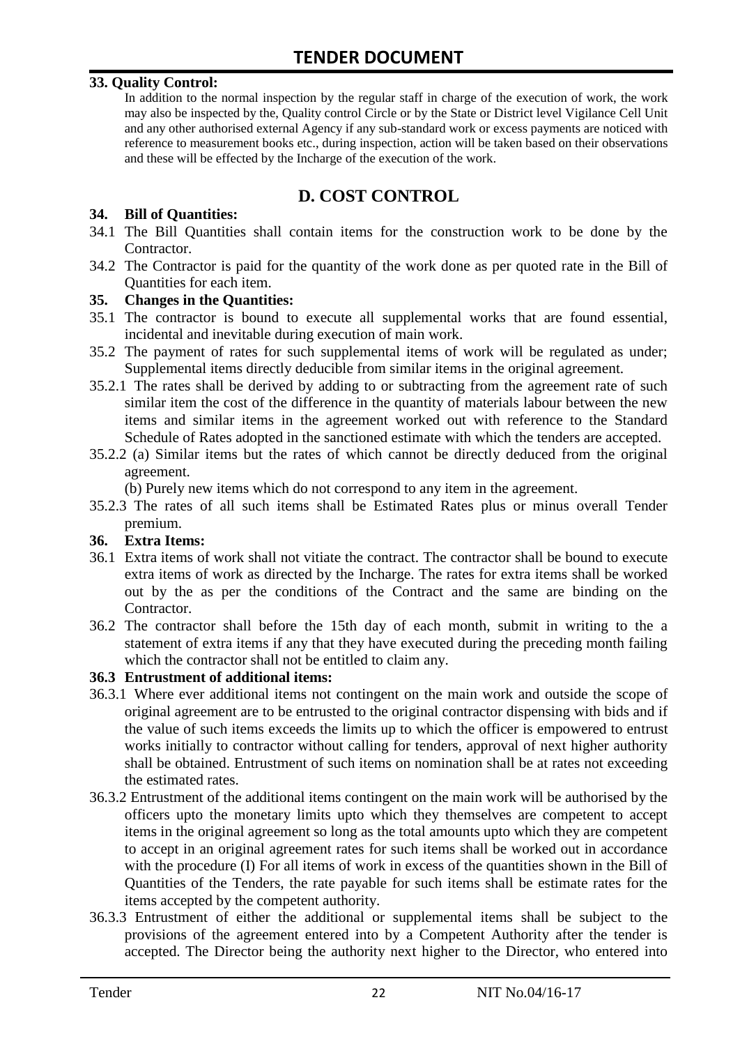**33. Quality Control:**

In addition to the normal inspection by the regular staff in charge of the execution of work, the work may also be inspected by the, Quality control Circle or by the State or District level Vigilance Cell Unit and any other authorised external Agency if any sub-standard work or excess payments are noticed with reference to measurement books etc., during inspection, action will be taken based on their observations and these will be effected by the Incharge of the execution of the work.

## D. COST CONTROL

**34. Bill of Quantities:**

34.1 The Bill Quantities shall contain items for the construction work to be done by the Contractor.

34.2 The Contractor is paid for the quantity of the work done as per quoted rate in the Bill of Quantities for each item.

**35. Changes in the Quantities:**

35.1 The contractor is bound to execute all supplemental works that are found essential, incidental and inevitable during execution of main work.

35.2 The payment of rates for such supplemental items of work will be regulated as under; Supplemental items directly deducible from similar items in the original agreement.

35.2.1 The rates shall be derived by adding to or subtracting from the agreement rate of such similar item the cost of the difference in the quantity of materials labour between the new items and similar items in the agreement worked out with reference to the Standard Schedule of Rates adopted in the sanctioned estimate with which the tenders are accepted.

35.2.2 (a) Similar items but the rates of which cannot be directly deduced from the original agreement.

(b) Purely new items which do not correspond to any item in the agreement.

35.2.3 The rates of all such items shall be Estimated Rates plus or minus overall Tender premium.

**36. Extra Items:**

36.1 Extra items of work shall not vitiate the contract. The contractor shall be bound to execute extra items of work as directed by the Incharge. The rates for extra items shall be worked out by the as per the conditions of the Contract and the same are binding on the Contractor.

36.2 The contractor shall before the 15th day of each month, submit in writing to the a statement of extra items if any that they have executed during the preceding month failing which the contractor shall not be entitled to claim any.

**36.3 Entrustment of additional items:**

36.3.1 Where ever additional items not contingent on the main work and outside the scope of original agreement are to be entrusted to the original contractor dispensing with bids and if the value of such items exceeds the limits up to which the officer is empowered to entrust works initially to contractor without calling for tenders, approval of next higher authority shall be obtained. Entrustment of such items on nomination shall be at rates not exceeding the estimated rates.

36.3.2 Entrustment of the additional items contingent on the main work will be authorised by the officers upto the monetary limits upto which they themselves are competent to accept items in the original agreement so long as the total amounts upto which they are competent to accept in an original agreement rates for such items shall be worked out in accordance with the procedure (I) For all items of work in excess of the quantities shown in the Bill of Quantities of the Tenders, the rate payable for such items shall be estimate rates for the items accepted by the competent authority.

36.3.3 Entrustment of either the additional or supplemental items shall be subject to the provisions of the agreement entered into by a Competent Authority after the tender is accepted. The Director being the authority next higher to the Director, who entered into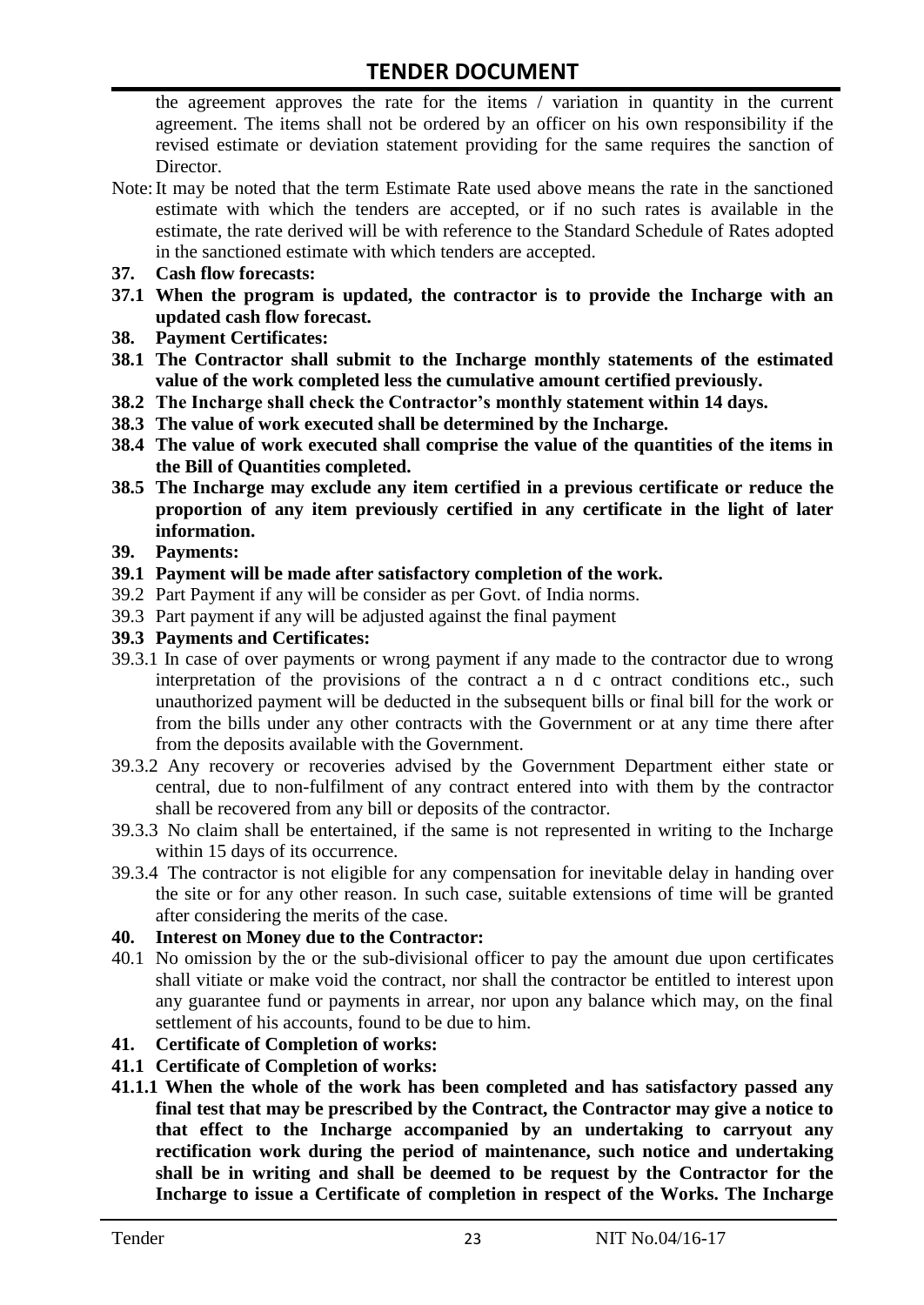the agreement approves the rate for the items / variation in quantity in the current agreement. The items shall not be ordered by an officer on his own responsibility if the revised estimate or deviation statement providing for the same requires the sanction of Director.

Note: It may be noted that the term Estimate Rate used above means the rate in the sanctioned estimate with which the tenders are accepted, or if no such rates is available in the estimate, the rate derived will be with reference to the Standard Schedule of Rates adopted in the sanctioned estimate with which tenders are accepted.

**37. Cash flow forecasts:**

**37.1 When the program is updated, the contractor is to provide the Incharge with an updated cash flow forecast.**

**38. Payment Certificates:**

**38.1 The Contractor shall submit to the Incharge monthly statements of the estimated value of the work completed less the cumulative amount certified previously.**

**38.2 The Incharge shall check the Contractor's monthly statement within 14 days.**

**38.3 The value of work executed shall be determined by the Incharge.**

**38.4 The value of work executed shall comprise the value of the quantities of the items in the Bill of Quantities completed.**

**38.5 The Incharge may exclude any item certified in a previous certificate or reduce the proportion of any item previously certified in any certificate in the light of later information.**

**39. Payments:**

**39.1 Payment will be made after satisfactory completion of the work.**

39.2 Part Payment if any will be consider as per Govt. of India norms.

39.3 Part payment if any will be adjusted against the final payment

**39.3 Payments and Certificates:**

39.3.1 In case of over payments or wrong payment if any made to the contractor due to wrong interpretation of the provisions of the contract a n d c ontract conditions etc., such unauthorized payment will be deducted in the subsequent bills or final bill for the work or from the bills under any other contracts with the Government or at any time there after from the deposits available with the Government.

39.3.2 Any recovery or recoveries advised by the Government Department either state or central, due to non-fulfilment of any contract entered into with them by the contractor shall be recovered from any bill or deposits of the contractor.

39.3.3 No claim shall be entertained, if the same is not represented in writing to the Incharge within 15 days of its occurrence.

39.3.4 The contractor is not eligible for any compensation for inevitable delay in handing over the site or for any other reason. In such case, suitable extensions of time will be granted after considering the merits of the case.

**40. Interest on Money due to the Contractor:**

40.1 No omission by the or the sub-divisional officer to pay the amount due upon certificates shall vitiate or make void the contract, nor shall the contractor be entitled to interest upon any guarantee fund or payments in arrear, nor upon any balance which may, on the final settlement of his accounts, found to be due to him.

**41. Certificate of Completion of works:**

**41.1 Certificate of Completion of works:**

**41.1.1 When the whole of the work has been completed and has satisfactory passed any final test that may be prescribed by the Contract, the Contractor may give a notice to that effect to the Incharge accompanied by an undertaking to carryout any rectification work during the period of maintenance, such notice and undertaking shall be in writing and shall be deemed to be request by the Contractor for the Incharge to issue a Certificate of completion in respect of the Works. The Incharge**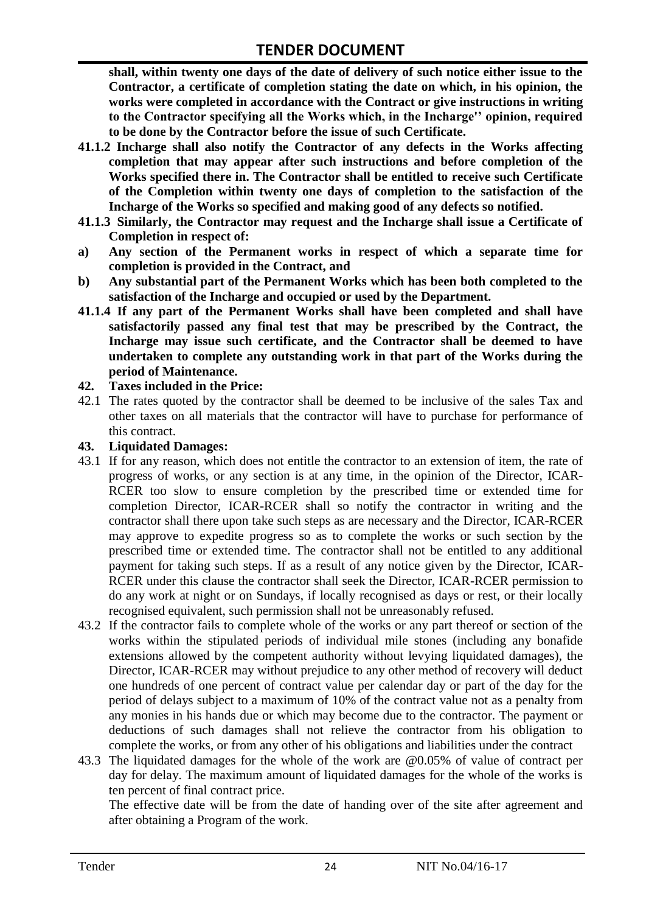**shall, within twenty one days of the date of delivery of such notice either issue to the Contractor, a certificate of completion stating the date on which, in his opinion, the works were completed in accordance with the Contract or give instructions in writing to the Contractor specifying all the Works which, in the Incharge'' opinion, required to be done by the Contractor before the issue of such Certificate.**

**41.1.2 Incharge shall also notify the Contractor of any defects in the Works affecting completion that may appear after such instructions and before completion of the Works specified there in. The Contractor shall be entitled to receive such Certificate of the Completion within twenty one days of completion to the satisfaction of the Incharge of the Works so specified and making good of any defects so notified.**

**41.1.3 Similarly, the Contractor may request and the Incharge shall issue a Certificate of Completion in respect of:**

**a) Any section of the Permanent works in respect of which a separate time for completion is provided in the Contract, and**

**b) Any substantial part of the Permanent Works which has been both completed to the satisfaction of the Incharge and occupied or used by the Department.**

**41.1.4 If any part of the Permanent Works shall have been completed and shall have satisfactorily passed any final test that may be prescribed by the Contract, the Incharge may issue such certificate, and the Contractor shall be deemed to have undertaken to complete any outstanding work in that part of the Works during the period of Maintenance.**

**42. Taxes included in the Price:**

42.1 The rates quoted by the contractor shall be deemed to be inclusive of the sales Tax and other taxes on all materials that the contractor will have to purchase for performance of this contract.

**43. Liquidated Damages:**

43.1 If for any reason, which does not entitle the contractor to an extension of item, the rate of progress of works, or any section is at any time, in the opinion of the Director, ICAR-RCER too slow to ensure completion by the prescribed time or extended time for completion Director, ICAR-RCER shall so notify the contractor in writing and the contractor shall there upon take such steps as are necessary and the Director, ICAR-RCER may approve to expedite progress so as to complete the works or such section by the prescribed time or extended time. The contractor shall not be entitled to any additional payment for taking such steps. If as a result of any notice given by the Director, ICAR-RCER under this clause the contractor shall seek the Director, ICAR-RCER permission to do any work at night or on Sundays, if locally recognised as days or rest, or their locally recognised equivalent, such permission shall not be unreasonably refused.

43.2 If the contractor fails to complete whole of the works or any part thereof or section of the works within the stipulated periods of individual mile stones (including any bonafide extensions allowed by the competent authority without levying liquidated damages), the Director, ICAR-RCER may without prejudice to any other method of recovery will deduct one hundreds of one percent of contract value per calendar day or part of the day for the period of delays subject to a maximum of 10% of the contract value not as a penalty from any monies in his hands due or which may become due to the contractor. The payment or deductions of such damages shall not relieve the contractor from his obligation to complete the works, or from any other of his obligations and liabilities under the contract

43.3 The liquidated damages for the whole of the work are @0.05% of value of contract per day for delay. The maximum amount of liquidated damages for the whole of the works is ten percent of final contract price.

The effective date will be from the date of handing over of the site after agreement and after obtaining a Program of the work.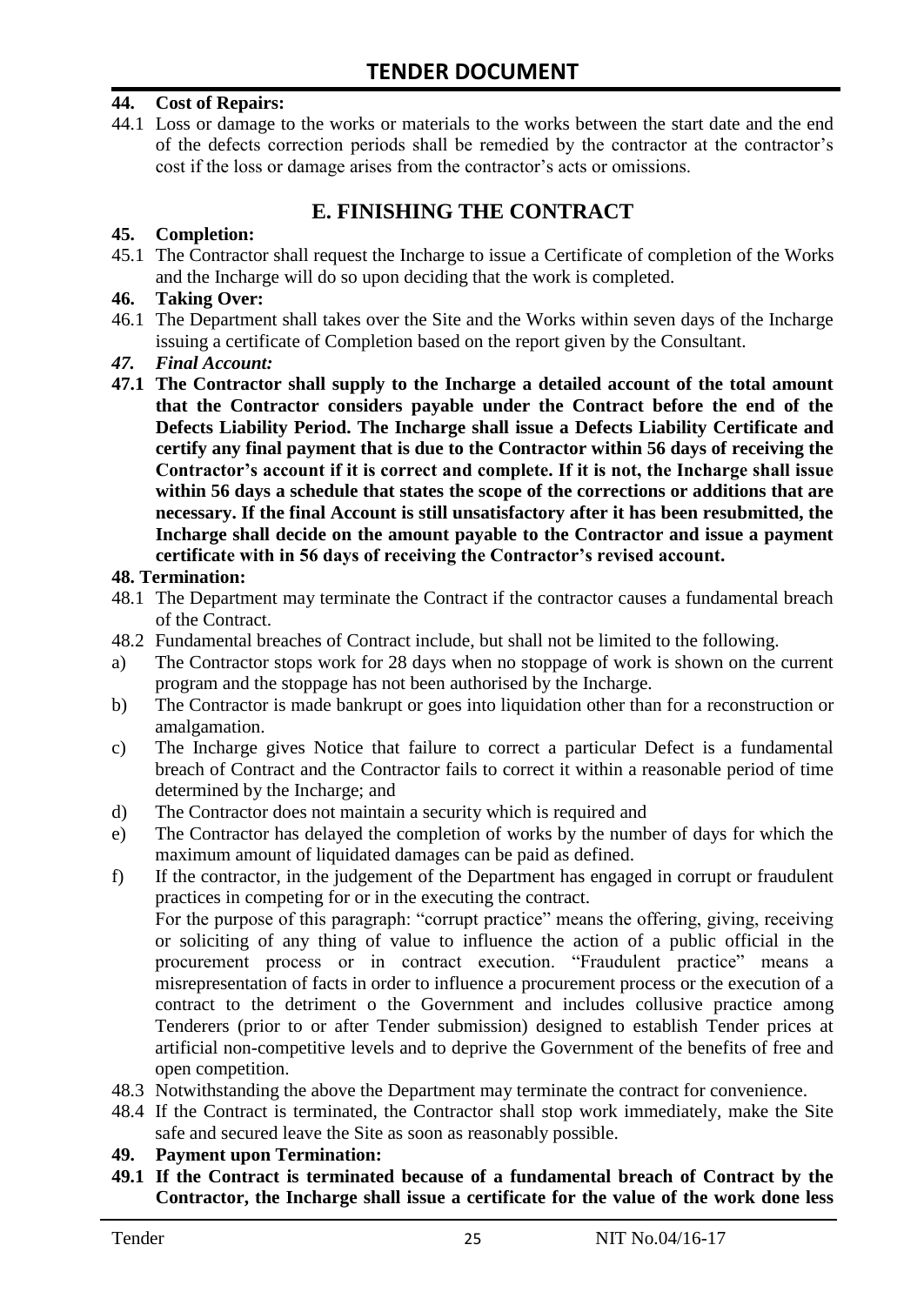**44. Cost of Repairs:**

44.1 Loss or damage to the works or materials to the works between the start date and the end of the defects correction periods shall be remedied by the contractor at the contractor's cost if the loss or damage arises from the contractor's acts or omissions.

## E. FINISHING THE CONTRACT

**45. Completion:**

45.1 The Contractor shall request the Incharge to issue a Certificate of completion of the Works and the Incharge will do so upon deciding that the work is completed.

**46. Taking Over:**

46.1 The Department shall takes over the Site and the Works within seven days of the Incharge issuing a certificate of Completion based on the report given by the Consultant.

***47. Final Account:***

**47.1 The Contractor shall supply to the Incharge a detailed account of the total amount that the Contractor considers payable under the Contract before the end of the Defects Liability Period. The Incharge shall issue a Defects Liability Certificate and certify any final payment that is due to the Contractor within 56 days of receiving the Contractor's account if it is correct and complete. If it is not, the Incharge shall issue within 56 days a schedule that states the scope of the corrections or additions that are necessary. If the final Account is still unsatisfactory after it has been resubmitted, the Incharge shall decide on the amount payable to the Contractor and issue a payment certificate with in 56 days of receiving the Contractor's revised account.**

**48. Termination:**

48.1 The Department may terminate the Contract if the contractor causes a fundamental breach of the Contract.

48.2 Fundamental breaches of Contract include, but shall not be limited to the following.

a) The Contractor stops work for 28 days when no stoppage of work is shown on the current program and the stoppage has not been authorised by the Incharge.

b) The Contractor is made bankrupt or goes into liquidation other than for a reconstruction or amalgamation.

c) The Incharge gives Notice that failure to correct a particular Defect is a fundamental breach of Contract and the Contractor fails to correct it within a reasonable period of time determined by the Incharge; and

d) The Contractor does not maintain a security which is required and

e) The Contractor has delayed the completion of works by the number of days for which the maximum amount of liquidated damages can be paid as defined.

f) If the contractor, in the judgement of the Department has engaged in corrupt or fraudulent practices in competing for or in the executing the contract.

For the purpose of this paragraph: "corrupt practice" means the offering, giving, receiving or soliciting of any thing of value to influence the action of a public official in the procurement process or in contract execution. "Fraudulent practice" means a misrepresentation of facts in order to influence a procurement process or the execution of a contract to the detriment o the Government and includes collusive practice among Tenderers (prior to or after Tender submission) designed to establish Tender prices at artificial non-competitive levels and to deprive the Government of the benefits of free and open competition.

48.3 Notwithstanding the above the Department may terminate the contract for convenience.

48.4 If the Contract is terminated, the Contractor shall stop work immediately, make the Site safe and secured leave the Site as soon as reasonably possible.

**49. Payment upon Termination:**

**49.1 If the Contract is terminated because of a fundamental breach of Contract by the Contractor, the Incharge shall issue a certificate for the value of the work done less**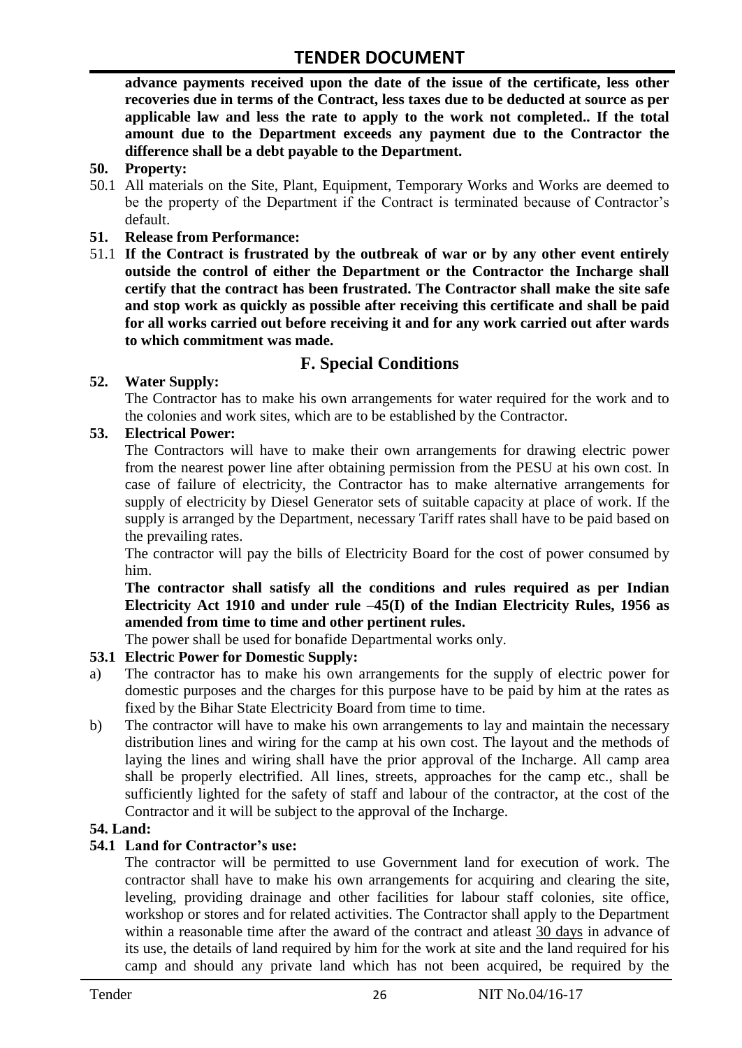**advance payments received upon the date of the issue of the certificate, less other recoveries due in terms of the Contract, less taxes due to be deducted at source as per applicable law and less the rate to apply to the work not completed.. If the total amount due to the Department exceeds any payment due to the Contractor the difference shall be a debt payable to the Department.**

**50. Property:**

50.1 All materials on the Site, Plant, Equipment, Temporary Works and Works are deemed to be the property of the Department if the Contract is terminated because of Contractor's default.

**51. Release from Performance:**

51.1 **If the Contract is frustrated by the outbreak of war or by any other event entirely outside the control of either the Department or the Contractor the Incharge shall certify that the contract has been frustrated. The Contractor shall make the site safe and stop work as quickly as possible after receiving this certificate and shall be paid for all works carried out before receiving it and for any work carried out after wards to which commitment was made.**

## F. Special Conditions

**52. Water Supply:**

The Contractor has to make his own arrangements for water required for the work and to the colonies and work sites, which are to be established by the Contractor.

**53. Electrical Power:**

The Contractors will have to make their own arrangements for drawing electric power from the nearest power line after obtaining permission from the PESU at his own cost. In case of failure of electricity, the Contractor has to make alternative arrangements for supply of electricity by Diesel Generator sets of suitable capacity at place of work. If the supply is arranged by the Department, necessary Tariff rates shall have to be paid based on the prevailing rates.

The contractor will pay the bills of Electricity Board for the cost of power consumed by him.

**The contractor shall satisfy all the conditions and rules required as per Indian Electricity Act 1910 and under rule –45(I) of the Indian Electricity Rules, 1956 as amended from time to time and other pertinent rules.**

The power shall be used for bonafide Departmental works only.

**53.1 Electric Power for Domestic Supply:**

a) The contractor has to make his own arrangements for the supply of electric power for domestic purposes and the charges for this purpose have to be paid by him at the rates as fixed by the Bihar State Electricity Board from time to time.

b) The contractor will have to make his own arrangements to lay and maintain the necessary distribution lines and wiring for the camp at his own cost. The layout and the methods of laying the lines and wiring shall have the prior approval of the Incharge. All camp area shall be properly electrified. All lines, streets, approaches for the camp etc., shall be sufficiently lighted for the safety of staff and labour of the contractor, at the cost of the Contractor and it will be subject to the approval of the Incharge.

**54. Land:**

**54.1 Land for Contractor's use:**

The contractor will be permitted to use Government land for execution of work. The contractor shall have to make his own arrangements for acquiring and clearing the site, leveling, providing drainage and other facilities for labour staff colonies, site office, workshop or stores and for related activities. The Contractor shall apply to the Department within a reasonable time after the award of the contract and atleast 30 days in advance of its use, the details of land required by him for the work at site and the land required for his camp and should any private land which has not been acquired, be required by the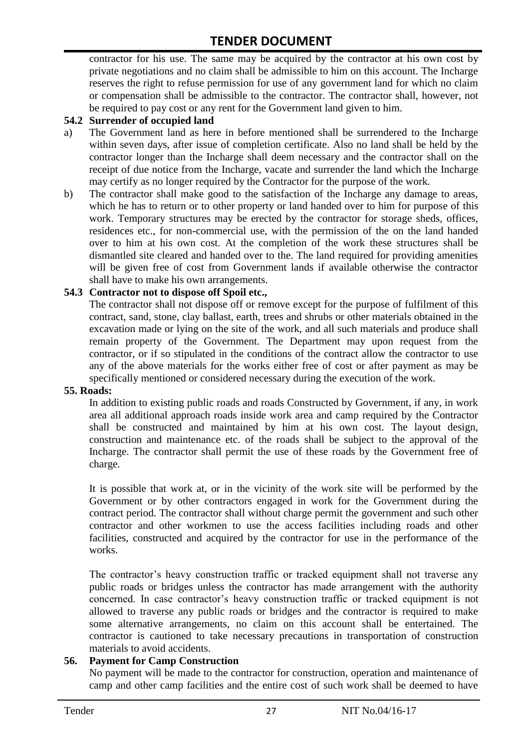contractor for his use. The same may be acquired by the contractor at his own cost by private negotiations and no claim shall be admissible to him on this account. The Incharge reserves the right to refuse permission for use of any government land for which no claim or compensation shall be admissible to the contractor. The contractor shall, however, not be required to pay cost or any rent for the Government land given to him.

**54.2 Surrender of occupied land**

a) The Government land as here in before mentioned shall be surrendered to the Incharge within seven days, after issue of completion certificate. Also no land shall be held by the contractor longer than the Incharge shall deem necessary and the contractor shall on the receipt of due notice from the Incharge, vacate and surrender the land which the Incharge may certify as no longer required by the Contractor for the purpose of the work.

b) The contractor shall make good to the satisfaction of the Incharge any damage to areas, which he has to return or to other property or land handed over to him for purpose of this work. Temporary structures may be erected by the contractor for storage sheds, offices, residences etc., for non-commercial use, with the permission of the on the land handed over to him at his own cost. At the completion of the work these structures shall be dismantled site cleared and handed over to the. The land required for providing amenities will be given free of cost from Government lands if available otherwise the contractor shall have to make his own arrangements.

**54.3 Contractor not to dispose off Spoil etc.,**

The contractor shall not dispose off or remove except for the purpose of fulfilment of this contract, sand, stone, clay ballast, earth, trees and shrubs or other materials obtained in the excavation made or lying on the site of the work, and all such materials and produce shall remain property of the Government. The Department may upon request from the contractor, or if so stipulated in the conditions of the contract allow the contractor to use any of the above materials for the works either free of cost or after payment as may be specifically mentioned or considered necessary during the execution of the work.

**55. Roads:**

In addition to existing public roads and roads Constructed by Government, if any, in work area all additional approach roads inside work area and camp required by the Contractor shall be constructed and maintained by him at his own cost. The layout design, construction and maintenance etc. of the roads shall be subject to the approval of the Incharge. The contractor shall permit the use of these roads by the Government free of charge.

It is possible that work at, or in the vicinity of the work site will be performed by the Government or by other contractors engaged in work for the Government during the contract period. The contractor shall without charge permit the government and such other contractor and other workmen to use the access facilities including roads and other facilities, constructed and acquired by the contractor for use in the performance of the works.

The contractor's heavy construction traffic or tracked equipment shall not traverse any public roads or bridges unless the contractor has made arrangement with the authority concerned. In case contractor's heavy construction traffic or tracked equipment is not allowed to traverse any public roads or bridges and the contractor is required to make some alternative arrangements, no claim on this account shall be entertained. The contractor is cautioned to take necessary precautions in transportation of construction materials to avoid accidents.

**56. Payment for Camp Construction**

No payment will be made to the contractor for construction, operation and maintenance of camp and other camp facilities and the entire cost of such work shall be deemed to have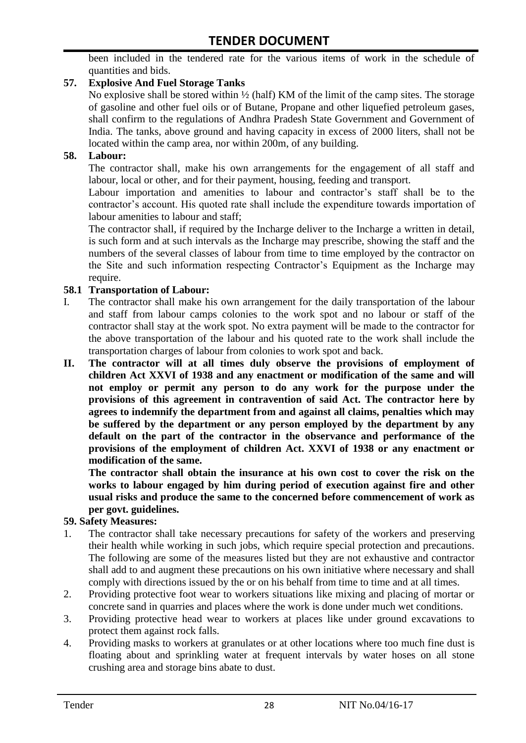been included in the tendered rate for the various items of work in the schedule of quantities and bids.

**57. Explosive And Fuel Storage Tanks**

No explosive shall be stored within ½ (half) KM of the limit of the camp sites. The storage of gasoline and other fuel oils or of Butane, Propane and other liquefied petroleum gases, shall confirm to the regulations of Andhra Pradesh State Government and Government of India. The tanks, above ground and having capacity in excess of 2000 liters, shall not be located within the camp area, nor within 200m, of any building.

**58. Labour:**

The contractor shall, make his own arrangements for the engagement of all staff and labour, local or other, and for their payment, housing, feeding and transport.

Labour importation and amenities to labour and contractor's staff shall be to the contractor's account. His quoted rate shall include the expenditure towards importation of labour amenities to labour and staff;

The contractor shall, if required by the Incharge deliver to the Incharge a written in detail, is such form and at such intervals as the Incharge may prescribe, showing the staff and the numbers of the several classes of labour from time to time employed by the contractor on the Site and such information respecting Contractor's Equipment as the Incharge may require.

**58.1 Transportation of Labour:**

I. The contractor shall make his own arrangement for the daily transportation of the labour and staff from labour camps colonies to the work spot and no labour or staff of the contractor shall stay at the work spot. No extra payment will be made to the contractor for the above transportation of the labour and his quoted rate to the work shall include the transportation charges of labour from colonies to work spot and back.

**II. The contractor will at all times duly observe the provisions of employment of children Act XXVI of 1938 and any enactment or modification of the same and will not employ or permit any person to do any work for the purpose under the provisions of this agreement in contravention of said Act. The contractor here by agrees to indemnify the department from and against all claims, penalties which may be suffered by the department or any person employed by the department by any default on the part of the contractor in the observance and performance of the provisions of the employment of children Act. XXVI of 1938 or any enactment or modification of the same.**

**The contractor shall obtain the insurance at his own cost to cover the risk on the works to labour engaged by him during period of execution against fire and other usual risks and produce the same to the concerned before commencement of work as per govt. guidelines.**

**59. Safety Measures:**

1. The contractor shall take necessary precautions for safety of the workers and preserving their health while working in such jobs, which require special protection and precautions. The following are some of the measures listed but they are not exhaustive and contractor shall add to and augment these precautions on his own initiative where necessary and shall comply with directions issued by the or on his behalf from time to time and at all times.
2. Providing protective foot wear to workers situations like mixing and placing of mortar or concrete sand in quarries and places where the work is done under much wet conditions.
3. Providing protective head wear to workers at places like under ground excavations to protect them against rock falls.
4. Providing masks to workers at granulates or at other locations where too much fine dust is floating about and sprinkling water at frequent intervals by water hoses on all stone crushing area and storage bins abate to dust.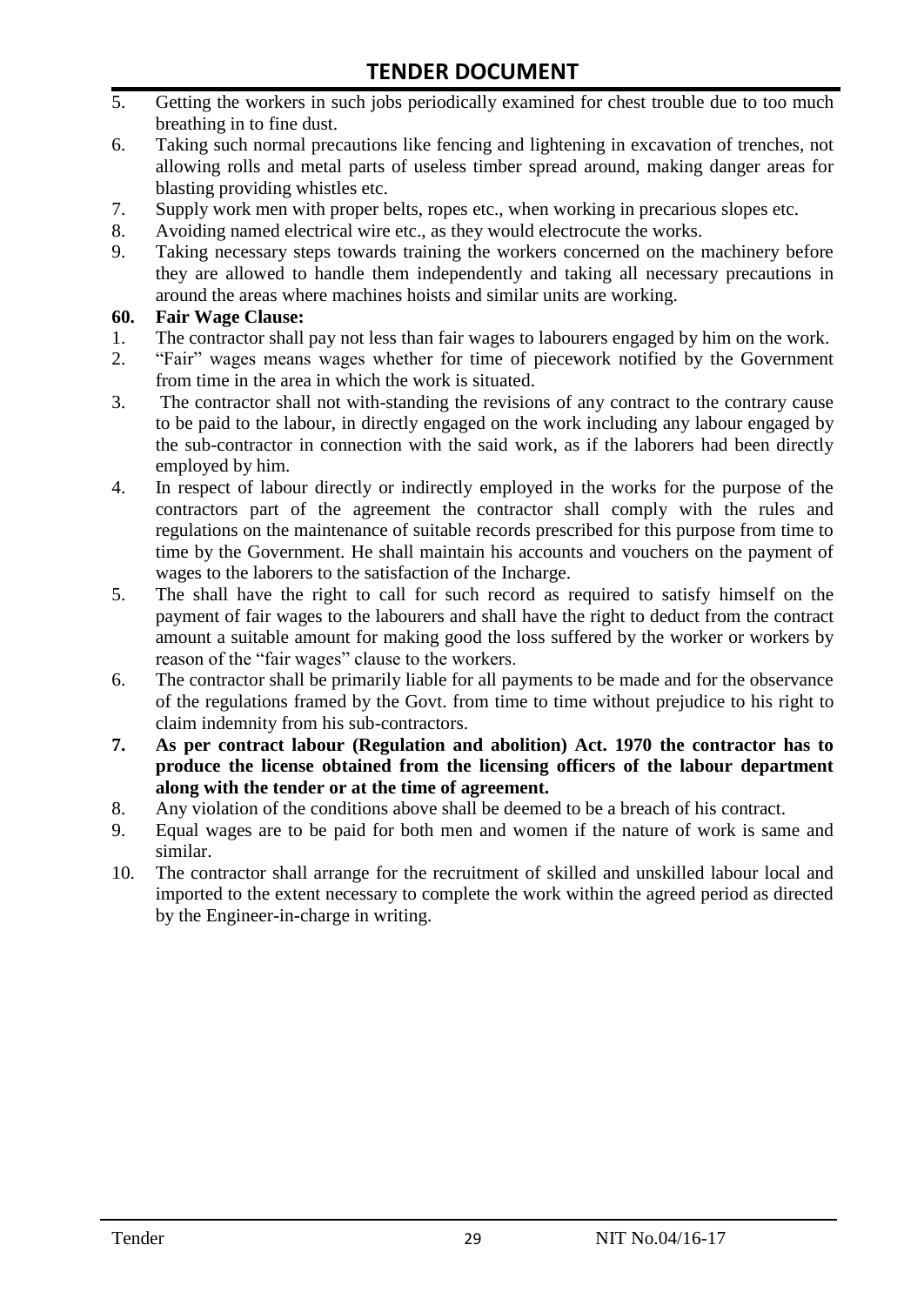5. Getting the workers in such jobs periodically examined for chest trouble due to too much breathing in to fine dust.
6. Taking such normal precautions like fencing and lightening in excavation of trenches, not allowing rolls and metal parts of useless timber spread around, making danger areas for blasting providing whistles etc.
7. Supply work men with proper belts, ropes etc., when working in precarious slopes etc.
8. Avoiding named electrical wire etc., as they would electrocute the works.
9. Taking necessary steps towards training the workers concerned on the machinery before they are allowed to handle them independently and taking all necessary precautions in around the areas where machines hoists and similar units are working.

**60. Fair Wage Clause:**

1. The contractor shall pay not less than fair wages to labourers engaged by him on the work.
2. "Fair" wages means wages whether for time of piecework notified by the Government from time in the area in which the work is situated.
3. The contractor shall not with-standing the revisions of any contract to the contrary cause to be paid to the labour, in directly engaged on the work including any labour engaged by the sub-contractor in connection with the said work, as if the laborers had been directly employed by him.
4. In respect of labour directly or indirectly employed in the works for the purpose of the contractors part of the agreement the contractor shall comply with the rules and regulations on the maintenance of suitable records prescribed for this purpose from time to time by the Government. He shall maintain his accounts and vouchers on the payment of wages to the laborers to the satisfaction of the Incharge.
5. The shall have the right to call for such record as required to satisfy himself on the payment of fair wages to the labourers and shall have the right to deduct from the contract amount a suitable amount for making good the loss suffered by the worker or workers by reason of the "fair wages" clause to the workers.
6. The contractor shall be primarily liable for all payments to be made and for the observance of the regulations framed by the Govt. from time to time without prejudice to his right to claim indemnity from his sub-contractors.
7. **As per contract labour (Regulation and abolition) Act. 1970 the contractor has to produce the license obtained from the licensing officers of the labour department along with the tender or at the time of agreement.**
8. Any violation of the conditions above shall be deemed to be a breach of his contract.
9. Equal wages are to be paid for both men and women if the nature of work is same and similar.
10. The contractor shall arrange for the recruitment of skilled and unskilled labour local and imported to the extent necessary to complete the work within the agreed period as directed by the Engineer-in-charge in writing.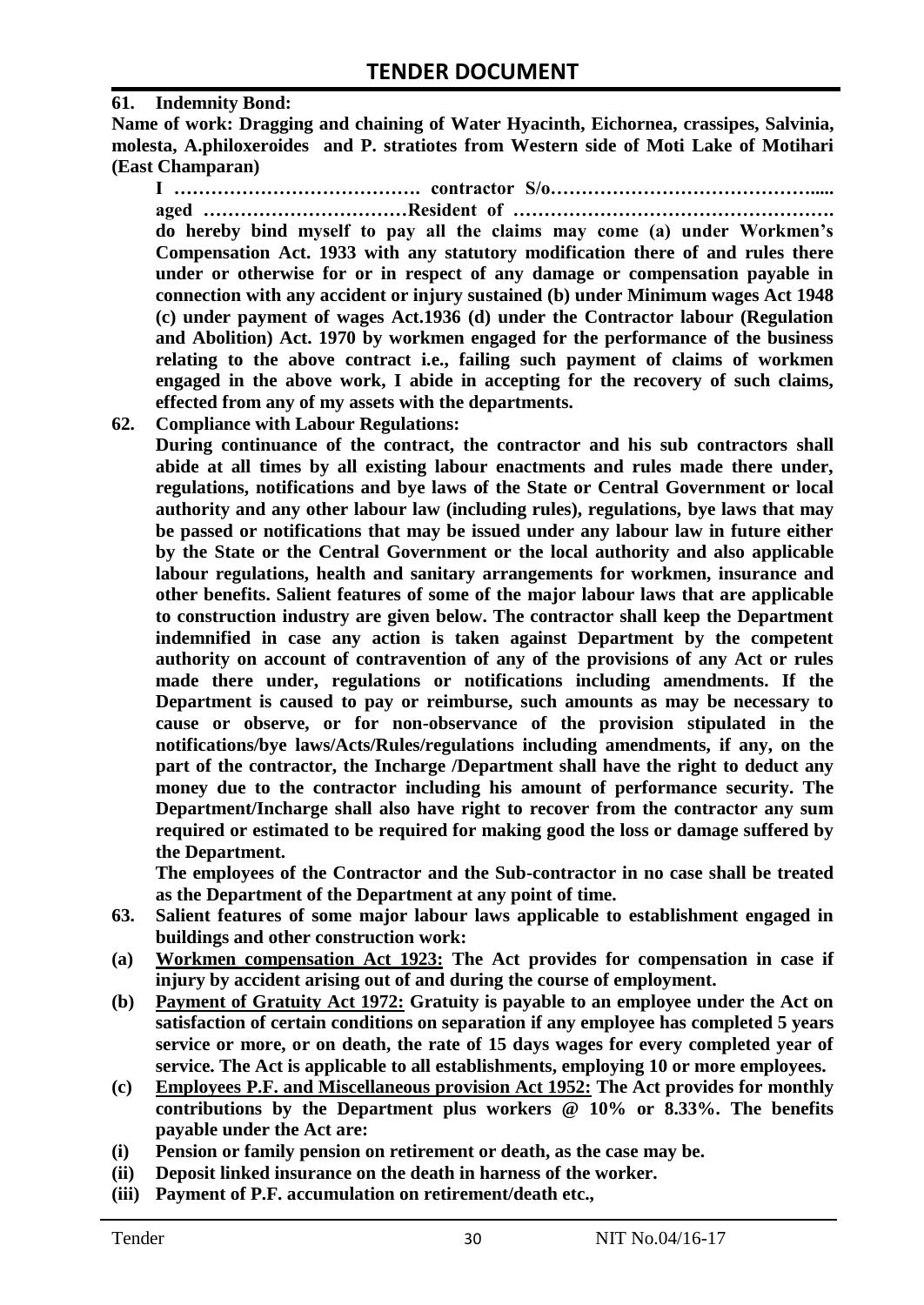**61. Indemnity Bond:**

**Name of work: Dragging and chaining of Water Hyacinth, Eichornea, crassipes, Salvinia, molesta, A.philoxeroides and P. stratiotes from Western side of Moti Lake of Motihari (East Champaran)**

**I …………………………………. contractor S/o……………………………………..... aged ……………………………Resident of ……………………………………………. do hereby bind myself to pay all the claims may come (a) under Workmen's Compensation Act. 1933 with any statutory modification there of and rules there under or otherwise for or in respect of any damage or compensation payable in connection with any accident or injury sustained (b) under Minimum wages Act 1948 (c) under payment of wages Act.1936 (d) under the Contractor labour (Regulation and Abolition) Act. 1970 by workmen engaged for the performance of the business relating to the above contract i.e., failing such payment of claims of workmen engaged in the above work, I abide in accepting for the recovery of such claims, effected from any of my assets with the departments.**

**62. Compliance with Labour Regulations:**

**During continuance of the contract, the contractor and his sub contractors shall abide at all times by all existing labour enactments and rules made there under, regulations, notifications and bye laws of the State or Central Government or local authority and any other labour law (including rules), regulations, bye laws that may be passed or notifications that may be issued under any labour law in future either by the State or the Central Government or the local authority and also applicable labour regulations, health and sanitary arrangements for workmen, insurance and other benefits. Salient features of some of the major labour laws that are applicable to construction industry are given below. The contractor shall keep the Department indemnified in case any action is taken against Department by the competent authority on account of contravention of any of the provisions of any Act or rules made there under, regulations or notifications including amendments. If the Department is caused to pay or reimburse, such amounts as may be necessary to cause or observe, or for non-observance of the provision stipulated in the notifications/bye laws/Acts/Rules/regulations including amendments, if any, on the part of the contractor, the Incharge /Department shall have the right to deduct any money due to the contractor including his amount of performance security. The Department/Incharge shall also have right to recover from the contractor any sum required or estimated to be required for making good the loss or damage suffered by the Department.**

**The employees of the Contractor and the Sub-contractor in no case shall be treated as the Department of the Department at any point of time.**

**63. Salient features of some major labour laws applicable to establishment engaged in buildings and other construction work:**

**(a) <u>Workmen compensation Act 1923:</u> The Act provides for compensation in case if injury by accident arising out of and during the course of employment.**

**(b) <u>Payment of Gratuity Act 1972:</u> Gratuity is payable to an employee under the Act on satisfaction of certain conditions on separation if any employee has completed 5 years service or more, or on death, the rate of 15 days wages for every completed year of service. The Act is applicable to all establishments, employing 10 or more employees.**

**(c) <u>Employees P.F. and Miscellaneous provision Act 1952:</u> The Act provides for monthly contributions by the Department plus workers @ 10% or 8.33%. The benefits payable under the Act are:**

**(i) Pension or family pension on retirement or death, as the case may be.**

**(ii) Deposit linked insurance on the death in harness of the worker.**

**(iii) Payment of P.F. accumulation on retirement/death etc.,**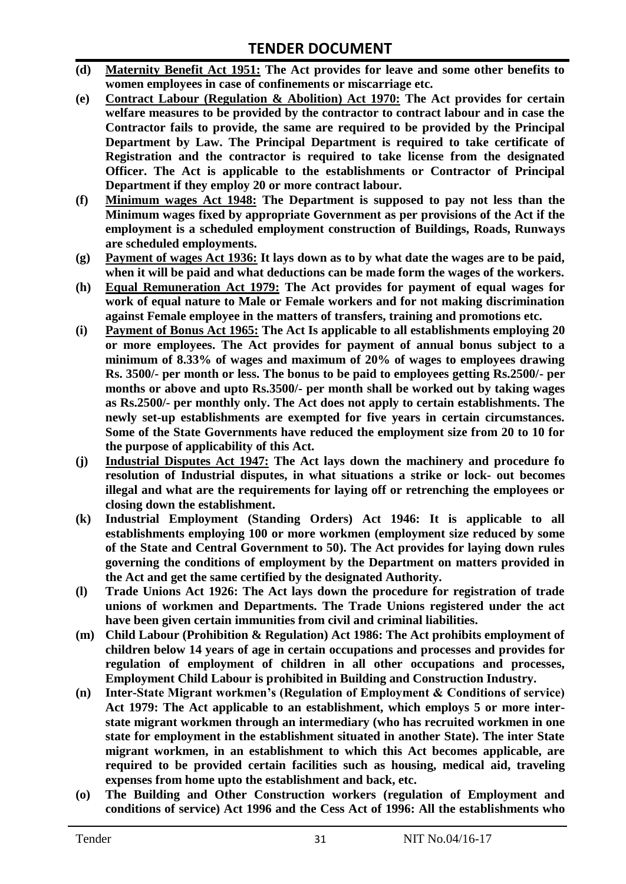- **(d)** **Maternity Benefit Act 1951: The Act provides for leave and some other benefits to women employees in case of confinements or miscarriage etc.**
- **(e)** **Contract Labour (Regulation & Abolition) Act 1970: The Act provides for certain welfare measures to be provided by the contractor to contract labour and in case the Contractor fails to provide, the same are required to be provided by the Principal Department by Law. The Principal Department is required to take certificate of Registration and the contractor is required to take license from the designated Officer. The Act is applicable to the establishments or Contractor of Principal Department if they employ 20 or more contract labour.**
- **(f)** **Minimum wages Act 1948: The Department is supposed to pay not less than the Minimum wages fixed by appropriate Government as per provisions of the Act if the employment is a scheduled employment construction of Buildings, Roads, Runways are scheduled employments.**
- **(g)** **Payment of wages Act 1936: It lays down as to by what date the wages are to be paid, when it will be paid and what deductions can be made form the wages of the workers.**
- **(h)** **Equal Remuneration Act 1979: The Act provides for payment of equal wages for work of equal nature to Male or Female workers and for not making discrimination against Female employee in the matters of transfers, training and promotions etc.**
- **(i)** **Payment of Bonus Act 1965: The Act Is applicable to all establishments employing 20 or more employees. The Act provides for payment of annual bonus subject to a minimum of 8.33% of wages and maximum of 20% of wages to employees drawing Rs. 3500/- per month or less. The bonus to be paid to employees getting Rs.2500/- per months or above and upto Rs.3500/- per month shall be worked out by taking wages as Rs.2500/- per monthly only. The Act does not apply to certain establishments. The newly set-up establishments are exempted for five years in certain circumstances. Some of the State Governments have reduced the employment size from 20 to 10 for the purpose of applicability of this Act.**
- **(j)** **Industrial Disputes Act 1947: The Act lays down the machinery and procedure fo resolution of Industrial disputes, in what situations a strike or lock- out becomes illegal and what are the requirements for laying off or retrenching the employees or closing down the establishment.**
- **(k)** **Industrial Employment (Standing Orders) Act 1946: It is applicable to all establishments employing 100 or more workmen (employment size reduced by some of the State and Central Government to 50). The Act provides for laying down rules governing the conditions of employment by the Department on matters provided in the Act and get the same certified by the designated Authority.**
- **(l)** **Trade Unions Act 1926: The Act lays down the procedure for registration of trade unions of workmen and Departments. The Trade Unions registered under the act have been given certain immunities from civil and criminal liabilities.**
- **(m)** **Child Labour (Prohibition & Regulation) Act 1986: The Act prohibits employment of children below 14 years of age in certain occupations and processes and provides for regulation of employment of children in all other occupations and processes, Employment Child Labour is prohibited in Building and Construction Industry.**
- **(n)** **Inter-State Migrant workmen's (Regulation of Employment & Conditions of service) Act 1979: The Act applicable to an establishment, which employs 5 or more inter-state migrant workmen through an intermediary (who has recruited workmen in one state for employment in the establishment situated in another State). The inter State migrant workmen, in an establishment to which this Act becomes applicable, are required to be provided certain facilities such as housing, medical aid, traveling expenses from home upto the establishment and back, etc.**
- **(o)** **The Building and Other Construction workers (regulation of Employment and conditions of service) Act 1996 and the Cess Act of 1996: All the establishments who**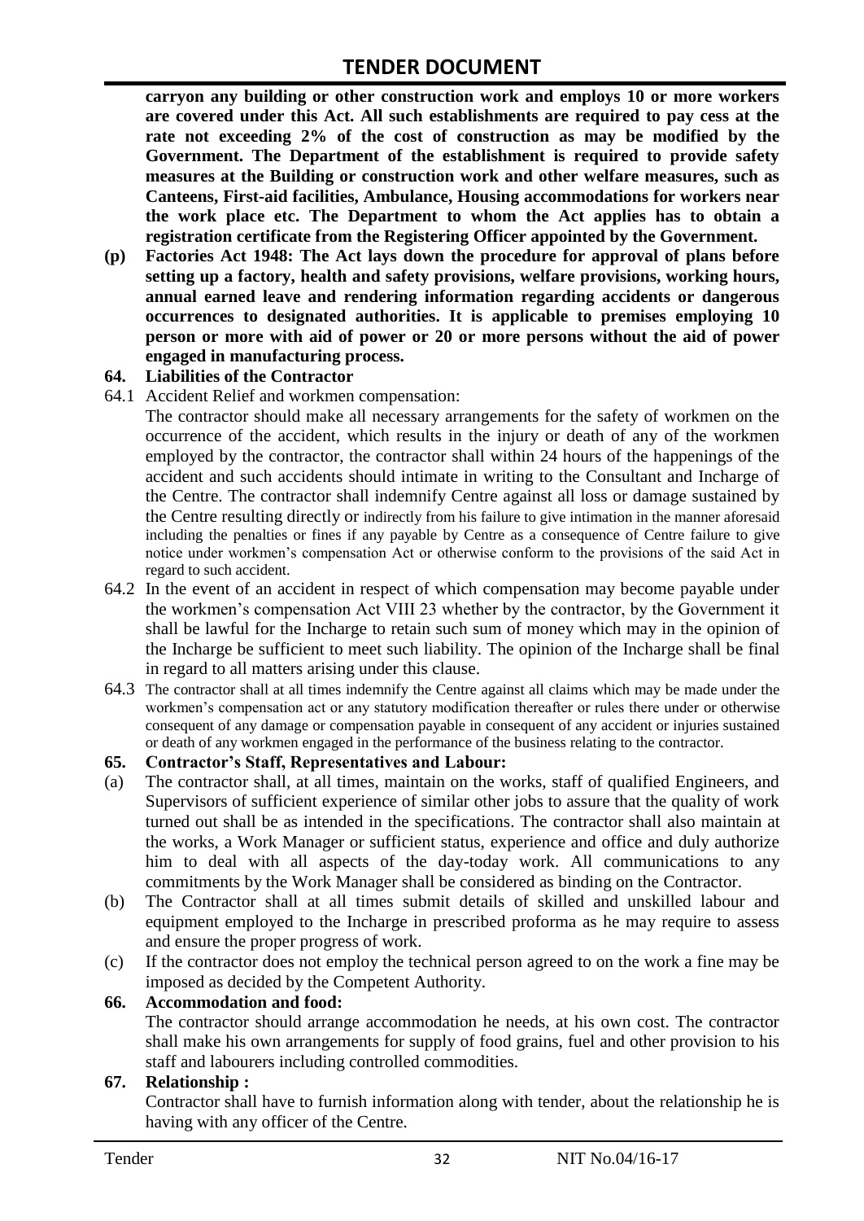**carryon any building or other construction work and employs 10 or more workers are covered under this Act. All such establishments are required to pay cess at the rate not exceeding 2% of the cost of construction as may be modified by the Government. The Department of the establishment is required to provide safety measures at the Building or construction work and other welfare measures, such as Canteens, First-aid facilities, Ambulance, Housing accommodations for workers near the work place etc. The Department to whom the Act applies has to obtain a registration certificate from the Registering Officer appointed by the Government.**

**(p) Factories Act 1948: The Act lays down the procedure for approval of plans before setting up a factory, health and safety provisions, welfare provisions, working hours, annual earned leave and rendering information regarding accidents or dangerous occurrences to designated authorities. It is applicable to premises employing 10 person or more with aid of power or 20 or more persons without the aid of power engaged in manufacturing process.**

### 64. Liabilities of the Contractor

64.1 Accident Relief and workmen compensation:

The contractor should make all necessary arrangements for the safety of workmen on the occurrence of the accident, which results in the injury or death of any of the workmen employed by the contractor, the contractor shall within 24 hours of the happenings of the accident and such accidents should intimate in writing to the Consultant and Incharge of the Centre. The contractor shall indemnify Centre against all loss or damage sustained by the Centre resulting directly or indirectly from his failure to give intimation in the manner aforesaid including the penalties or fines if any payable by Centre as a consequence of Centre failure to give notice under workmen's compensation Act or otherwise conform to the provisions of the said Act in regard to such accident.

64.2 In the event of an accident in respect of which compensation may become payable under the workmen's compensation Act VIII 23 whether by the contractor, by the Government it shall be lawful for the Incharge to retain such sum of money which may in the opinion of the Incharge be sufficient to meet such liability. The opinion of the Incharge shall be final in regard to all matters arising under this clause.

64.3 The contractor shall at all times indemnify the Centre against all claims which may be made under the workmen's compensation act or any statutory modification thereafter or rules there under or otherwise consequent of any damage or compensation payable in consequent of any accident or injuries sustained or death of any workmen engaged in the performance of the business relating to the contractor.

### 65. Contractor's Staff, Representatives and Labour:

(a) The contractor shall, at all times, maintain on the works, staff of qualified Engineers, and Supervisors of sufficient experience of similar other jobs to assure that the quality of work turned out shall be as intended in the specifications. The contractor shall also maintain at the works, a Work Manager or sufficient status, experience and office and duly authorize him to deal with all aspects of the day-today work. All communications to any commitments by the Work Manager shall be considered as binding on the Contractor.

(b) The Contractor shall at all times submit details of skilled and unskilled labour and equipment employed to the Incharge in prescribed proforma as he may require to assess and ensure the proper progress of work.

(c) If the contractor does not employ the technical person agreed to on the work a fine may be imposed as decided by the Competent Authority.

### 66. Accommodation and food:

The contractor should arrange accommodation he needs, at his own cost. The contractor shall make his own arrangements for supply of food grains, fuel and other provision to his staff and labourers including controlled commodities.

### 67. Relationship :

Contractor shall have to furnish information along with tender, about the relationship he is having with any officer of the Centre.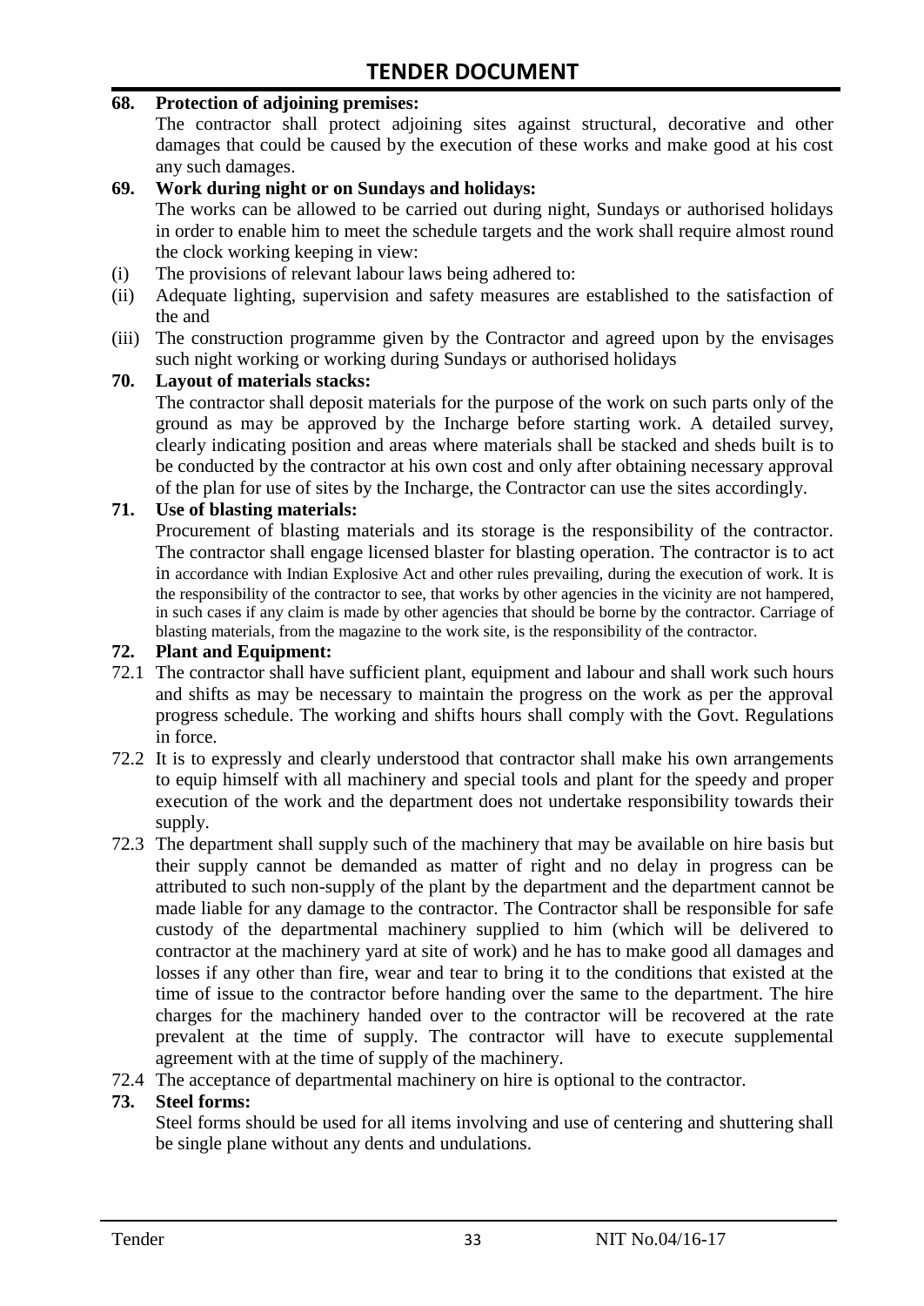**68. Protection of adjoining premises:**

The contractor shall protect adjoining sites against structural, decorative and other damages that could be caused by the execution of these works and make good at his cost any such damages.

**69. Work during night or on Sundays and holidays:**

The works can be allowed to be carried out during night, Sundays or authorised holidays in order to enable him to meet the schedule targets and the work shall require almost round the clock working keeping in view:

(i) The provisions of relevant labour laws being adhered to:

(ii) Adequate lighting, supervision and safety measures are established to the satisfaction of the and

(iii) The construction programme given by the Contractor and agreed upon by the envisages such night working or working during Sundays or authorised holidays

**70. Layout of materials stacks:**

The contractor shall deposit materials for the purpose of the work on such parts only of the ground as may be approved by the Incharge before starting work. A detailed survey, clearly indicating position and areas where materials shall be stacked and sheds built is to be conducted by the contractor at his own cost and only after obtaining necessary approval of the plan for use of sites by the Incharge, the Contractor can use the sites accordingly.

**71. Use of blasting materials:**

Procurement of blasting materials and its storage is the responsibility of the contractor. The contractor shall engage licensed blaster for blasting operation. The contractor is to act in accordance with Indian Explosive Act and other rules prevailing, during the execution of work. It is the responsibility of the contractor to see, that works by other agencies in the vicinity are not hampered, in such cases if any claim is made by other agencies that should be borne by the contractor. Carriage of blasting materials, from the magazine to the work site, is the responsibility of the contractor.

**72. Plant and Equipment:**

72.1 The contractor shall have sufficient plant, equipment and labour and shall work such hours and shifts as may be necessary to maintain the progress on the work as per the approval progress schedule. The working and shifts hours shall comply with the Govt. Regulations in force.

72.2 It is to expressly and clearly understood that contractor shall make his own arrangements to equip himself with all machinery and special tools and plant for the speedy and proper execution of the work and the department does not undertake responsibility towards their supply.

72.3 The department shall supply such of the machinery that may be available on hire basis but their supply cannot be demanded as matter of right and no delay in progress can be attributed to such non-supply of the plant by the department and the department cannot be made liable for any damage to the contractor. The Contractor shall be responsible for safe custody of the departmental machinery supplied to him (which will be delivered to contractor at the machinery yard at site of work) and he has to make good all damages and losses if any other than fire, wear and tear to bring it to the conditions that existed at the time of issue to the contractor before handing over the same to the department. The hire charges for the machinery handed over to the contractor will be recovered at the rate prevalent at the time of supply. The contractor will have to execute supplemental agreement with at the time of supply of the machinery.

72.4 The acceptance of departmental machinery on hire is optional to the contractor.

**73. Steel forms:**

Steel forms should be used for all items involving and use of centering and shuttering shall be single plane without any dents and undulations.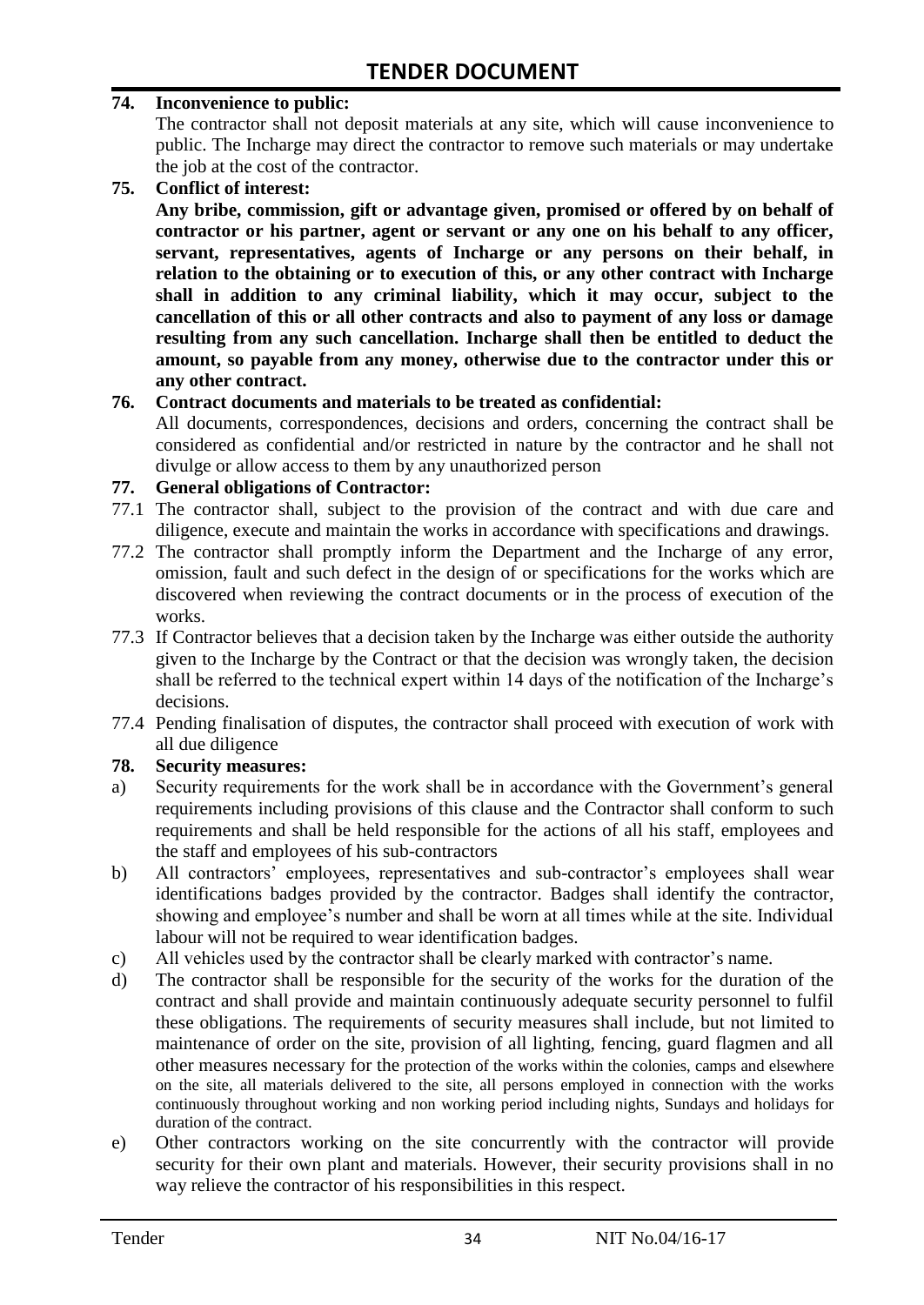**74. Inconvenience to public:**

The contractor shall not deposit materials at any site, which will cause inconvenience to public. The Incharge may direct the contractor to remove such materials or may undertake the job at the cost of the contractor.

**75. Conflict of interest:**

**Any bribe, commission, gift or advantage given, promised or offered by on behalf of contractor or his partner, agent or servant or any one on his behalf to any officer, servant, representatives, agents of Incharge or any persons on their behalf, in relation to the obtaining or to execution of this, or any other contract with Incharge shall in addition to any criminal liability, which it may occur, subject to the cancellation of this or all other contracts and also to payment of any loss or damage resulting from any such cancellation. Incharge shall then be entitled to deduct the amount, so payable from any money, otherwise due to the contractor under this or any other contract.**

**76. Contract documents and materials to be treated as confidential:**

All documents, correspondences, decisions and orders, concerning the contract shall be considered as confidential and/or restricted in nature by the contractor and he shall not divulge or allow access to them by any unauthorized person

**77. General obligations of Contractor:**

77.1 The contractor shall, subject to the provision of the contract and with due care and diligence, execute and maintain the works in accordance with specifications and drawings.

77.2 The contractor shall promptly inform the Department and the Incharge of any error, omission, fault and such defect in the design of or specifications for the works which are discovered when reviewing the contract documents or in the process of execution of the works.

77.3 If Contractor believes that a decision taken by the Incharge was either outside the authority given to the Incharge by the Contract or that the decision was wrongly taken, the decision shall be referred to the technical expert within 14 days of the notification of the Incharge's decisions.

77.4 Pending finalisation of disputes, the contractor shall proceed with execution of work with all due diligence

**78. Security measures:**

a) Security requirements for the work shall be in accordance with the Government's general requirements including provisions of this clause and the Contractor shall conform to such requirements and shall be held responsible for the actions of all his staff, employees and the staff and employees of his sub-contractors

b) All contractors' employees, representatives and sub-contractor's employees shall wear identifications badges provided by the contractor. Badges shall identify the contractor, showing and employee's number and shall be worn at all times while at the site. Individual labour will not be required to wear identification badges.

c) All vehicles used by the contractor shall be clearly marked with contractor's name.

d) The contractor shall be responsible for the security of the works for the duration of the contract and shall provide and maintain continuously adequate security personnel to fulfil these obligations. The requirements of security measures shall include, but not limited to maintenance of order on the site, provision of all lighting, fencing, guard flagmen and all other measures necessary for the protection of the works within the colonies, camps and elsewhere on the site, all materials delivered to the site, all persons employed in connection with the works continuously throughout working and non working period including nights, Sundays and holidays for duration of the contract.

e) Other contractors working on the site concurrently with the contractor will provide security for their own plant and materials. However, their security provisions shall in no way relieve the contractor of his responsibilities in this respect.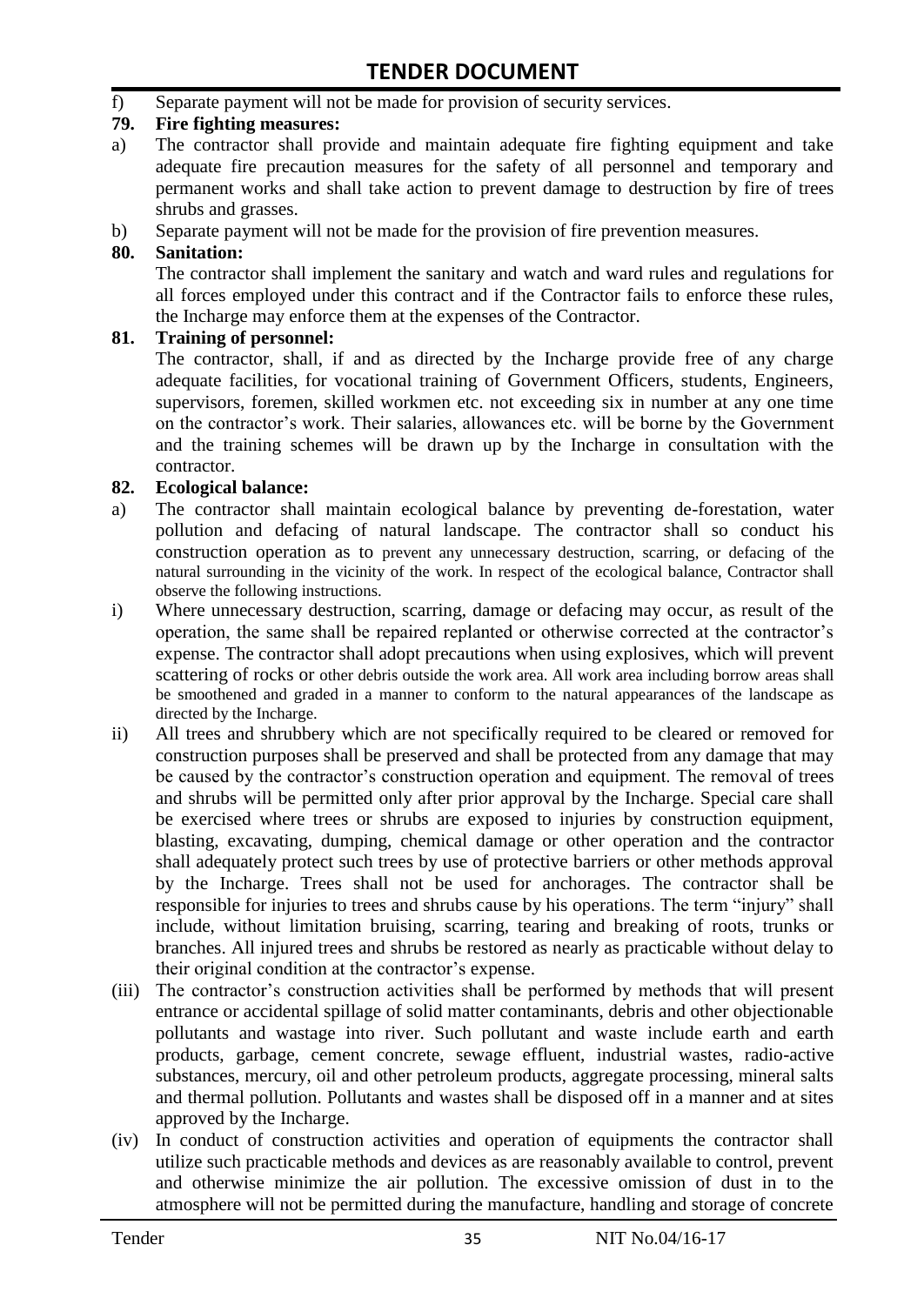f) Separate payment will not be made for provision of security services.

**79. Fire fighting measures:**

a) The contractor shall provide and maintain adequate fire fighting equipment and take adequate fire precaution measures for the safety of all personnel and temporary and permanent works and shall take action to prevent damage to destruction by fire of trees shrubs and grasses.

b) Separate payment will not be made for the provision of fire prevention measures.

**80. Sanitation:**

The contractor shall implement the sanitary and watch and ward rules and regulations for all forces employed under this contract and if the Contractor fails to enforce these rules, the Incharge may enforce them at the expenses of the Contractor.

**81. Training of personnel:**

The contractor, shall, if and as directed by the Incharge provide free of any charge adequate facilities, for vocational training of Government Officers, students, Engineers, supervisors, foremen, skilled workmen etc. not exceeding six in number at any one time on the contractor's work. Their salaries, allowances etc. will be borne by the Government and the training schemes will be drawn up by the Incharge in consultation with the contractor.

**82. Ecological balance:**

a) The contractor shall maintain ecological balance by preventing de-forestation, water pollution and defacing of natural landscape. The contractor shall so conduct his construction operation as to prevent any unnecessary destruction, scarring, or defacing of the natural surrounding in the vicinity of the work. In respect of the ecological balance, Contractor shall observe the following instructions.

i) Where unnecessary destruction, scarring, damage or defacing may occur, as result of the operation, the same shall be repaired replanted or otherwise corrected at the contractor's expense. The contractor shall adopt precautions when using explosives, which will prevent scattering of rocks or other debris outside the work area. All work area including borrow areas shall be smoothened and graded in a manner to conform to the natural appearances of the landscape as directed by the Incharge.

ii) All trees and shrubbery which are not specifically required to be cleared or removed for construction purposes shall be preserved and shall be protected from any damage that may be caused by the contractor's construction operation and equipment. The removal of trees and shrubs will be permitted only after prior approval by the Incharge. Special care shall be exercised where trees or shrubs are exposed to injuries by construction equipment, blasting, excavating, dumping, chemical damage or other operation and the contractor shall adequately protect such trees by use of protective barriers or other methods approval by the Incharge. Trees shall not be used for anchorages. The contractor shall be responsible for injuries to trees and shrubs cause by his operations. The term "injury" shall include, without limitation bruising, scarring, tearing and breaking of roots, trunks or branches. All injured trees and shrubs be restored as nearly as practicable without delay to their original condition at the contractor's expense.

(iii) The contractor's construction activities shall be performed by methods that will present entrance or accidental spillage of solid matter contaminants, debris and other objectionable pollutants and wastage into river. Such pollutant and waste include earth and earth products, garbage, cement concrete, sewage effluent, industrial wastes, radio-active substances, mercury, oil and other petroleum products, aggregate processing, mineral salts and thermal pollution. Pollutants and wastes shall be disposed off in a manner and at sites approved by the Incharge.

(iv) In conduct of construction activities and operation of equipments the contractor shall utilize such practicable methods and devices as are reasonably available to control, prevent and otherwise minimize the air pollution. The excessive omission of dust in to the atmosphere will not be permitted during the manufacture, handling and storage of concrete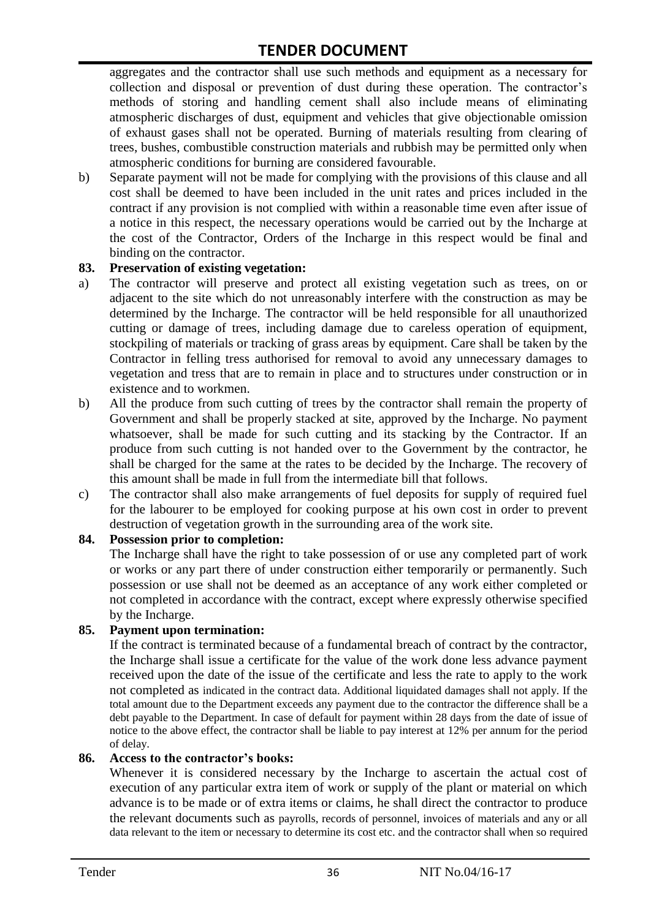aggregates and the contractor shall use such methods and equipment as a necessary for collection and disposal or prevention of dust during these operation. The contractor's methods of storing and handling cement shall also include means of eliminating atmospheric discharges of dust, equipment and vehicles that give objectionable omission of exhaust gases shall not be operated. Burning of materials resulting from clearing of trees, bushes, combustible construction materials and rubbish may be permitted only when atmospheric conditions for burning are considered favourable.

b) Separate payment will not be made for complying with the provisions of this clause and all cost shall be deemed to have been included in the unit rates and prices included in the contract if any provision is not complied with within a reasonable time even after issue of a notice in this respect, the necessary operations would be carried out by the Incharge at the cost of the Contractor, Orders of the Incharge in this respect would be final and binding on the contractor.

**83. Preservation of existing vegetation:**

a) The contractor will preserve and protect all existing vegetation such as trees, on or adjacent to the site which do not unreasonably interfere with the construction as may be determined by the Incharge. The contractor will be held responsible for all unauthorized cutting or damage of trees, including damage due to careless operation of equipment, stockpiling of materials or tracking of grass areas by equipment. Care shall be taken by the Contractor in felling tress authorised for removal to avoid any unnecessary damages to vegetation and tress that are to remain in place and to structures under construction or in existence and to workmen.

b) All the produce from such cutting of trees by the contractor shall remain the property of Government and shall be properly stacked at site, approved by the Incharge. No payment whatsoever, shall be made for such cutting and its stacking by the Contractor. If an produce from such cutting is not handed over to the Government by the contractor, he shall be charged for the same at the rates to be decided by the Incharge. The recovery of this amount shall be made in full from the intermediate bill that follows.

c) The contractor shall also make arrangements of fuel deposits for supply of required fuel for the labourer to be employed for cooking purpose at his own cost in order to prevent destruction of vegetation growth in the surrounding area of the work site.

**84. Possession prior to completion:**

The Incharge shall have the right to take possession of or use any completed part of work or works or any part there of under construction either temporarily or permanently. Such possession or use shall not be deemed as an acceptance of any work either completed or not completed in accordance with the contract, except where expressly otherwise specified by the Incharge.

**85. Payment upon termination:**

If the contract is terminated because of a fundamental breach of contract by the contractor, the Incharge shall issue a certificate for the value of the work done less advance payment received upon the date of the issue of the certificate and less the rate to apply to the work not completed as indicated in the contract data. Additional liquidated damages shall not apply. If the total amount due to the Department exceeds any payment due to the contractor the difference shall be a debt payable to the Department. In case of default for payment within 28 days from the date of issue of notice to the above effect, the contractor shall be liable to pay interest at 12% per annum for the period of delay.

**86. Access to the contractor's books:**

Whenever it is considered necessary by the Incharge to ascertain the actual cost of execution of any particular extra item of work or supply of the plant or material on which advance is to be made or of extra items or claims, he shall direct the contractor to produce the relevant documents such as payrolls, records of personnel, invoices of materials and any or all data relevant to the item or necessary to determine its cost etc. and the contractor shall when so required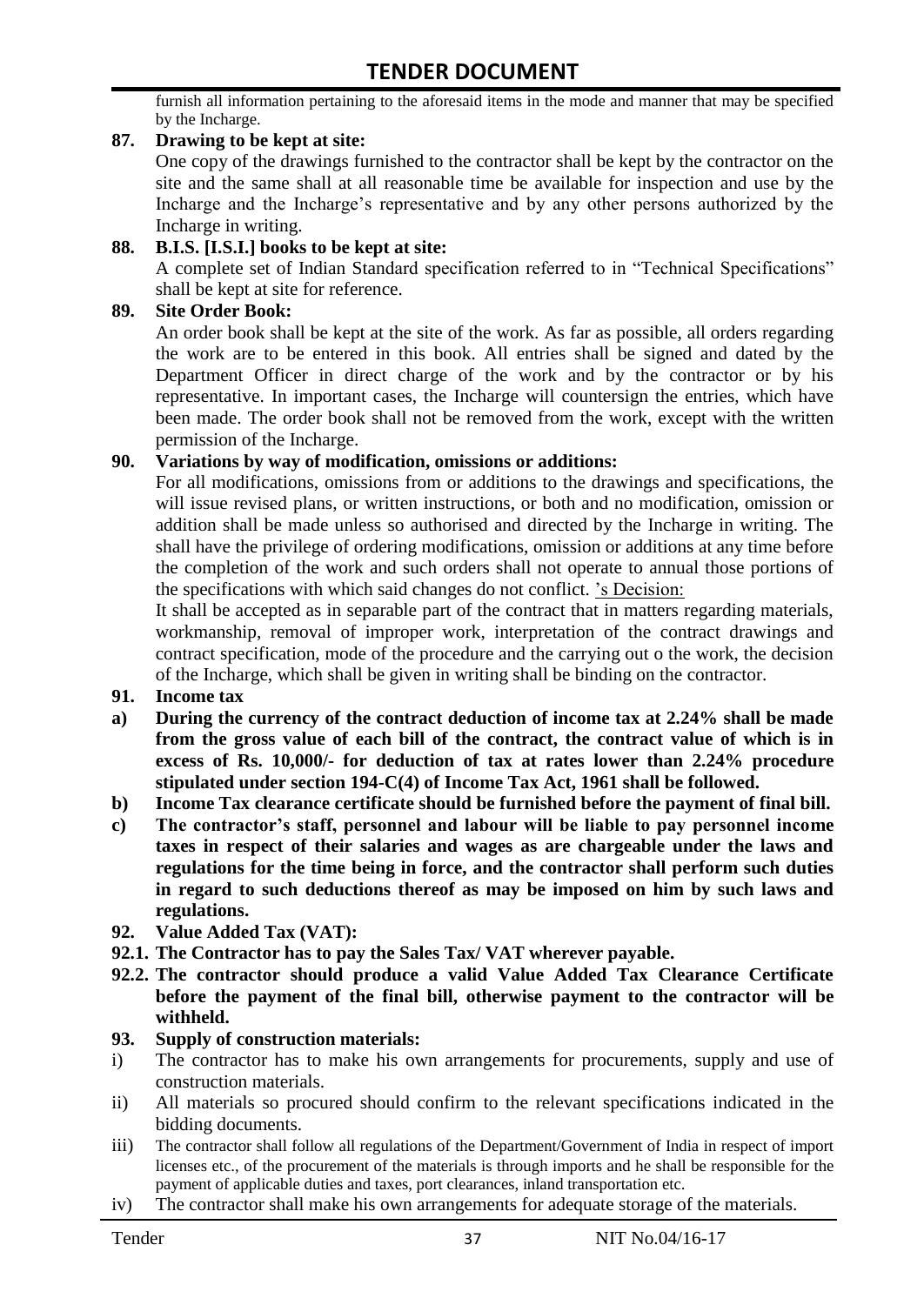furnish all information pertaining to the aforesaid items in the mode and manner that may be specified by the Incharge.

**87. Drawing to be kept at site:**

One copy of the drawings furnished to the contractor shall be kept by the contractor on the site and the same shall at all reasonable time be available for inspection and use by the Incharge and the Incharge's representative and by any other persons authorized by the Incharge in writing.

**88. B.I.S. [I.S.I.] books to be kept at site:**

A complete set of Indian Standard specification referred to in "Technical Specifications" shall be kept at site for reference.

**89. Site Order Book:**

An order book shall be kept at the site of the work. As far as possible, all orders regarding the work are to be entered in this book. All entries shall be signed and dated by the Department Officer in direct charge of the work and by the contractor or by his representative. In important cases, the Incharge will countersign the entries, which have been made. The order book shall not be removed from the work, except with the written permission of the Incharge.

**90. Variations by way of modification, omissions or additions:**

For all modifications, omissions from or additions to the drawings and specifications, the will issue revised plans, or written instructions, or both and no modification, omission or addition shall be made unless so authorised and directed by the Incharge in writing. The shall have the privilege of ordering modifications, omission or additions at any time before the completion of the work and such orders shall not operate to annual those portions of the specifications with which said changes do not conflict. 's Decision:

It shall be accepted as in separable part of the contract that in matters regarding materials, workmanship, removal of improper work, interpretation of the contract drawings and contract specification, mode of the procedure and the carrying out o the work, the decision of the Incharge, which shall be given in writing shall be binding on the contractor.

**91. Income tax**

**a) During the currency of the contract deduction of income tax at 2.24% shall be made from the gross value of each bill of the contract, the contract value of which is in excess of Rs. 10,000/- for deduction of tax at rates lower than 2.24% procedure stipulated under section 194-C(4) of Income Tax Act, 1961 shall be followed.**

**b) Income Tax clearance certificate should be furnished before the payment of final bill.**

**c) The contractor's staff, personnel and labour will be liable to pay personnel income taxes in respect of their salaries and wages as are chargeable under the laws and regulations for the time being in force, and the contractor shall perform such duties in regard to such deductions thereof as may be imposed on him by such laws and regulations.**

**92. Value Added Tax (VAT):**

**92.1. The Contractor has to pay the Sales Tax/ VAT wherever payable.**

**92.2. The contractor should produce a valid Value Added Tax Clearance Certificate before the payment of the final bill, otherwise payment to the contractor will be withheld.**

**93. Supply of construction materials:**

i) The contractor has to make his own arrangements for procurements, supply and use of construction materials.

ii) All materials so procured should confirm to the relevant specifications indicated in the bidding documents.

iii) The contractor shall follow all regulations of the Department/Government of India in respect of import licenses etc., of the procurement of the materials is through imports and he shall be responsible for the payment of applicable duties and taxes, port clearances, inland transportation etc.

iv) The contractor shall make his own arrangements for adequate storage of the materials.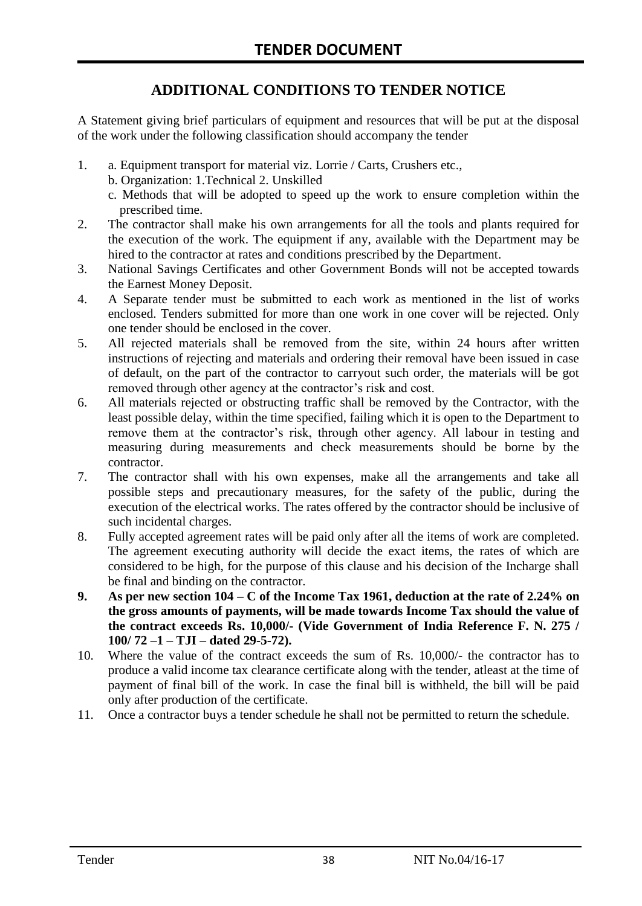# TENDER DOCUMENT

## ADDITIONAL CONDITIONS TO TENDER NOTICE

A Statement giving brief particulars of equipment and resources that will be put at the disposal of the work under the following classification should accompany the tender

1. a. Equipment transport for material viz. Lorrie / Carts, Crushers etc.,
   b. Organization: 1.Technical 2. Unskilled
   c. Methods that will be adopted to speed up the work to ensure completion within the prescribed time.
2. The contractor shall make his own arrangements for all the tools and plants required for the execution of the work. The equipment if any, available with the Department may be hired to the contractor at rates and conditions prescribed by the Department.
3. National Savings Certificates and other Government Bonds will not be accepted towards the Earnest Money Deposit.
4. A Separate tender must be submitted to each work as mentioned in the list of works enclosed. Tenders submitted for more than one work in one cover will be rejected. Only one tender should be enclosed in the cover.
5. All rejected materials shall be removed from the site, within 24 hours after written instructions of rejecting and materials and ordering their removal have been issued in case of default, on the part of the contractor to carryout such order, the materials will be got removed through other agency at the contractor's risk and cost.
6. All materials rejected or obstructing traffic shall be removed by the Contractor, with the least possible delay, within the time specified, failing which it is open to the Department to remove them at the contractor's risk, through other agency. All labour in testing and measuring during measurements and check measurements should be borne by the contractor.
7. The contractor shall with his own expenses, make all the arrangements and take all possible steps and precautionary measures, for the safety of the public, during the execution of the electrical works. The rates offered by the contractor should be inclusive of such incidental charges.
8. Fully accepted agreement rates will be paid only after all the items of work are completed. The agreement executing authority will decide the exact items, the rates of which are considered to be high, for the purpose of this clause and his decision of the Incharge shall be final and binding on the contractor.
9. **As per new section 104 – C of the Income Tax 1961, deduction at the rate of 2.24% on the gross amounts of payments, will be made towards Income Tax should the value of the contract exceeds Rs. 10,000/- (Vide Government of India Reference F. N. 275 / 100/ 72 –1 – TJI – dated 29-5-72).**
10. Where the value of the contract exceeds the sum of Rs. 10,000/- the contractor has to produce a valid income tax clearance certificate along with the tender, atleast at the time of payment of final bill of the work. In case the final bill is withheld, the bill will be paid only after production of the certificate.
11. Once a contractor buys a tender schedule he shall not be permitted to return the schedule.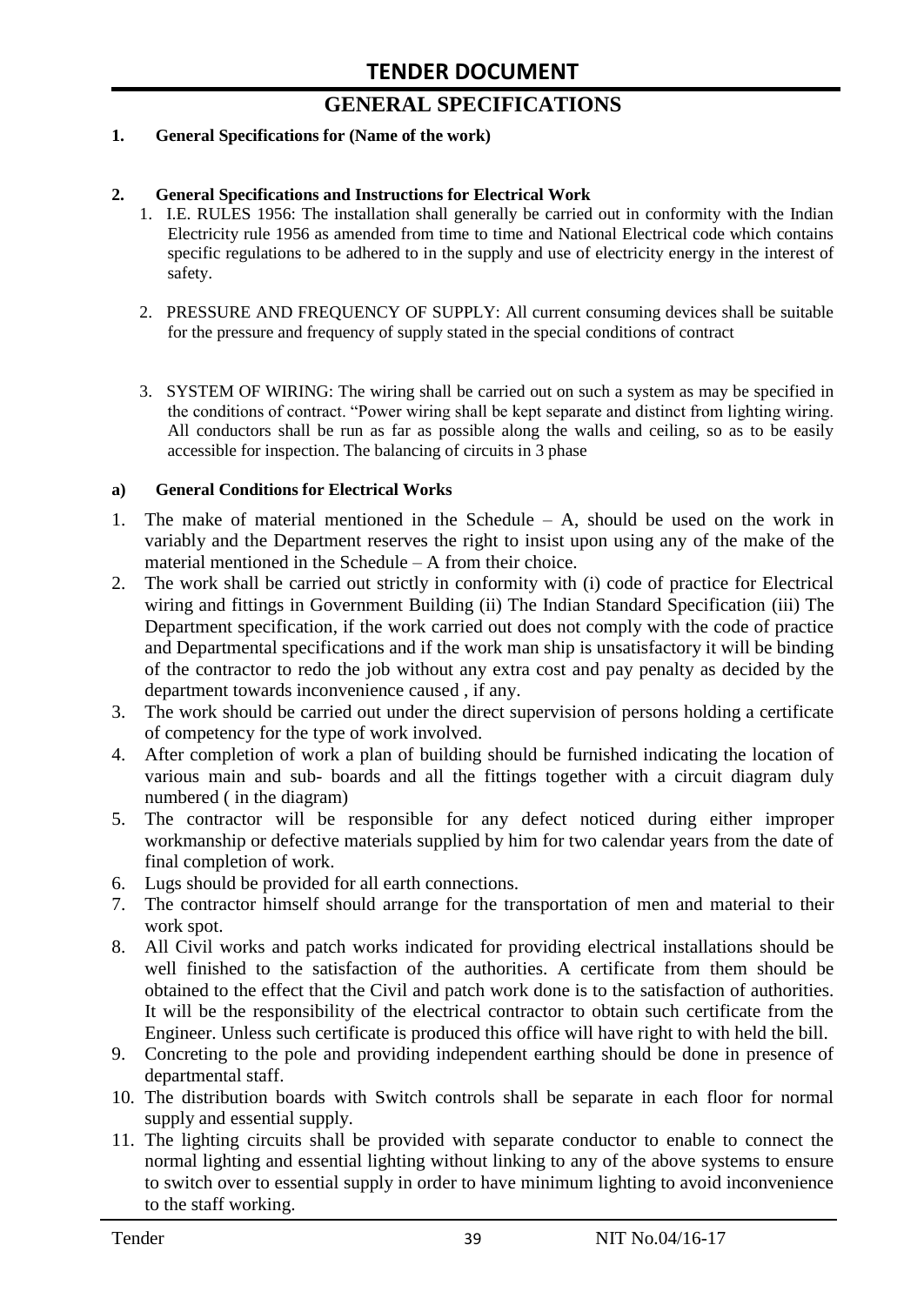# TENDER DOCUMENT

## GENERAL SPECIFICATIONS

**1. General Specifications for (Name of the work)**

**2. General Specifications and Instructions for Electrical Work**

1. I.E. RULES 1956: The installation shall generally be carried out in conformity with the Indian Electricity rule 1956 as amended from time to time and National Electrical code which contains specific regulations to be adhered to in the supply and use of electricity energy in the interest of safety.

2. PRESSURE AND FREQUENCY OF SUPPLY: All current consuming devices shall be suitable for the pressure and frequency of supply stated in the special conditions of contract

3. SYSTEM OF WIRING: The wiring shall be carried out on such a system as may be specified in the conditions of contract. "Power wiring shall be kept separate and distinct from lighting wiring. All conductors shall be run as far as possible along the walls and ceiling, so as to be easily accessible for inspection. The balancing of circuits in 3 phase

**a) General Conditions for Electrical Works**

1. The make of material mentioned in the Schedule – A, should be used on the work in variably and the Department reserves the right to insist upon using any of the make of the material mentioned in the Schedule – A from their choice.
2. The work shall be carried out strictly in conformity with (i) code of practice for Electrical wiring and fittings in Government Building (ii) The Indian Standard Specification (iii) The Department specification, if the work carried out does not comply with the code of practice and Departmental specifications and if the work man ship is unsatisfactory it will be binding of the contractor to redo the job without any extra cost and pay penalty as decided by the department towards inconvenience caused , if any.
3. The work should be carried out under the direct supervision of persons holding a certificate of competency for the type of work involved.
4. After completion of work a plan of building should be furnished indicating the location of various main and sub- boards and all the fittings together with a circuit diagram duly numbered ( in the diagram)
5. The contractor will be responsible for any defect noticed during either improper workmanship or defective materials supplied by him for two calendar years from the date of final completion of work.
6. Lugs should be provided for all earth connections.
7. The contractor himself should arrange for the transportation of men and material to their work spot.
8. All Civil works and patch works indicated for providing electrical installations should be well finished to the satisfaction of the authorities. A certificate from them should be obtained to the effect that the Civil and patch work done is to the satisfaction of authorities. It will be the responsibility of the electrical contractor to obtain such certificate from the Engineer. Unless such certificate is produced this office will have right to with held the bill.
9. Concreting to the pole and providing independent earthing should be done in presence of departmental staff.
10. The distribution boards with Switch controls shall be separate in each floor for normal supply and essential supply.
11. The lighting circuits shall be provided with separate conductor to enable to connect the normal lighting and essential lighting without linking to any of the above systems to ensure to switch over to essential supply in order to have minimum lighting to avoid inconvenience to the staff working.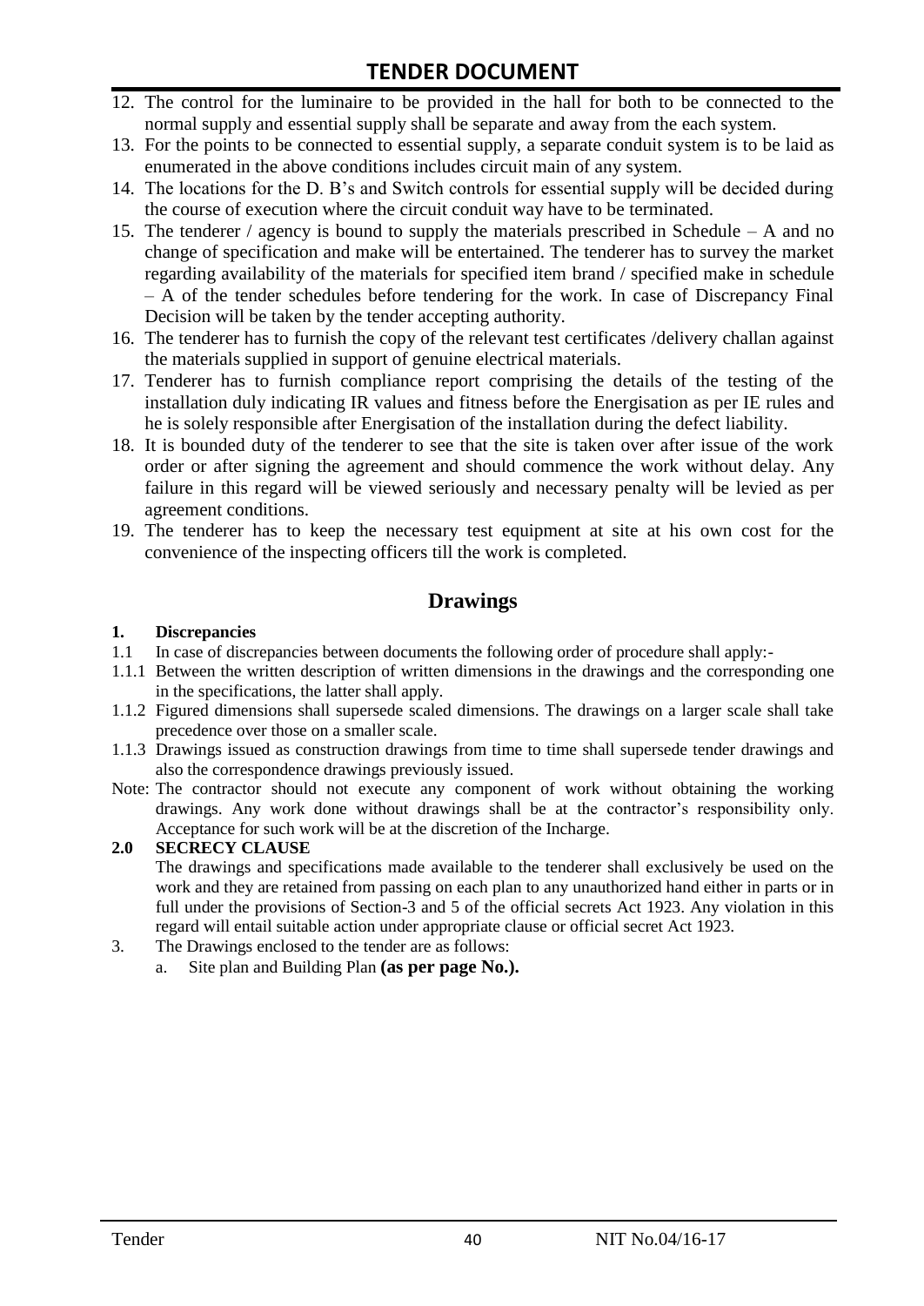12. The control for the luminaire to be provided in the hall for both to be connected to the normal supply and essential supply shall be separate and away from the each system.
13. For the points to be connected to essential supply, a separate conduit system is to be laid as enumerated in the above conditions includes circuit main of any system.
14. The locations for the D. B's and Switch controls for essential supply will be decided during the course of execution where the circuit conduit way have to be terminated.
15. The tenderer / agency is bound to supply the materials prescribed in Schedule – A and no change of specification and make will be entertained. The tenderer has to survey the market regarding availability of the materials for specified item brand / specified make in schedule – A of the tender schedules before tendering for the work. In case of Discrepancy Final Decision will be taken by the tender accepting authority.
16. The tenderer has to furnish the copy of the relevant test certificates /delivery challan against the materials supplied in support of genuine electrical materials.
17. Tenderer has to furnish compliance report comprising the details of the testing of the installation duly indicating IR values and fitness before the Energisation as per IE rules and he is solely responsible after Energisation of the installation during the defect liability.
18. It is bounded duty of the tenderer to see that the site is taken over after issue of the work order or after signing the agreement and should commence the work without delay. Any failure in this regard will be viewed seriously and necessary penalty will be levied as per agreement conditions.
19. The tenderer has to keep the necessary test equipment at site at his own cost for the convenience of the inspecting officers till the work is completed.

## Drawings

**1. Discrepancies**

1.1 In case of discrepancies between documents the following order of procedure shall apply:-

1.1.1 Between the written description of written dimensions in the drawings and the corresponding one in the specifications, the latter shall apply.

1.1.2 Figured dimensions shall supersede scaled dimensions. The drawings on a larger scale shall take precedence over those on a smaller scale.

1.1.3 Drawings issued as construction drawings from time to time shall supersede tender drawings and also the correspondence drawings previously issued.

Note: The contractor should not execute any component of work without obtaining the working drawings. Any work done without drawings shall be at the contractor's responsibility only. Acceptance for such work will be at the discretion of the Incharge.

**2.0 SECRECY CLAUSE**

The drawings and specifications made available to the tenderer shall exclusively be used on the work and they are retained from passing on each plan to any unauthorized hand either in parts or in full under the provisions of Section-3 and 5 of the official secrets Act 1923. Any violation in this regard will entail suitable action under appropriate clause or official secret Act 1923.

3. The Drawings enclosed to the tender are as follows:
    a. Site plan and Building Plan **(as per page No.).**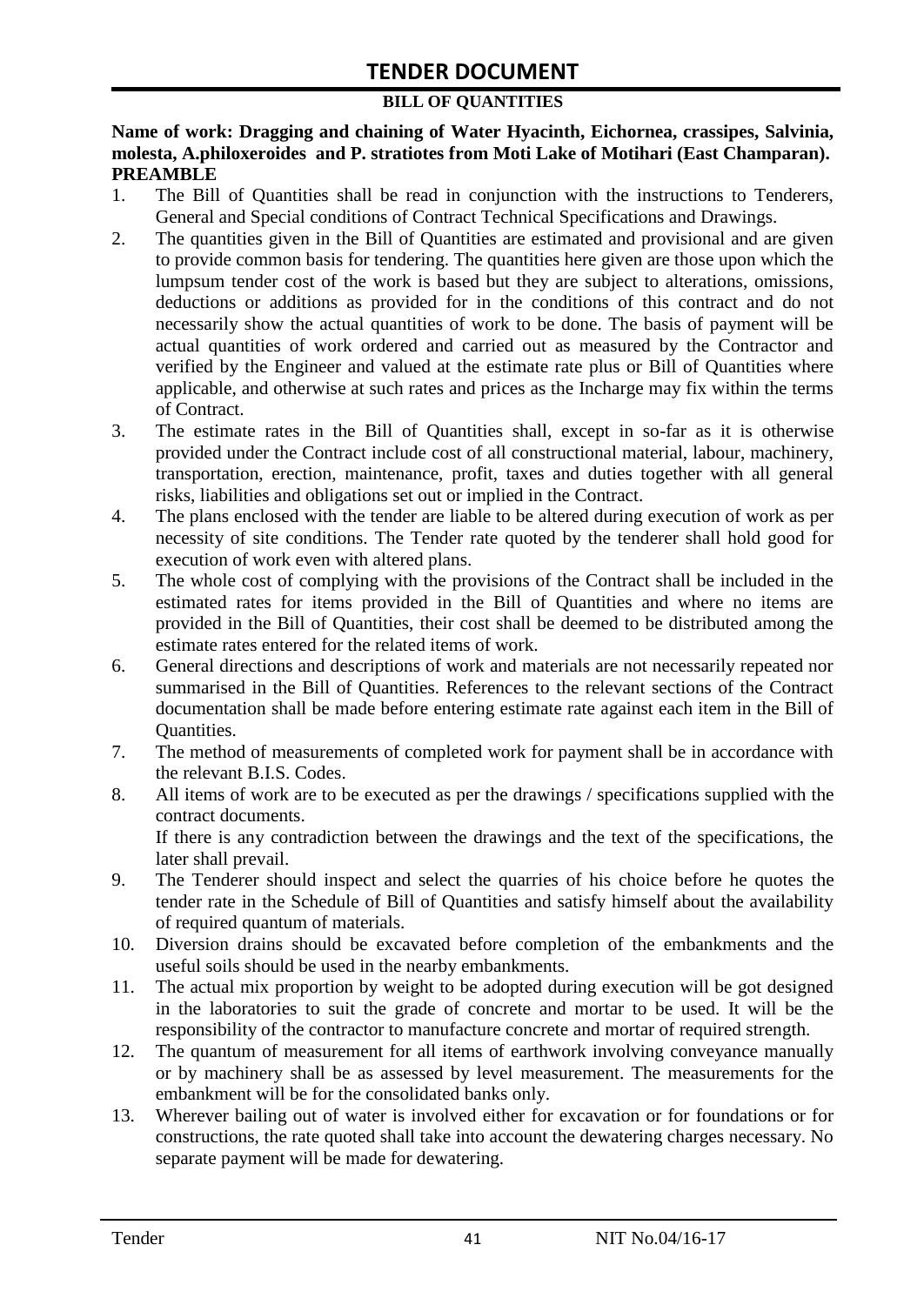# TENDER DOCUMENT

**BILL OF QUANTITIES**

**Name of work: Dragging and chaining of Water Hyacinth, Eichornea, crassipes, Salvinia, molesta, A.philoxeroides and P. stratiotes from Moti Lake of Motihari (East Champaran).**

**PREAMBLE**

1. The Bill of Quantities shall be read in conjunction with the instructions to Tenderers, General and Special conditions of Contract Technical Specifications and Drawings.
2. The quantities given in the Bill of Quantities are estimated and provisional and are given to provide common basis for tendering. The quantities here given are those upon which the lumpsum tender cost of the work is based but they are subject to alterations, omissions, deductions or additions as provided for in the conditions of this contract and do not necessarily show the actual quantities of work to be done. The basis of payment will be actual quantities of work ordered and carried out as measured by the Contractor and verified by the Engineer and valued at the estimate rate plus or Bill of Quantities where applicable, and otherwise at such rates and prices as the Incharge may fix within the terms of Contract.
3. The estimate rates in the Bill of Quantities shall, except in so-far as it is otherwise provided under the Contract include cost of all constructional material, labour, machinery, transportation, erection, maintenance, profit, taxes and duties together with all general risks, liabilities and obligations set out or implied in the Contract.
4. The plans enclosed with the tender are liable to be altered during execution of work as per necessity of site conditions. The Tender rate quoted by the tenderer shall hold good for execution of work even with altered plans.
5. The whole cost of complying with the provisions of the Contract shall be included in the estimated rates for items provided in the Bill of Quantities and where no items are provided in the Bill of Quantities, their cost shall be deemed to be distributed among the estimate rates entered for the related items of work.
6. General directions and descriptions of work and materials are not necessarily repeated nor summarised in the Bill of Quantities. References to the relevant sections of the Contract documentation shall be made before entering estimate rate against each item in the Bill of Quantities.
7. The method of measurements of completed work for payment shall be in accordance with the relevant B.I.S. Codes.
8. All items of work are to be executed as per the drawings / specifications supplied with the contract documents.

   If there is any contradiction between the drawings and the text of the specifications, the later shall prevail.
9. The Tenderer should inspect and select the quarries of his choice before he quotes the tender rate in the Schedule of Bill of Quantities and satisfy himself about the availability of required quantum of materials.
10. Diversion drains should be excavated before completion of the embankments and the useful soils should be used in the nearby embankments.
11. The actual mix proportion by weight to be adopted during execution will be got designed in the laboratories to suit the grade of concrete and mortar to be used. It will be the responsibility of the contractor to manufacture concrete and mortar of required strength.
12. The quantum of measurement for all items of earthwork involving conveyance manually or by machinery shall be as assessed by level measurement. The measurements for the embankment will be for the consolidated banks only.
13. Wherever bailing out of water is involved either for excavation or for foundations or for constructions, the rate quoted shall take into account the dewatering charges necessary. No separate payment will be made for dewatering.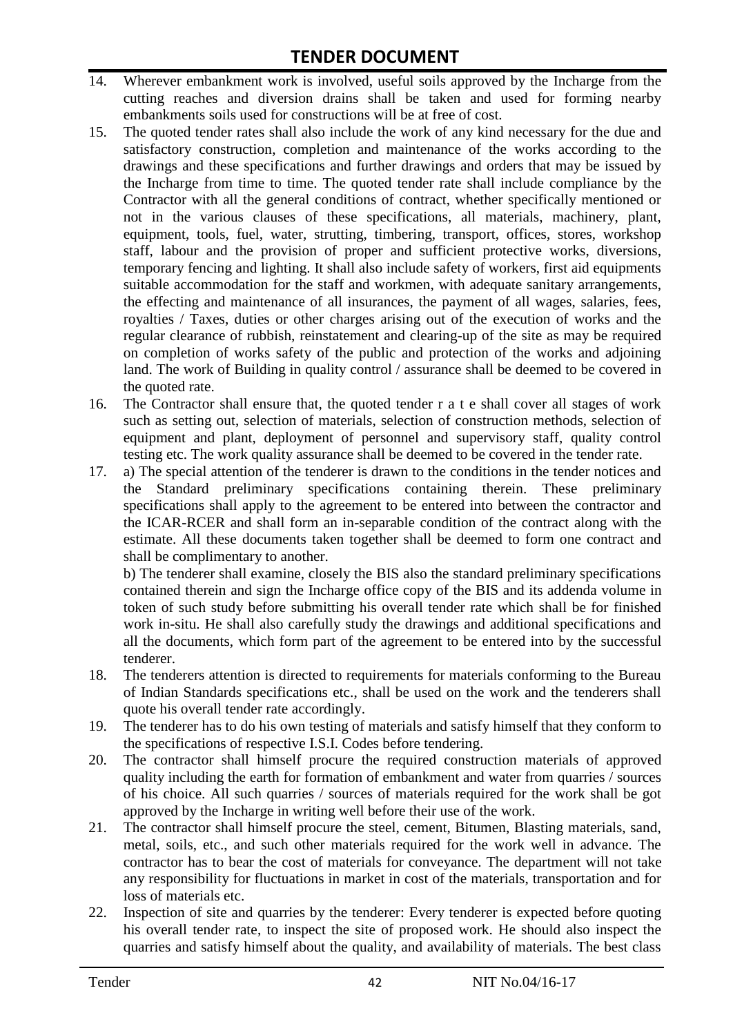14. Wherever embankment work is involved, useful soils approved by the Incharge from the cutting reaches and diversion drains shall be taken and used for forming nearby embankments soils used for constructions will be at free of cost.
15. The quoted tender rates shall also include the work of any kind necessary for the due and satisfactory construction, completion and maintenance of the works according to the drawings and these specifications and further drawings and orders that may be issued by the Incharge from time to time. The quoted tender rate shall include compliance by the Contractor with all the general conditions of contract, whether specifically mentioned or not in the various clauses of these specifications, all materials, machinery, plant, equipment, tools, fuel, water, strutting, timbering, transport, offices, stores, workshop staff, labour and the provision of proper and sufficient protective works, diversions, temporary fencing and lighting. It shall also include safety of workers, first aid equipments suitable accommodation for the staff and workmen, with adequate sanitary arrangements, the effecting and maintenance of all insurances, the payment of all wages, salaries, fees, royalties / Taxes, duties or other charges arising out of the execution of works and the regular clearance of rubbish, reinstatement and clearing-up of the site as may be required on completion of works safety of the public and protection of the works and adjoining land. The work of Building in quality control / assurance shall be deemed to be covered in the quoted rate.
16. The Contractor shall ensure that, the quoted tender r a t e shall cover all stages of work such as setting out, selection of materials, selection of construction methods, selection of equipment and plant, deployment of personnel and supervisory staff, quality control testing etc. The work quality assurance shall be deemed to be covered in the tender rate.
17. a) The special attention of the tenderer is drawn to the conditions in the tender notices and the Standard preliminary specifications containing therein. These preliminary specifications shall apply to the agreement to be entered into between the contractor and the ICAR-RCER and shall form an in-separable condition of the contract along with the estimate. All these documents taken together shall be deemed to form one contract and shall be complimentary to another.

    b) The tenderer shall examine, closely the BIS also the standard preliminary specifications contained therein and sign the Incharge office copy of the BIS and its addenda volume in token of such study before submitting his overall tender rate which shall be for finished work in-situ. He shall also carefully study the drawings and additional specifications and all the documents, which form part of the agreement to be entered into by the successful tenderer.
18. The tenderers attention is directed to requirements for materials conforming to the Bureau of Indian Standards specifications etc., shall be used on the work and the tenderers shall quote his overall tender rate accordingly.
19. The tenderer has to do his own testing of materials and satisfy himself that they conform to the specifications of respective I.S.I. Codes before tendering.
20. The contractor shall himself procure the required construction materials of approved quality including the earth for formation of embankment and water from quarries / sources of his choice. All such quarries / sources of materials required for the work shall be got approved by the Incharge in writing well before their use of the work.
21. The contractor shall himself procure the steel, cement, Bitumen, Blasting materials, sand, metal, soils, etc., and such other materials required for the work well in advance. The contractor has to bear the cost of materials for conveyance. The department will not take any responsibility for fluctuations in market in cost of the materials, transportation and for loss of materials etc.
22. Inspection of site and quarries by the tenderer: Every tenderer is expected before quoting his overall tender rate, to inspect the site of proposed work. He should also inspect the quarries and satisfy himself about the quality, and availability of materials. The best class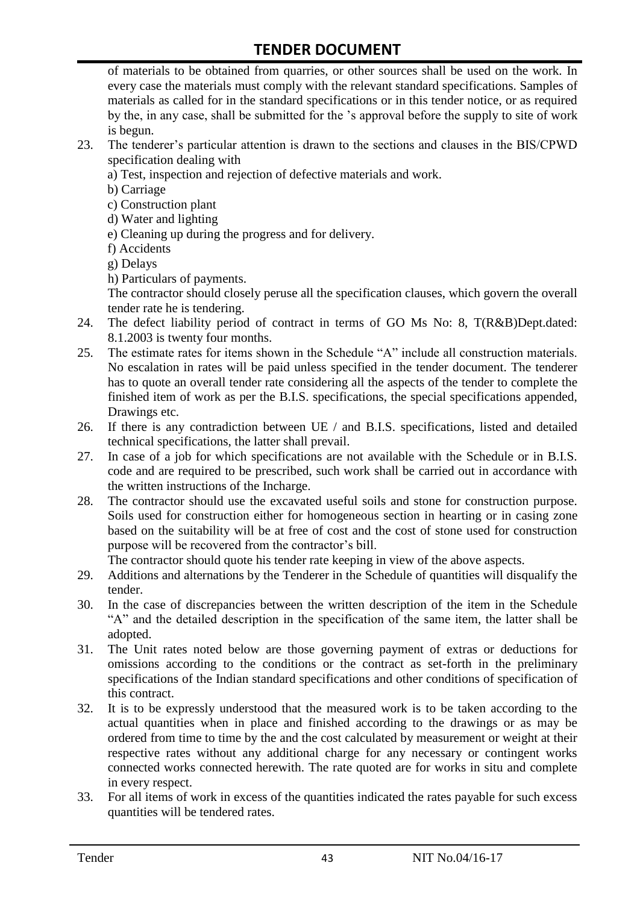of materials to be obtained from quarries, or other sources shall be used on the work. In every case the materials must comply with the relevant standard specifications. Samples of materials as called for in the standard specifications or in this tender notice, or as required by the, in any case, shall be submitted for the 's approval before the supply to site of work is begun.

23. The tenderer's particular attention is drawn to the sections and clauses in the BIS/CPWD specification dealing with
    a) Test, inspection and rejection of defective materials and work.
    b) Carriage
    c) Construction plant
    d) Water and lighting
    e) Cleaning up during the progress and for delivery.
    f) Accidents
    g) Delays
    h) Particulars of payments.

    The contractor should closely peruse all the specification clauses, which govern the overall tender rate he is tendering.
24. The defect liability period of contract in terms of GO Ms No: 8, T(R&B)Dept.dated: 8.1.2003 is twenty four months.
25. The estimate rates for items shown in the Schedule "A" include all construction materials. No escalation in rates will be paid unless specified in the tender document. The tenderer has to quote an overall tender rate considering all the aspects of the tender to complete the finished item of work as per the B.I.S. specifications, the special specifications appended, Drawings etc.
26. If there is any contradiction between UE / and B.I.S. specifications, listed and detailed technical specifications, the latter shall prevail.
27. In case of a job for which specifications are not available with the Schedule or in B.I.S. code and are required to be prescribed, such work shall be carried out in accordance with the written instructions of the Incharge.
28. The contractor should use the excavated useful soils and stone for construction purpose. Soils used for construction either for homogeneous section in hearting or in casing zone based on the suitability will be at free of cost and the cost of stone used for construction purpose will be recovered from the contractor's bill.

    The contractor should quote his tender rate keeping in view of the above aspects.
29. Additions and alternations by the Tenderer in the Schedule of quantities will disqualify the tender.
30. In the case of discrepancies between the written description of the item in the Schedule "A" and the detailed description in the specification of the same item, the latter shall be adopted.
31. The Unit rates noted below are those governing payment of extras or deductions for omissions according to the conditions or the contract as set-forth in the preliminary specifications of the Indian standard specifications and other conditions of specification of this contract.
32. It is to be expressly understood that the measured work is to be taken according to the actual quantities when in place and finished according to the drawings or as may be ordered from time to time by the and the cost calculated by measurement or weight at their respective rates without any additional charge for any necessary or contingent works connected works connected herewith. The rate quoted are for works in situ and complete in every respect.
33. For all items of work in excess of the quantities indicated the rates payable for such excess quantities will be tendered rates.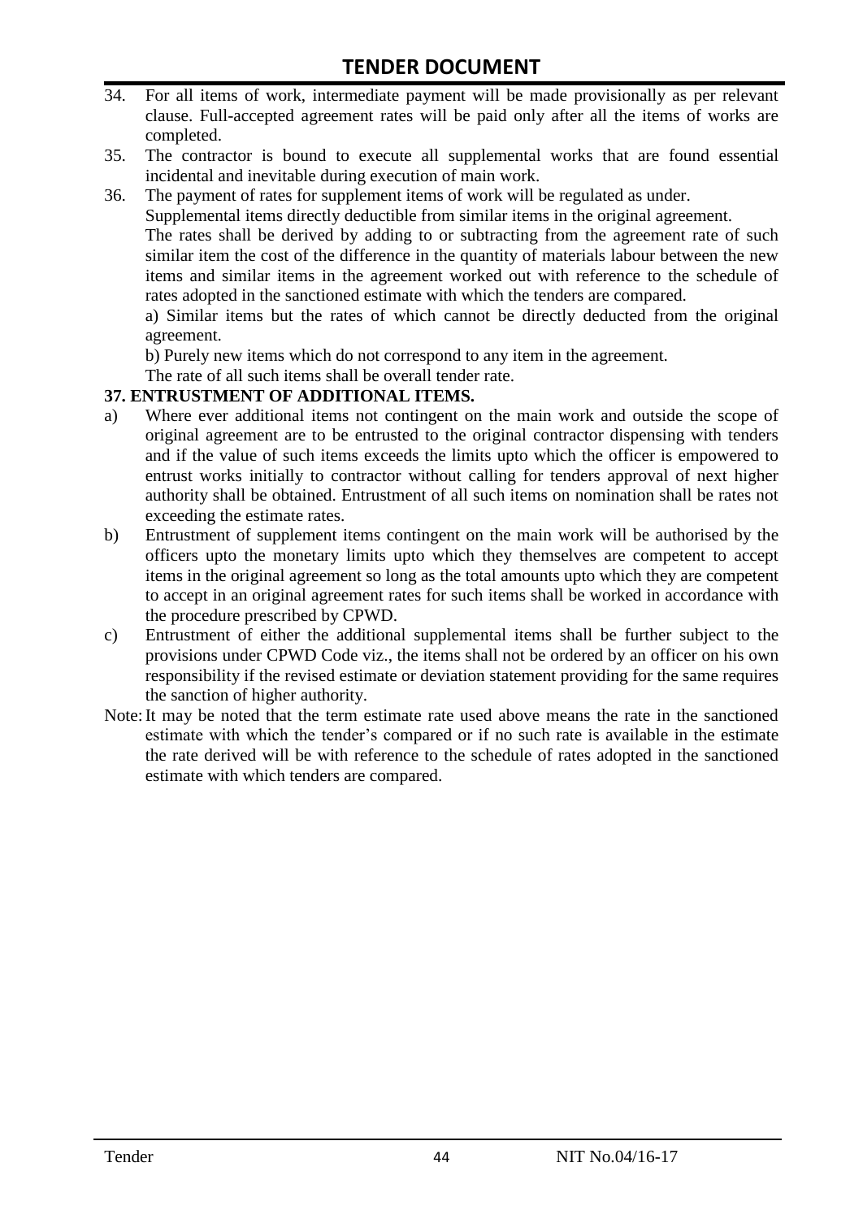34. For all items of work, intermediate payment will be made provisionally as per relevant clause. Full-accepted agreement rates will be paid only after all the items of works are completed.
35. The contractor is bound to execute all supplemental works that are found essential incidental and inevitable during execution of main work.
36. The payment of rates for supplement items of work will be regulated as under.
    Supplemental items directly deductible from similar items in the original agreement.
    The rates shall be derived by adding to or subtracting from the agreement rate of such similar item the cost of the difference in the quantity of materials labour between the new items and similar items in the agreement worked out with reference to the schedule of rates adopted in the sanctioned estimate with which the tenders are compared.
    a) Similar items but the rates of which cannot be directly deducted from the original agreement.
    b) Purely new items which do not correspond to any item in the agreement.
    The rate of all such items shall be overall tender rate.

**37. ENTRUSTMENT OF ADDITIONAL ITEMS.**

a) Where ever additional items not contingent on the main work and outside the scope of original agreement are to be entrusted to the original contractor dispensing with tenders and if the value of such items exceeds the limits upto which the officer is empowered to entrust works initially to contractor without calling for tenders approval of next higher authority shall be obtained. Entrustment of all such items on nomination shall be rates not exceeding the estimate rates.
b) Entrustment of supplement items contingent on the main work will be authorised by the officers upto the monetary limits upto which they themselves are competent to accept items in the original agreement so long as the total amounts upto which they are competent to accept in an original agreement rates for such items shall be worked in accordance with the procedure prescribed by CPWD.
c) Entrustment of either the additional supplemental items shall be further subject to the provisions under CPWD Code viz., the items shall not be ordered by an officer on his own responsibility if the revised estimate or deviation statement providing for the same requires the sanction of higher authority.

Note: It may be noted that the term estimate rate used above means the rate in the sanctioned estimate with which the tender's compared or if no such rate is available in the estimate the rate derived will be with reference to the schedule of rates adopted in the sanctioned estimate with which tenders are compared.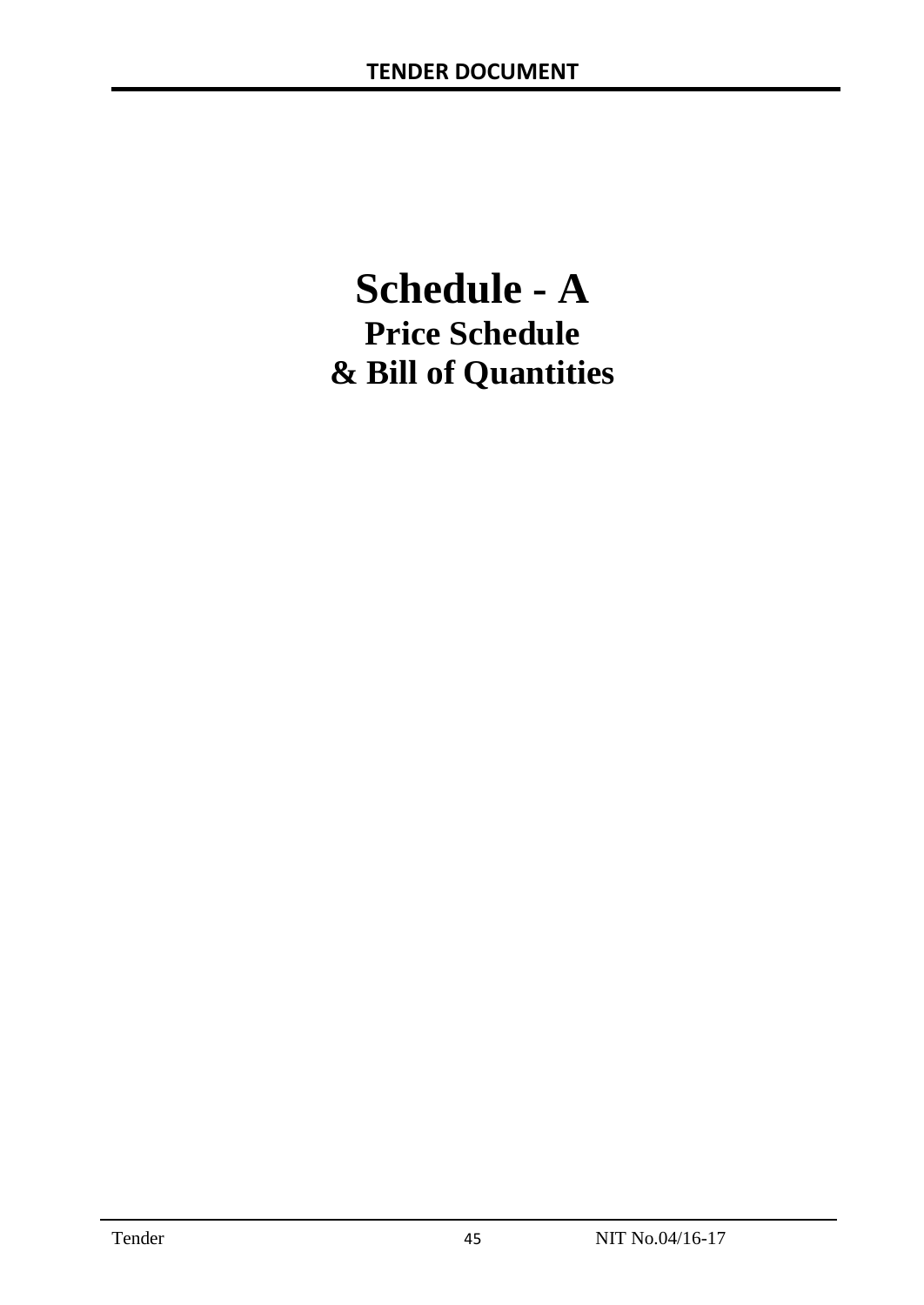# Schedule - A

## Price Schedule
## & Bill of Quantities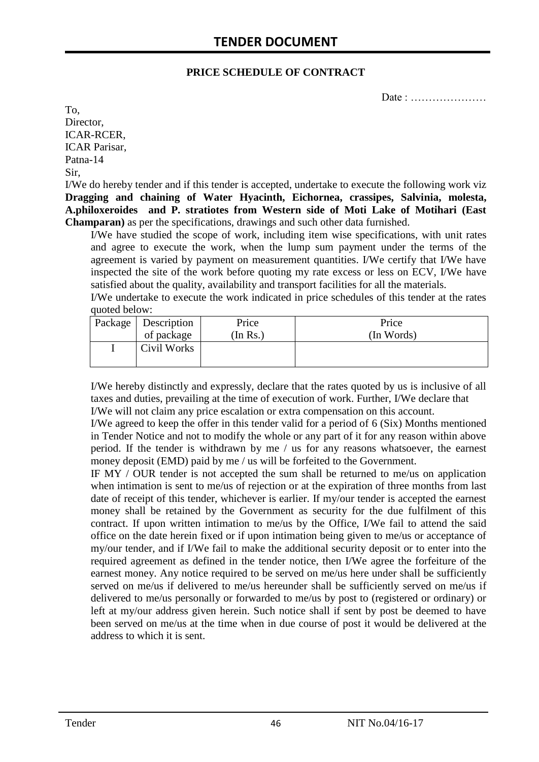# TENDER DOCUMENT

**PRICE SCHEDULE OF CONTRACT**

Date : …………………

To,
Director,
ICAR-RCER,
ICAR Parisar,
Patna-14

Sir,

I/We do hereby tender and if this tender is accepted, undertake to execute the following work viz **Dragging and chaining of Water Hyacinth, Eichornea, crassipes, Salvinia, molesta, A.philoxeroides and P. stratiotes from Western side of Moti Lake of Motihari (East Champaran)** as per the specifications, drawings and such other data furnished.

I/We have studied the scope of work, including item wise specifications, with unit rates and agree to execute the work, when the lump sum payment under the terms of the agreement is varied by payment on measurement quantities. I/We certify that I/We have inspected the site of the work before quoting my rate excess or less on ECV, I/We have satisfied about the quality, availability and transport facilities for all the materials.

I/We undertake to execute the work indicated in price schedules of this tender at the rates quoted below:

| Package | Description of package | Price (In Rs.) | Price (In Words) |
|---|---|---|---|
| I | Civil Works | | |

I/We hereby distinctly and expressly, declare that the rates quoted by us is inclusive of all taxes and duties, prevailing at the time of execution of work. Further, I/We declare that I/We will not claim any price escalation or extra compensation on this account.

I/We agreed to keep the offer in this tender valid for a period of 6 (Six) Months mentioned in Tender Notice and not to modify the whole or any part of it for any reason within above period. If the tender is withdrawn by me / us for any reasons whatsoever, the earnest money deposit (EMD) paid by me / us will be forfeited to the Government.

IF MY / OUR tender is not accepted the sum shall be returned to me/us on application when intimation is sent to me/us of rejection or at the expiration of three months from last date of receipt of this tender, whichever is earlier. If my/our tender is accepted the earnest money shall be retained by the Government as security for the due fulfilment of this contract. If upon written intimation to me/us by the Office, I/We fail to attend the said office on the date herein fixed or if upon intimation being given to me/us or acceptance of my/our tender, and if I/We fail to make the additional security deposit or to enter into the required agreement as defined in the tender notice, then I/We agree the forfeiture of the earnest money. Any notice required to be served on me/us here under shall be sufficiently served on me/us if delivered to me/us hereunder shall be sufficiently served on me/us if delivered to me/us personally or forwarded to me/us by post to (registered or ordinary) or left at my/our address given herein. Such notice shall if sent by post be deemed to have been served on me/us at the time when in due course of post it would be delivered at the address to which it is sent.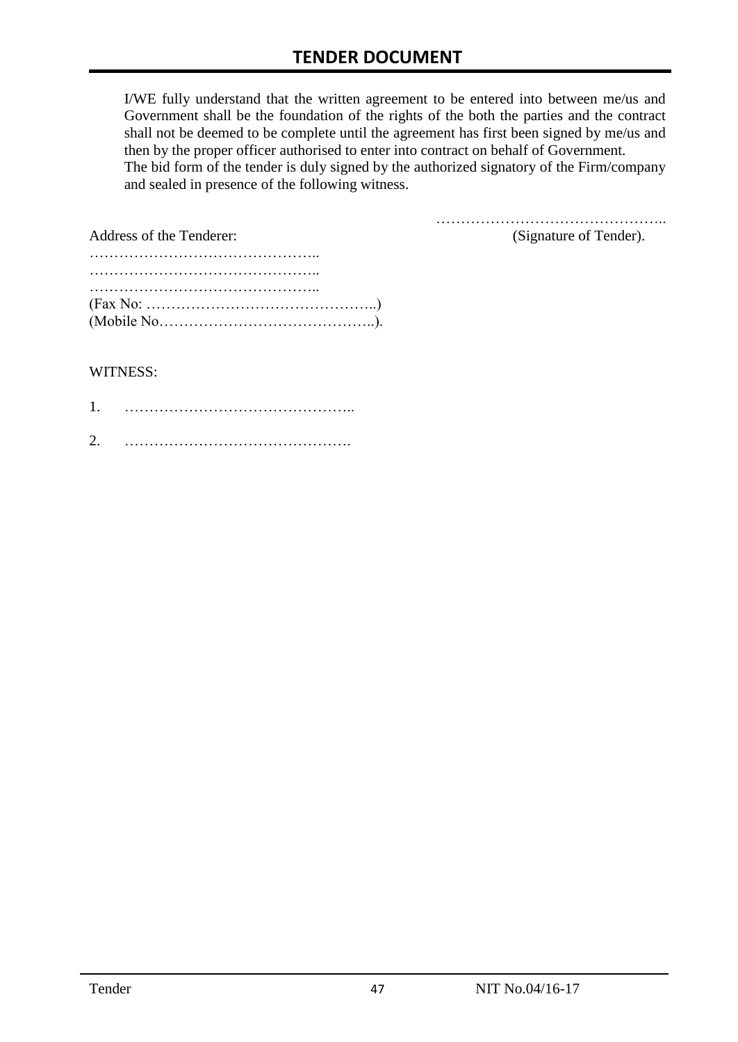I/WE fully understand that the written agreement to be entered into between me/us and Government shall be the foundation of the rights of the both the parties and the contract shall not be deemed to be complete until the agreement has first been signed by me/us and then by the proper officer authorised to enter into contract on behalf of Government.
The bid form of the tender is duly signed by the authorized signatory of the Firm/company and sealed in presence of the following witness.

………………………………………..
(Signature of Tender).

Address of the Tenderer:

………………………………………..
………………………………………..
………………………………………..
(Fax No: ………………………………………..)
(Mobile No……………………………………..).

WITNESS:

1. ………………………………………..

2. ……………………………………….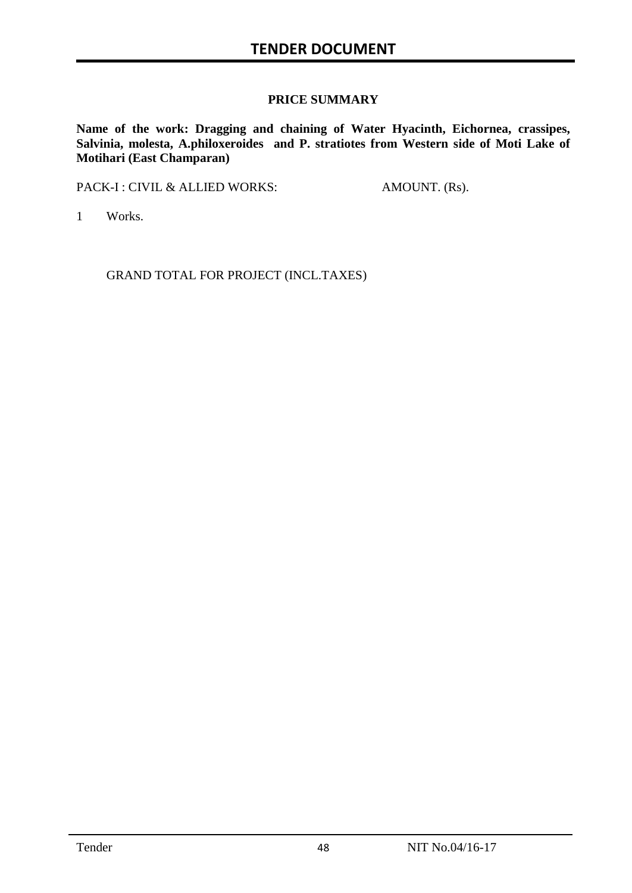## PRICE SUMMARY

**Name of the work: Dragging and chaining of Water Hyacinth, Eichornea, crassipes, Salvinia, molesta, A.philoxeroides and P. stratiotes from Western side of Moti Lake of Motihari (East Champaran)**

| PACK-I : CIVIL & ALLIED WORKS: | AMOUNT. (Rs). |
|---|---|
| 1 Works. | |
| GRAND TOTAL FOR PROJECT (INCL.TAXES) | |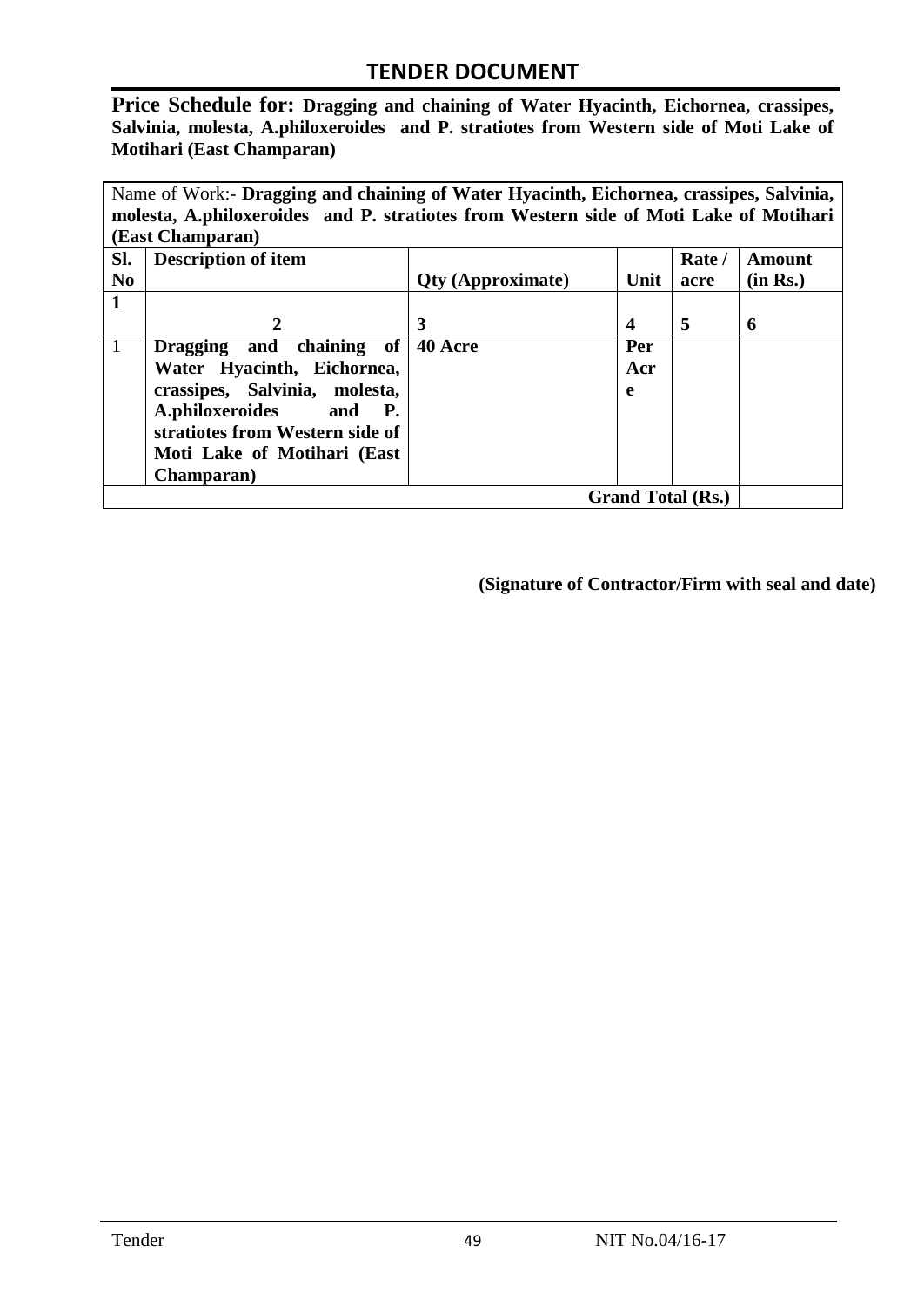# TENDER DOCUMENT

**Price Schedule for: Dragging and chaining of Water Hyacinth, Eichornea, crassipes, Salvinia, molesta, A.philoxeroides and P. stratiotes from Western side of Moti Lake of Motihari (East Champaran)**

| Name of Work:- **Dragging and chaining of Water Hyacinth, Eichornea, crassipes, Salvinia, molesta, A.philoxeroides and P. stratiotes from Western side of Moti Lake of Motihari (East Champaran)** | | | | | |
|---|---|---|---|---|---|
| **Sl. No** | **Description of item** | **Qty (Approximate)** | **Unit** | **Rate / acre** | **Amount (in Rs.)** |
| **1** | **2** | **3** | **4** | **5** | **6** |
| 1 | **Dragging and chaining of Water Hyacinth, Eichornea, crassipes, Salvinia, molesta, A.philoxeroides and P. stratiotes from Western side of Moti Lake of Motihari (East Champaran)** | **40 Acre** | **Per Acre** | | |
| | | | | **Grand Total (Rs.)** | |

**(Signature of Contractor/Firm with seal and date)**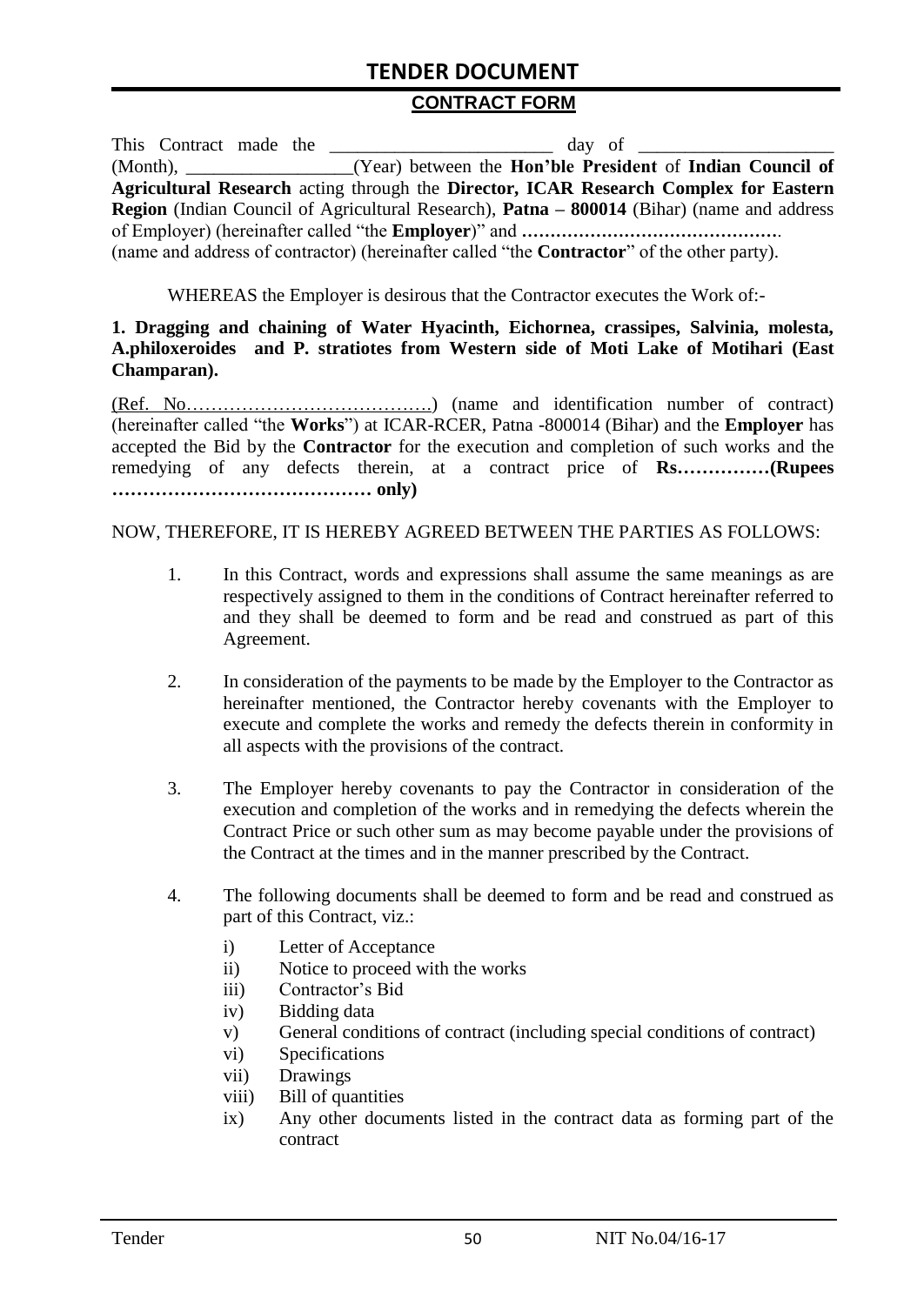## CONTRACT FORM

This Contract made the ________________________ day of ____________________ (Month), __________________(Year) between the **Hon'ble President** of **Indian Council of Agricultural Research** acting through the **Director, ICAR Research Complex for Eastern Region** (Indian Council of Agricultural Research), **Patna – 800014** (Bihar) (name and address of Employer) (hereinafter called "the **Employer**)" and **……………………………………….** (name and address of contractor) (hereinafter called "the **Contractor**" of the other party).

WHEREAS the Employer is desirous that the Contractor executes the Work of:-

**1. Dragging and chaining of Water Hyacinth, Eichornea, crassipes, Salvinia, molesta, A.philoxeroides and P. stratiotes from Western side of Moti Lake of Motihari (East Champaran).**

(Ref. No………………………………….) (name and identification number of contract) (hereinafter called "the **Works**") at ICAR-RCER, Patna -800014 (Bihar) and the **Employer** has accepted the Bid by the **Contractor** for the execution and completion of such works and the remedying of any defects therein, at a contract price of **Rs……………(Rupees …………………………………… only)**

NOW, THEREFORE, IT IS HEREBY AGREED BETWEEN THE PARTIES AS FOLLOWS:

1. In this Contract, words and expressions shall assume the same meanings as are respectively assigned to them in the conditions of Contract hereinafter referred to and they shall be deemed to form and be read and construed as part of this Agreement.

2. In consideration of the payments to be made by the Employer to the Contractor as hereinafter mentioned, the Contractor hereby covenants with the Employer to execute and complete the works and remedy the defects therein in conformity in all aspects with the provisions of the contract.

3. The Employer hereby covenants to pay the Contractor in consideration of the execution and completion of the works and in remedying the defects wherein the Contract Price or such other sum as may become payable under the provisions of the Contract at the times and in the manner prescribed by the Contract.

4. The following documents shall be deemed to form and be read and construed as part of this Contract, viz.:
   - i) Letter of Acceptance
   - ii) Notice to proceed with the works
   - iii) Contractor's Bid
   - iv) Bidding data
   - v) General conditions of contract (including special conditions of contract)
   - vi) Specifications
   - vii) Drawings
   - viii) Bill of quantities
   - ix) Any other documents listed in the contract data as forming part of the contract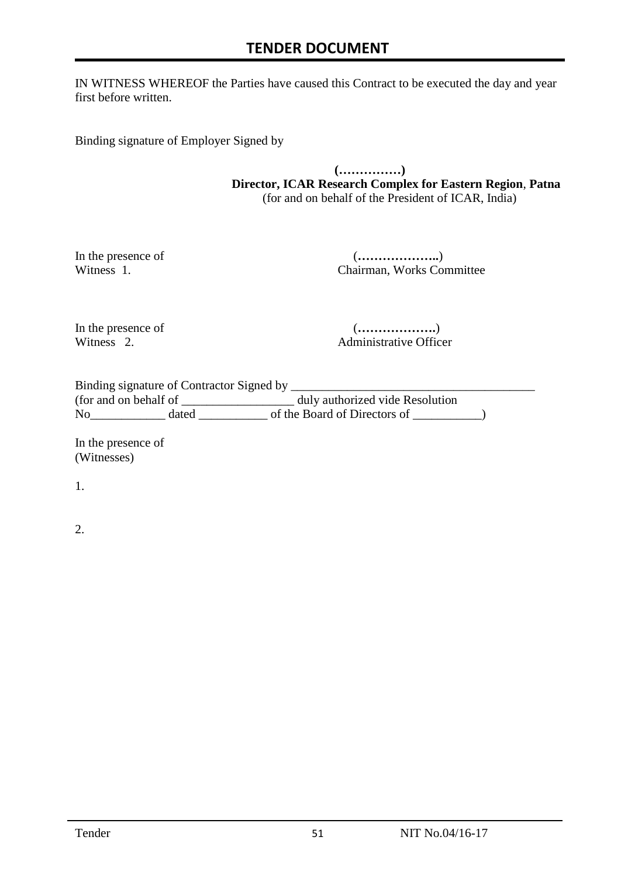IN WITNESS WHEREOF the Parties have caused this Contract to be executed the day and year first before written.

Binding signature of Employer Signed by

**(……………)**
**Director, ICAR Research Complex for Eastern Region**, **Patna**
(for and on behalf of the President of ICAR, India)

In the presence of (**………………..**)
Witness 1. Chairman, Works Committee

In the presence of (**……………….**)
Witness 2. Administrative Officer

Binding signature of Contractor Signed by _______________________________________
(for and on behalf of _________________ duly authorized vide Resolution
No____________ dated ___________ of the Board of Directors of ___________)

In the presence of
(Witnesses)

1.

2.